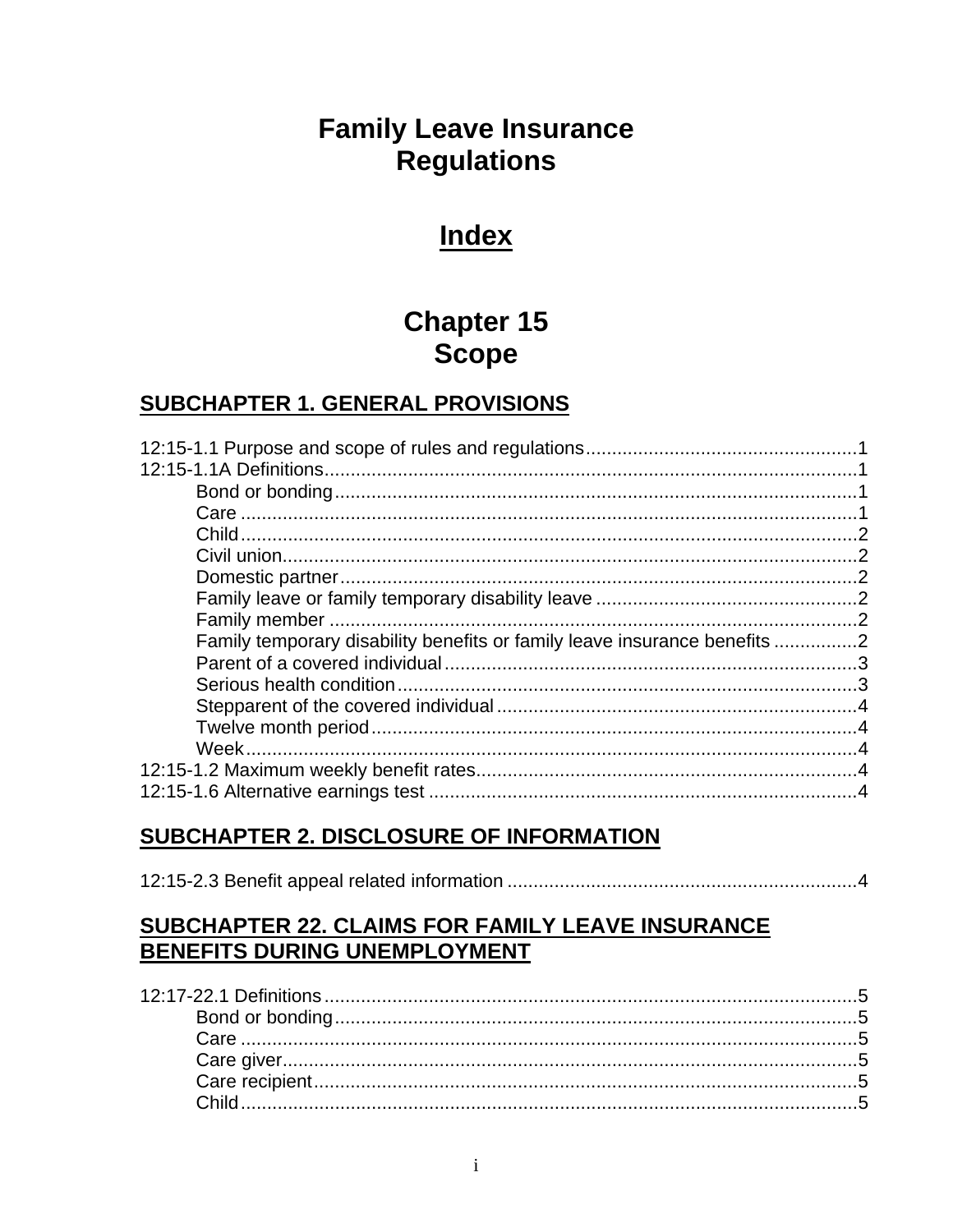# Family Leave Insurance Regulations

# Index

# Chapter 15
# Scope

## SUBCHAPTER 1. GENERAL PROVISIONS

12:15-1.1 Purpose and scope of rules and regulations....................................................1
12:15-1.1A Definitions......................................................................................................1
- Bond or bonding....................................................................................................1
- Care .......................................................................................................................1
- Child.......................................................................................................................2
- Civil union..............................................................................................................2
- Domestic partner...................................................................................................2
- Family leave or family temporary disability leave .................................................2
- Family member .....................................................................................................2
- Family temporary disability benefits or family leave insurance benefits ................2
- Parent of a covered individual...............................................................................3
- Serious health condition........................................................................................3
- Stepparent of the covered individual.....................................................................4
- Twelve month period.............................................................................................4
- Week......................................................................................................................4

12:15-1.2 Maximum weekly benefit rates.........................................................................4
12:15-1.6 Alternative earnings test ..................................................................................4

## SUBCHAPTER 2. DISCLOSURE OF INFORMATION

12:15-2.3 Benefit appeal related information ...................................................................4

## SUBCHAPTER 22. CLAIMS FOR FAMILY LEAVE INSURANCE BENEFITS DURING UNEMPLOYMENT

12:17-22.1 Definitions.......................................................................................................5
- Bond or bonding....................................................................................................5
- Care .......................................................................................................................5
- Care giver..............................................................................................................5
- Care recipient........................................................................................................5
- Child.......................................................................................................................5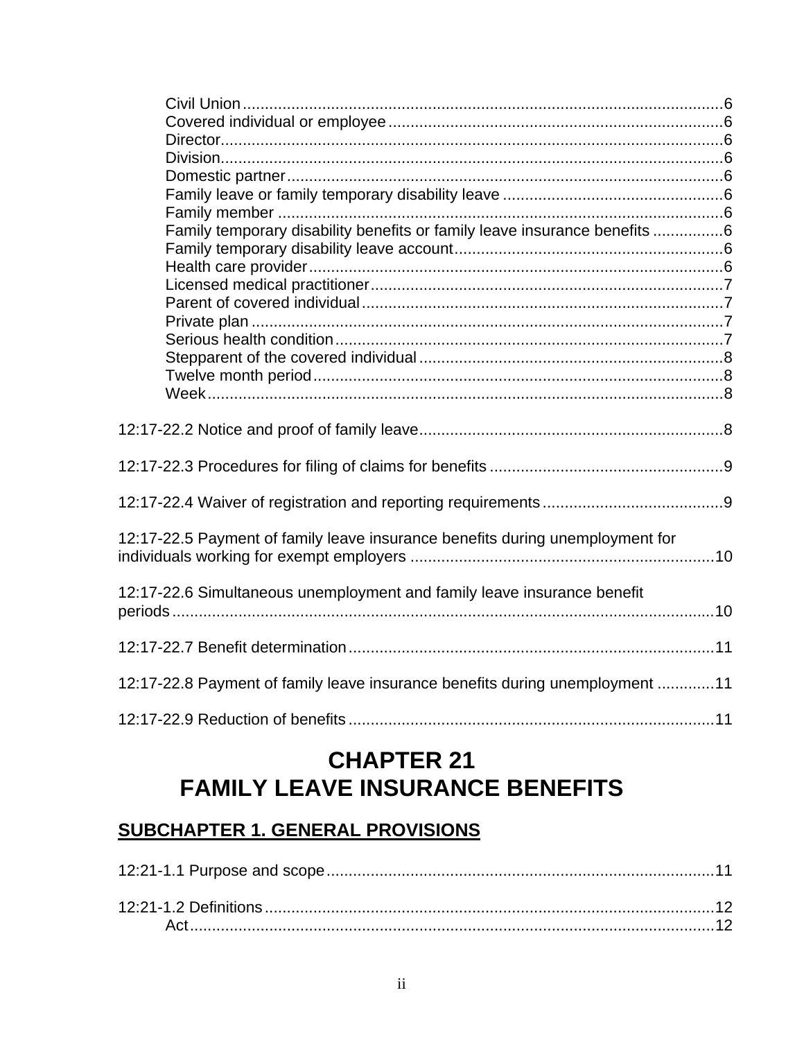Civil Union ....................................................................................................6
Covered individual or employee ...........................................................................6
Director..................................................................................................................6
Division..................................................................................................................6
Domestic partner....................................................................................................6
Family leave or family temporary disability leave ..................................................6
Family member ......................................................................................................6
Family temporary disability benefits or family leave insurance benefits ................6
Family temporary disability leave account.............................................................6
Health care provider...............................................................................................6
Licensed medical practitioner................................................................................7
Parent of covered individual...................................................................................7
Private plan ............................................................................................................7
Serious health condition.........................................................................................7
Stepparent of the covered individual .....................................................................8
Twelve month period..............................................................................................8
Week......................................................................................................................8

12:17-22.2 Notice and proof of family leave.....................................................................8

12:17-22.3 Procedures for filing of claims for benefits .....................................................9

12:17-22.4 Waiver of registration and reporting requirements .........................................9

12:17-22.5 Payment of family leave insurance benefits during unemployment for individuals working for exempt employers .....................................................................10

12:17-22.6 Simultaneous unemployment and family leave insurance benefit periods...........................................................................................................................10

12:17-22.7 Benefit determination....................................................................................11

12:17-22.8 Payment of family leave insurance benefits during unemployment .............11

12:17-22.9 Reduction of benefits ...................................................................................11

# CHAPTER 21
# FAMILY LEAVE INSURANCE BENEFITS

## SUBCHAPTER 1. GENERAL PROVISIONS

12:21-1.1 Purpose and scope.........................................................................................11

12:21-1.2 Definitions.......................................................................................................12
Act.........................................................................................................................12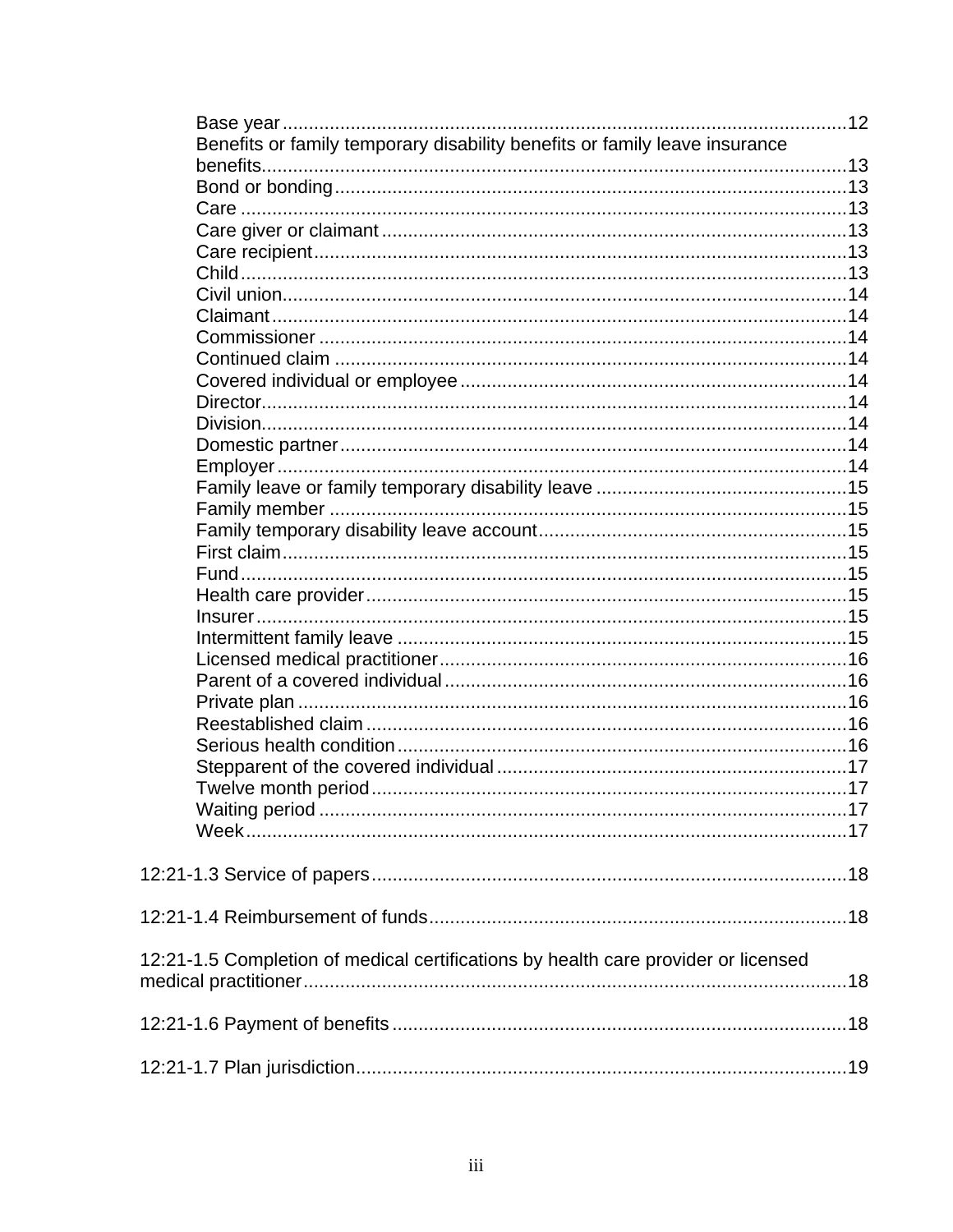Base year ........................................................................................................ 12
Benefits or family temporary disability benefits or family leave insurance benefits.............................................................................................................. 13
Bond or bonding ............................................................................................... 13
Care ................................................................................................................ 13
Care giver or claimant ...................................................................................... 13
Care recipient ................................................................................................... 13
Child ................................................................................................................ 13
Civil union ......................................................................................................... 14
Claimant ........................................................................................................... 14
Commissioner .................................................................................................. 14
Continued claim ............................................................................................... 14
Covered individual or employee ....................................................................... 14
Director ............................................................................................................. 14
Division ............................................................................................................. 14
Domestic partner .............................................................................................. 14
Employer .......................................................................................................... 14
Family leave or family temporary disability leave .............................................. 15
Family member ................................................................................................. 15
Family temporary disability leave account ......................................................... 15
First claim ......................................................................................................... 15
Fund ................................................................................................................. 15
Health care provider .......................................................................................... 15
Insurer .............................................................................................................. 15
Intermittent family leave .................................................................................... 15
Licensed medical practitioner ............................................................................ 16
Parent of a covered individual ........................................................................... 16
Private plan ....................................................................................................... 16
Reestablished claim .......................................................................................... 16
Serious health condition .................................................................................... 16
Stepparent of the covered individual ................................................................. 17
Twelve month period ......................................................................................... 17
Waiting period ................................................................................................... 17
Week ................................................................................................................. 17

12:21-1.3 Service of papers ............................................................................... 18

12:21-1.4 Reimbursement of funds .................................................................... 18

12:21-1.5 Completion of medical certifications by health care provider or licensed medical practitioner ............................................................................................ 18

12:21-1.6 Payment of benefits ........................................................................... 18

12:21-1.7 Plan jurisdiction .................................................................................. 19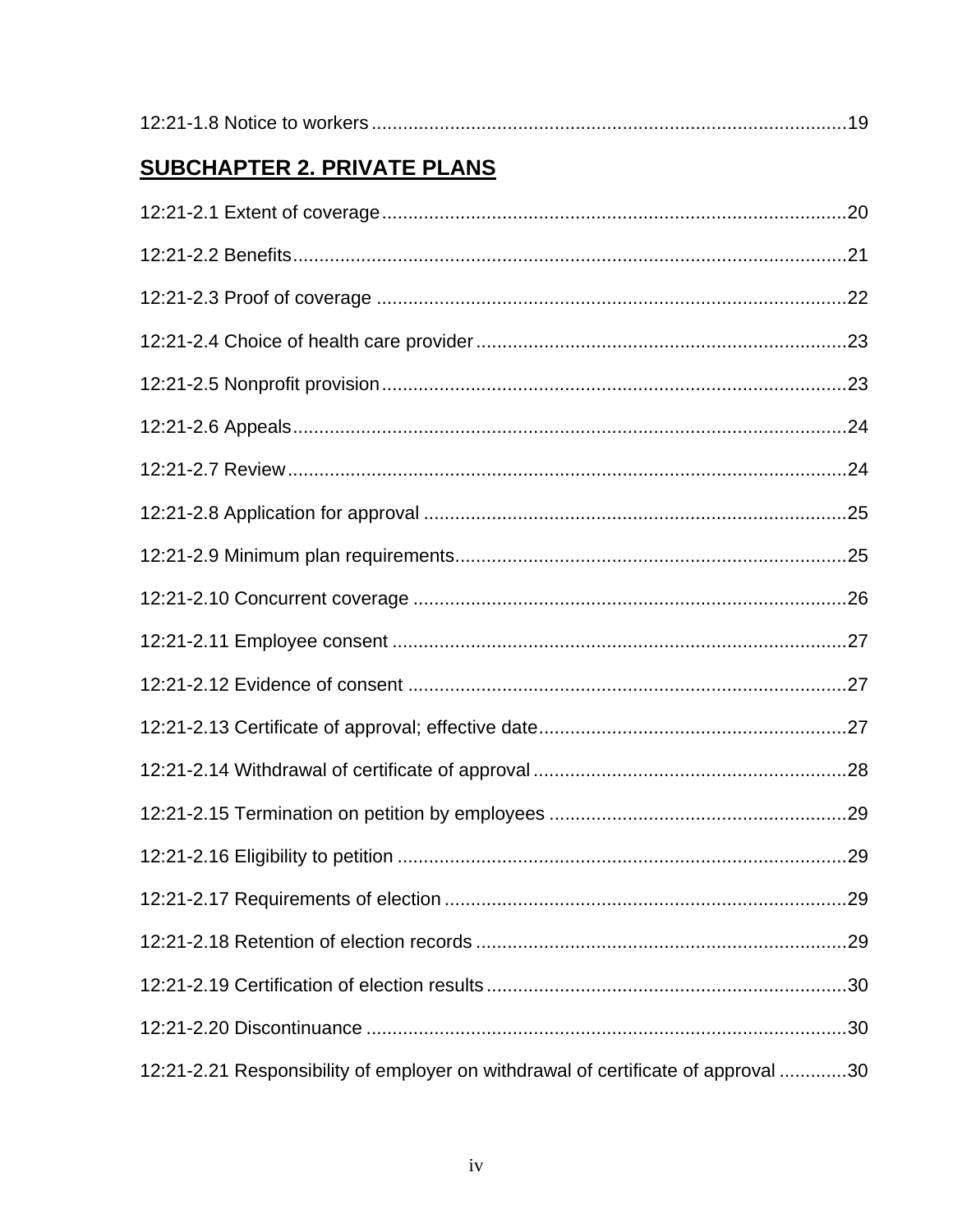12:21-1.8 Notice to workers ..........................................................................................19

## SUBCHAPTER 2. PRIVATE PLANS

12:21-2.1 Extent of coverage........................................................................................20

12:21-2.2 Benefits.........................................................................................................21

12:21-2.3 Proof of coverage .........................................................................................22

12:21-2.4 Choice of health care provider......................................................................23

12:21-2.5 Nonprofit provision........................................................................................23

12:21-2.6 Appeals.........................................................................................................24

12:21-2.7 Review..........................................................................................................24

12:21-2.8 Application for approval ................................................................................25

12:21-2.9 Minimum plan requirements..........................................................................25

12:21-2.10 Concurrent coverage ..................................................................................26

12:21-2.11 Employee consent ......................................................................................27

12:21-2.12 Evidence of consent ...................................................................................27

12:21-2.13 Certificate of approval; effective date..........................................................27

12:21-2.14 Withdrawal of certificate of approval...........................................................28

12:21-2.15 Termination on petition by employees ........................................................29

12:21-2.16 Eligibility to petition .....................................................................................29

12:21-2.17 Requirements of election ............................................................................29

12:21-2.18 Retention of election records ......................................................................29

12:21-2.19 Certification of election results ....................................................................30

12:21-2.20 Discontinuance ...........................................................................................30

12:21-2.21 Responsibility of employer on withdrawal of certificate of approval ............30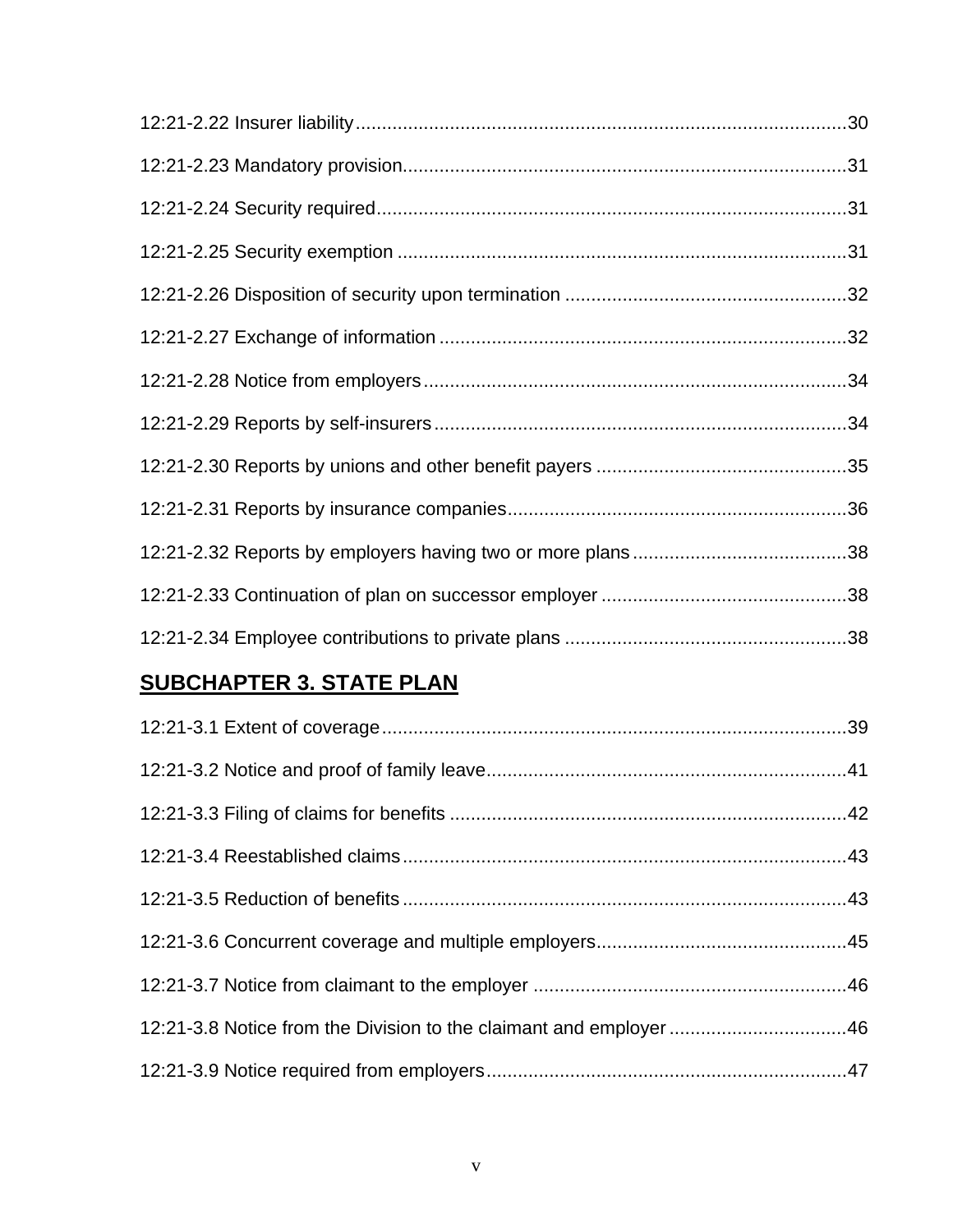12:21-2.22 Insurer liability.............................................................................................30

12:21-2.23 Mandatory provision.....................................................................................31

12:21-2.24 Security required.........................................................................................31

12:21-2.25 Security exemption .....................................................................................31

12:21-2.26 Disposition of security upon termination .....................................................32

12:21-2.27 Exchange of information .............................................................................32

12:21-2.28 Notice from employers................................................................................34

12:21-2.29 Reports by self-insurers..............................................................................34

12:21-2.30 Reports by unions and other benefit payers ...............................................35

12:21-2.31 Reports by insurance companies................................................................36

12:21-2.32 Reports by employers having two or more plans........................................38

12:21-2.33 Continuation of plan on successor employer ..............................................38

12:21-2.34 Employee contributions to private plans .....................................................38

## SUBCHAPTER 3. STATE PLAN

12:21-3.1 Extent of coverage........................................................................................39

12:21-3.2 Notice and proof of family leave....................................................................41

12:21-3.3 Filing of claims for benefits ...........................................................................42

12:21-3.4 Reestablished claims....................................................................................43

12:21-3.5 Reduction of benefits ....................................................................................43

12:21-3.6 Concurrent coverage and multiple employers...............................................45

12:21-3.7 Notice from claimant to the employer ...........................................................46

12:21-3.8 Notice from the Division to the claimant and employer .................................46

12:21-3.9 Notice required from employers....................................................................47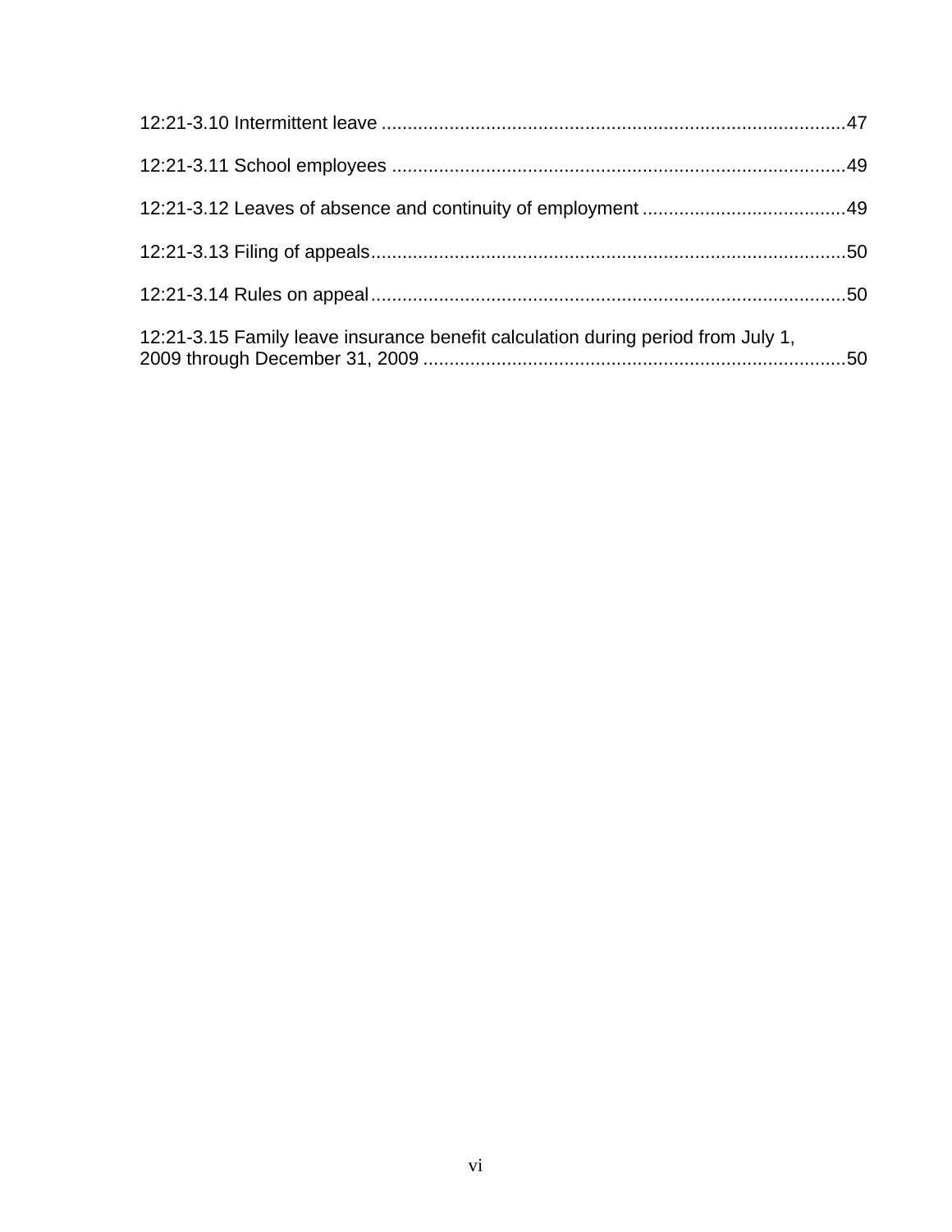12:21-3.10 Intermittent leave ........................................................................................47

12:21-3.11 School employees ......................................................................................49

12:21-3.12 Leaves of absence and continuity of employment .......................................49

12:21-3.13 Filing of appeals..........................................................................................50

12:21-3.14 Rules on appeal..........................................................................................50

12:21-3.15 Family leave insurance benefit calculation during period from July 1, 2009 through December 31, 2009 .................................................................................50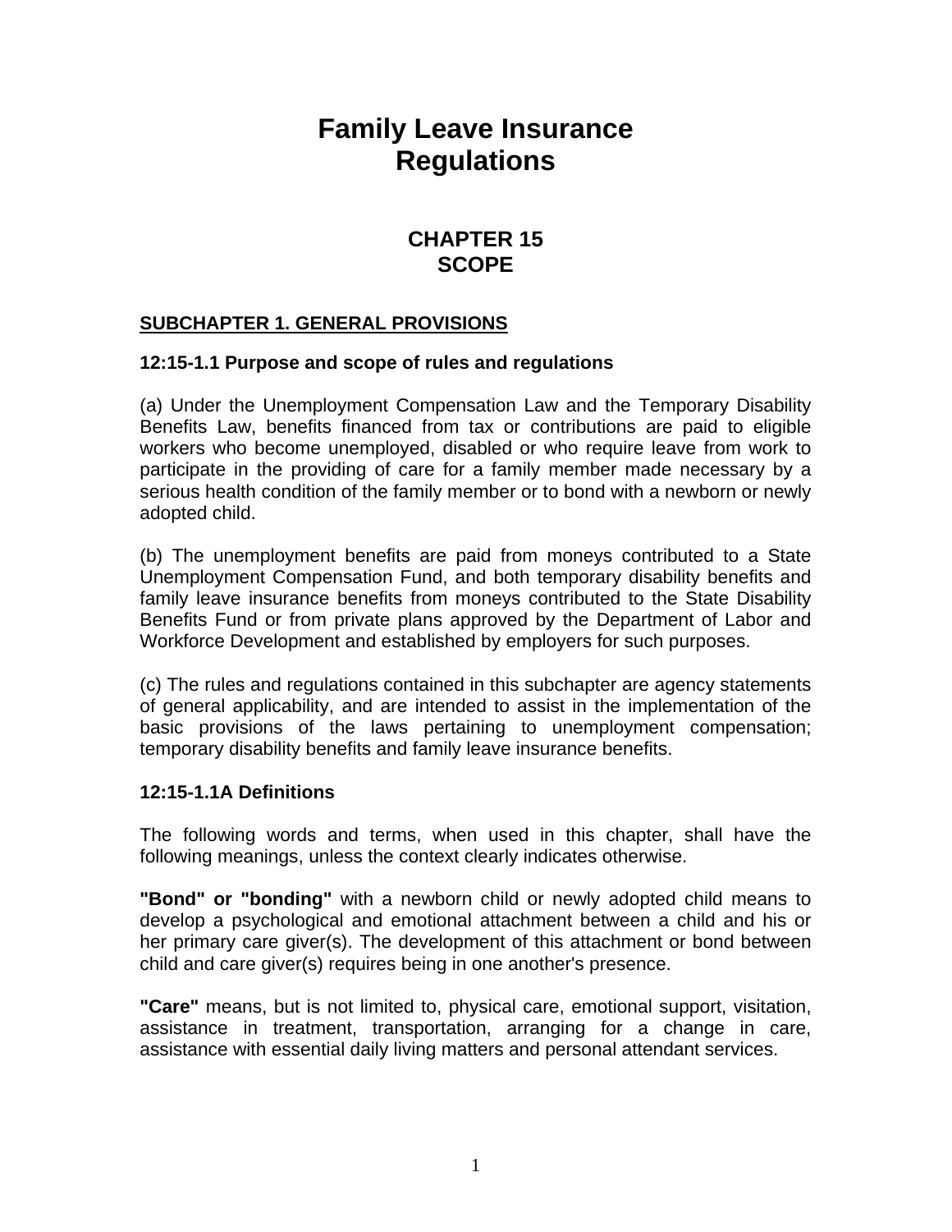# Family Leave Insurance Regulations

## CHAPTER 15
## SCOPE

### SUBCHAPTER 1. GENERAL PROVISIONS

**12:15-1.1 Purpose and scope of rules and regulations**

(a) Under the Unemployment Compensation Law and the Temporary Disability Benefits Law, benefits financed from tax or contributions are paid to eligible workers who become unemployed, disabled or who require leave from work to participate in the providing of care for a family member made necessary by a serious health condition of the family member or to bond with a newborn or newly adopted child.

(b) The unemployment benefits are paid from moneys contributed to a State Unemployment Compensation Fund, and both temporary disability benefits and family leave insurance benefits from moneys contributed to the State Disability Benefits Fund or from private plans approved by the Department of Labor and Workforce Development and established by employers for such purposes.

(c) The rules and regulations contained in this subchapter are agency statements of general applicability, and are intended to assist in the implementation of the basic provisions of the laws pertaining to unemployment compensation; temporary disability benefits and family leave insurance benefits.

**12:15-1.1A Definitions**

The following words and terms, when used in this chapter, shall have the following meanings, unless the context clearly indicates otherwise.

**"Bond" or "bonding"** with a newborn child or newly adopted child means to develop a psychological and emotional attachment between a child and his or her primary care giver(s). The development of this attachment or bond between child and care giver(s) requires being in one another's presence.

**"Care"** means, but is not limited to, physical care, emotional support, visitation, assistance in treatment, transportation, arranging for a change in care, assistance with essential daily living matters and personal attendant services.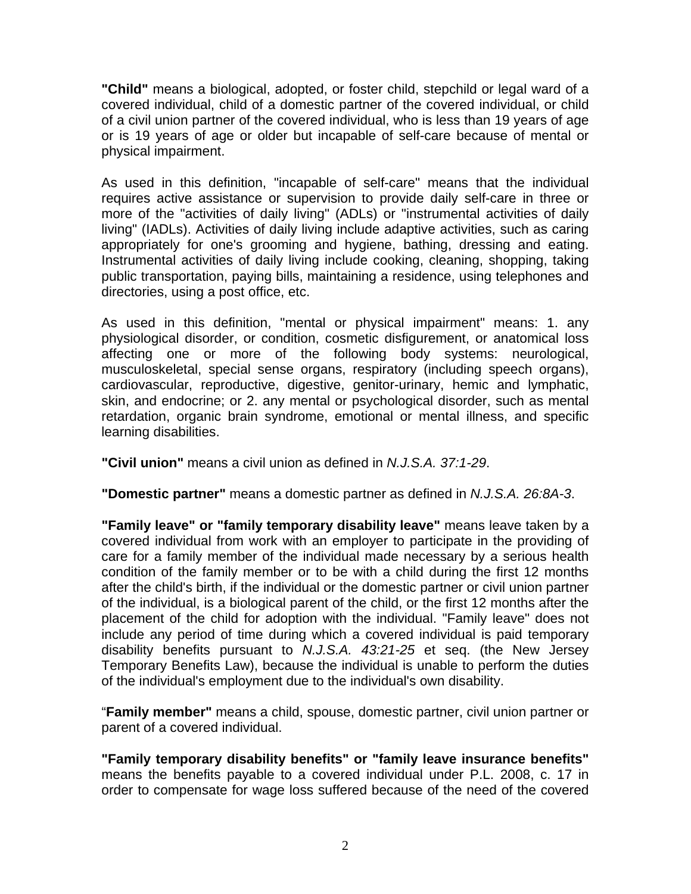**"Child"** means a biological, adopted, or foster child, stepchild or legal ward of a covered individual, child of a domestic partner of the covered individual, or child of a civil union partner of the covered individual, who is less than 19 years of age or is 19 years of age or older but incapable of self-care because of mental or physical impairment.

As used in this definition, "incapable of self-care" means that the individual requires active assistance or supervision to provide daily self-care in three or more of the "activities of daily living" (ADLs) or "instrumental activities of daily living" (IADLs). Activities of daily living include adaptive activities, such as caring appropriately for one's grooming and hygiene, bathing, dressing and eating. Instrumental activities of daily living include cooking, cleaning, shopping, taking public transportation, paying bills, maintaining a residence, using telephones and directories, using a post office, etc.

As used in this definition, "mental or physical impairment" means: 1. any physiological disorder, or condition, cosmetic disfigurement, or anatomical loss affecting one or more of the following body systems: neurological, musculoskeletal, special sense organs, respiratory (including speech organs), cardiovascular, reproductive, digestive, genitor-urinary, hemic and lymphatic, skin, and endocrine; or 2. any mental or psychological disorder, such as mental retardation, organic brain syndrome, emotional or mental illness, and specific learning disabilities.

**"Civil union"** means a civil union as defined in *N.J.S.A. 37:1-29*.

**"Domestic partner"** means a domestic partner as defined in *N.J.S.A. 26:8A-3*.

**"Family leave" or "family temporary disability leave"** means leave taken by a covered individual from work with an employer to participate in the providing of care for a family member of the individual made necessary by a serious health condition of the family member or to be with a child during the first 12 months after the child's birth, if the individual or the domestic partner or civil union partner of the individual, is a biological parent of the child, or the first 12 months after the placement of the child for adoption with the individual. "Family leave" does not include any period of time during which a covered individual is paid temporary disability benefits pursuant to *N.J.S.A. 43:21-25* et seq. (the New Jersey Temporary Benefits Law), because the individual is unable to perform the duties of the individual's employment due to the individual's own disability.

"**Family member"** means a child, spouse, domestic partner, civil union partner or parent of a covered individual.

**"Family temporary disability benefits" or "family leave insurance benefits"** means the benefits payable to a covered individual under P.L. 2008, c. 17 in order to compensate for wage loss suffered because of the need of the covered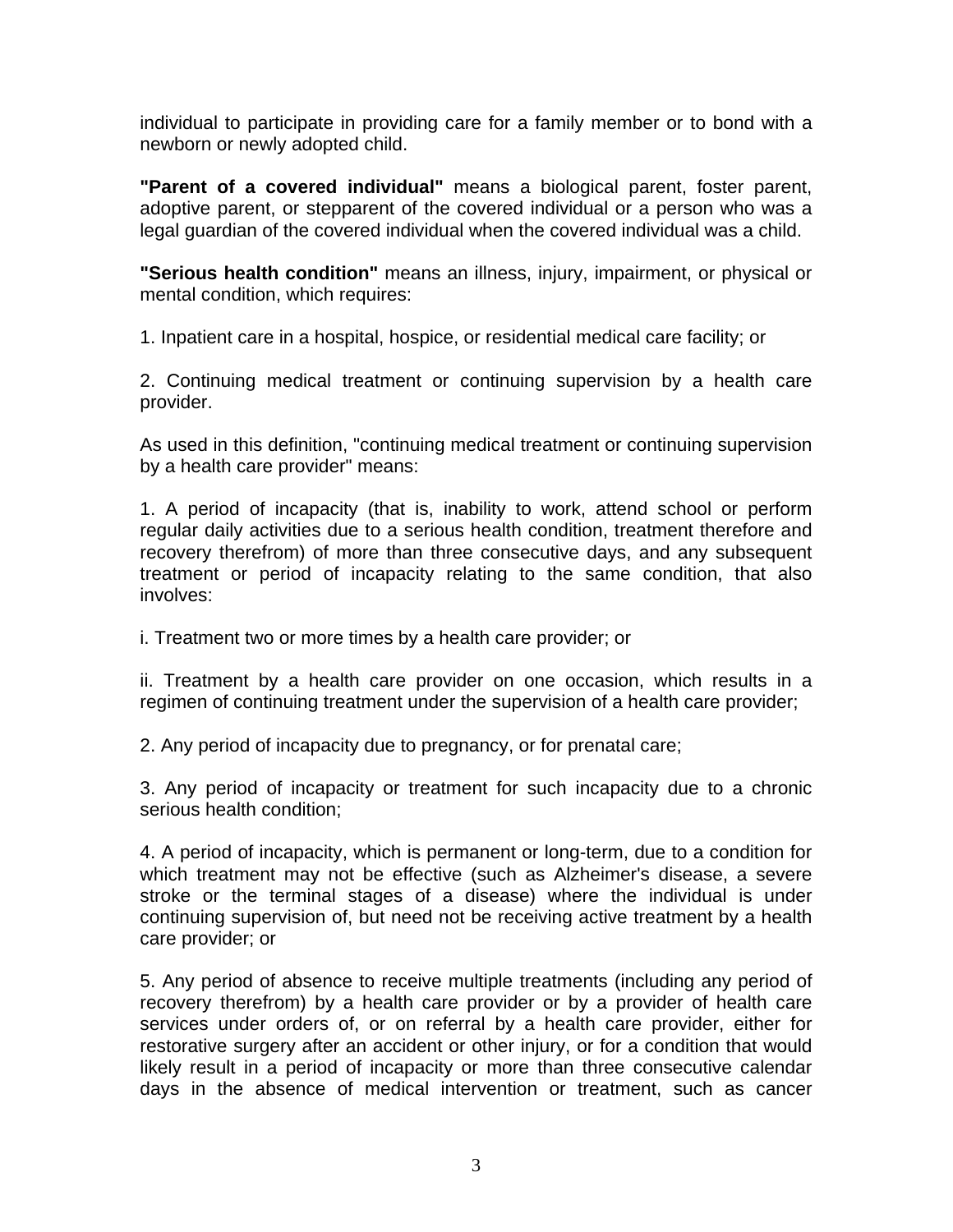individual to participate in providing care for a family member or to bond with a newborn or newly adopted child.

**"Parent of a covered individual"** means a biological parent, foster parent, adoptive parent, or stepparent of the covered individual or a person who was a legal guardian of the covered individual when the covered individual was a child.

**"Serious health condition"** means an illness, injury, impairment, or physical or mental condition, which requires:

1. Inpatient care in a hospital, hospice, or residential medical care facility; or

2. Continuing medical treatment or continuing supervision by a health care provider.

As used in this definition, "continuing medical treatment or continuing supervision by a health care provider" means:

1. A period of incapacity (that is, inability to work, attend school or perform regular daily activities due to a serious health condition, treatment therefore and recovery therefrom) of more than three consecutive days, and any subsequent treatment or period of incapacity relating to the same condition, that also involves:

i. Treatment two or more times by a health care provider; or

ii. Treatment by a health care provider on one occasion, which results in a regimen of continuing treatment under the supervision of a health care provider;

2. Any period of incapacity due to pregnancy, or for prenatal care;

3. Any period of incapacity or treatment for such incapacity due to a chronic serious health condition;

4. A period of incapacity, which is permanent or long-term, due to a condition for which treatment may not be effective (such as Alzheimer's disease, a severe stroke or the terminal stages of a disease) where the individual is under continuing supervision of, but need not be receiving active treatment by a health care provider; or

5. Any period of absence to receive multiple treatments (including any period of recovery therefrom) by a health care provider or by a provider of health care services under orders of, or on referral by a health care provider, either for restorative surgery after an accident or other injury, or for a condition that would likely result in a period of incapacity or more than three consecutive calendar days in the absence of medical intervention or treatment, such as cancer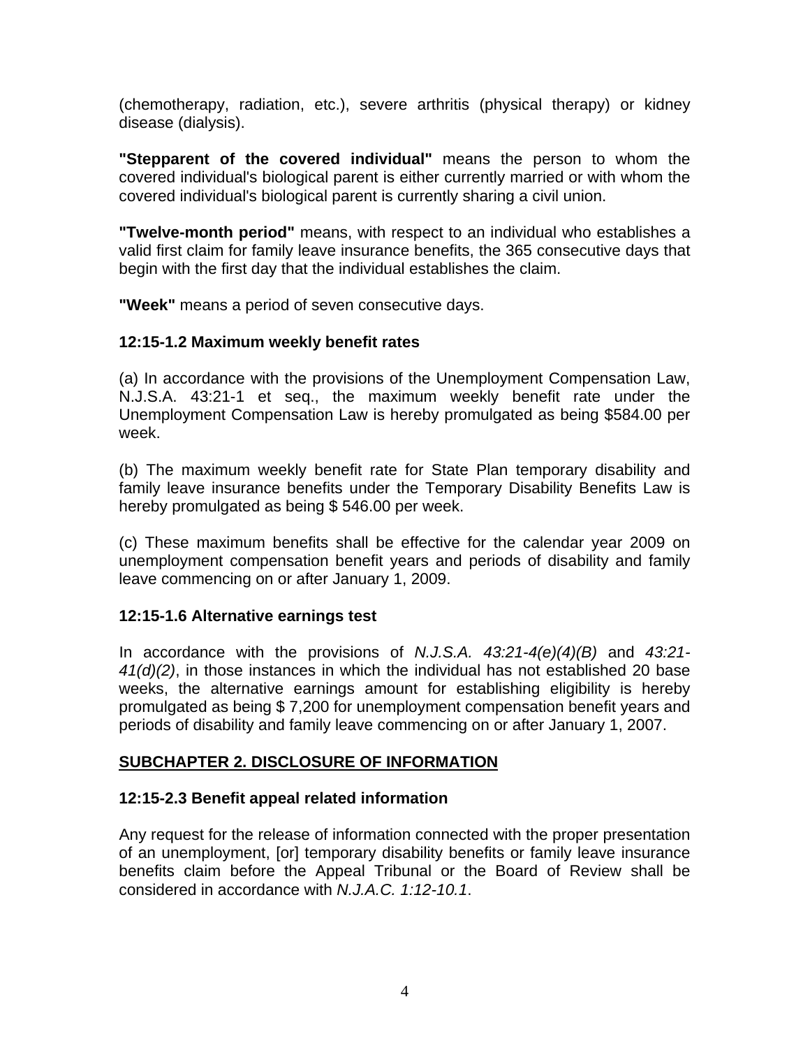(chemotherapy, radiation, etc.), severe arthritis (physical therapy) or kidney disease (dialysis).

**"Stepparent of the covered individual"** means the person to whom the covered individual's biological parent is either currently married or with whom the covered individual's biological parent is currently sharing a civil union.

**"Twelve-month period"** means, with respect to an individual who establishes a valid first claim for family leave insurance benefits, the 365 consecutive days that begin with the first day that the individual establishes the claim.

**"Week"** means a period of seven consecutive days.

**12:15-1.2 Maximum weekly benefit rates**

(a) In accordance with the provisions of the Unemployment Compensation Law, N.J.S.A. 43:21-1 et seq., the maximum weekly benefit rate under the Unemployment Compensation Law is hereby promulgated as being $584.00 per week.

(b) The maximum weekly benefit rate for State Plan temporary disability and family leave insurance benefits under the Temporary Disability Benefits Law is hereby promulgated as being $ 546.00 per week.

(c) These maximum benefits shall be effective for the calendar year 2009 on unemployment compensation benefit years and periods of disability and family leave commencing on or after January 1, 2009.

**12:15-1.6 Alternative earnings test**

In accordance with the provisions of *N.J.S.A. 43:21-4(e)(4)(B)* and *43:21-41(d)(2)*, in those instances in which the individual has not established 20 base weeks, the alternative earnings amount for establishing eligibility is hereby promulgated as being $ 7,200 for unemployment compensation benefit years and periods of disability and family leave commencing on or after January 1, 2007.

**SUBCHAPTER 2. DISCLOSURE OF INFORMATION**

**12:15-2.3 Benefit appeal related information**

Any request for the release of information connected with the proper presentation of an unemployment, [or] temporary disability benefits or family leave insurance benefits claim before the Appeal Tribunal or the Board of Review shall be considered in accordance with *N.J.A.C. 1:12-10.1*.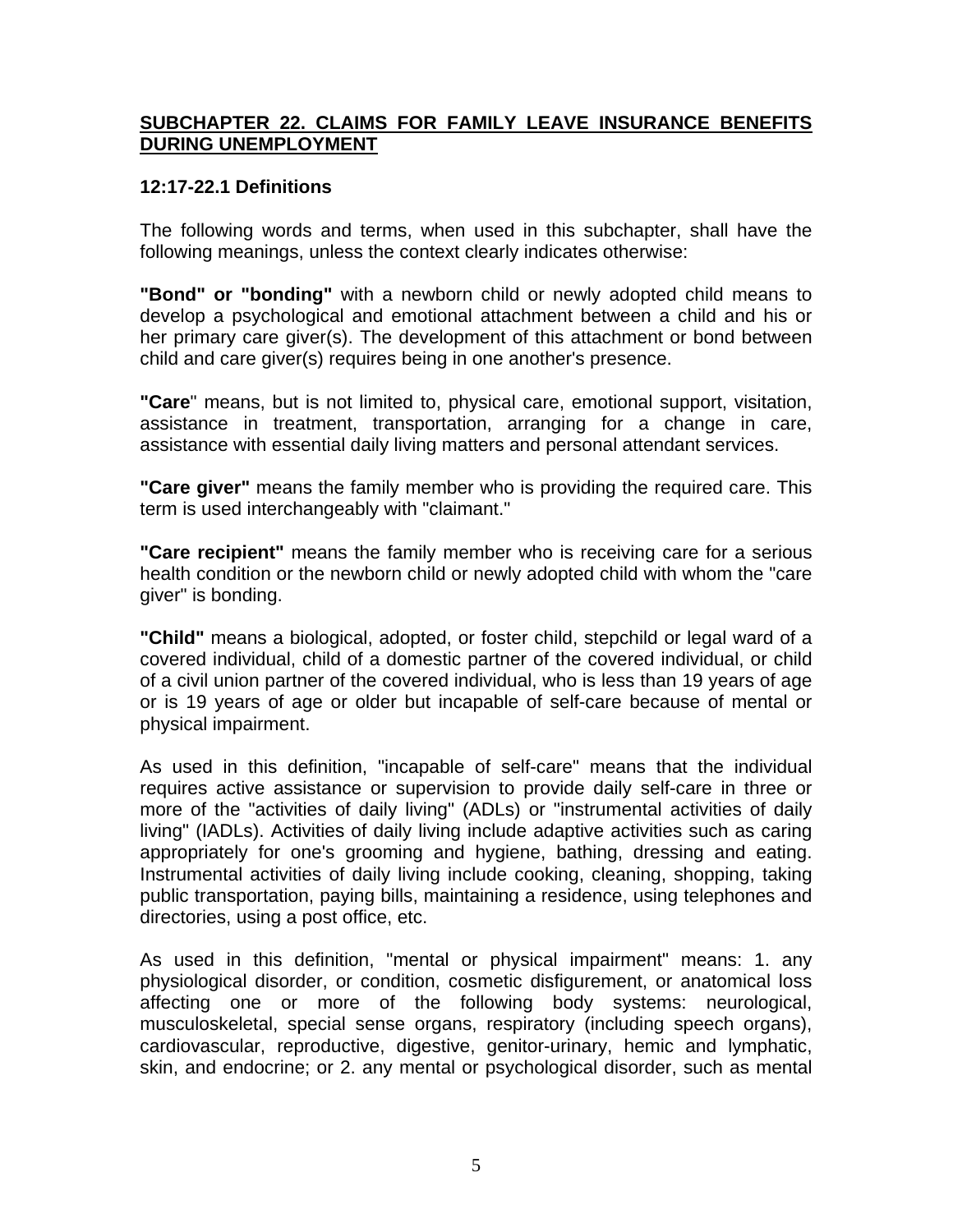## SUBCHAPTER 22. CLAIMS FOR FAMILY LEAVE INSURANCE BENEFITS DURING UNEMPLOYMENT

### 12:17-22.1 Definitions

The following words and terms, when used in this subchapter, shall have the following meanings, unless the context clearly indicates otherwise:

**"Bond" or "bonding"** with a newborn child or newly adopted child means to develop a psychological and emotional attachment between a child and his or her primary care giver(s). The development of this attachment or bond between child and care giver(s) requires being in one another's presence.

**"Care**" means, but is not limited to, physical care, emotional support, visitation, assistance in treatment, transportation, arranging for a change in care, assistance with essential daily living matters and personal attendant services.

**"Care giver"** means the family member who is providing the required care. This term is used interchangeably with "claimant."

**"Care recipient"** means the family member who is receiving care for a serious health condition or the newborn child or newly adopted child with whom the "care giver" is bonding.

**"Child"** means a biological, adopted, or foster child, stepchild or legal ward of a covered individual, child of a domestic partner of the covered individual, or child of a civil union partner of the covered individual, who is less than 19 years of age or is 19 years of age or older but incapable of self-care because of mental or physical impairment.

As used in this definition, "incapable of self-care" means that the individual requires active assistance or supervision to provide daily self-care in three or more of the "activities of daily living" (ADLs) or "instrumental activities of daily living" (IADLs). Activities of daily living include adaptive activities such as caring appropriately for one's grooming and hygiene, bathing, dressing and eating. Instrumental activities of daily living include cooking, cleaning, shopping, taking public transportation, paying bills, maintaining a residence, using telephones and directories, using a post office, etc.

As used in this definition, "mental or physical impairment" means: 1. any physiological disorder, or condition, cosmetic disfigurement, or anatomical loss affecting one or more of the following body systems: neurological, musculoskeletal, special sense organs, respiratory (including speech organs), cardiovascular, reproductive, digestive, genitor-urinary, hemic and lymphatic, skin, and endocrine; or 2. any mental or psychological disorder, such as mental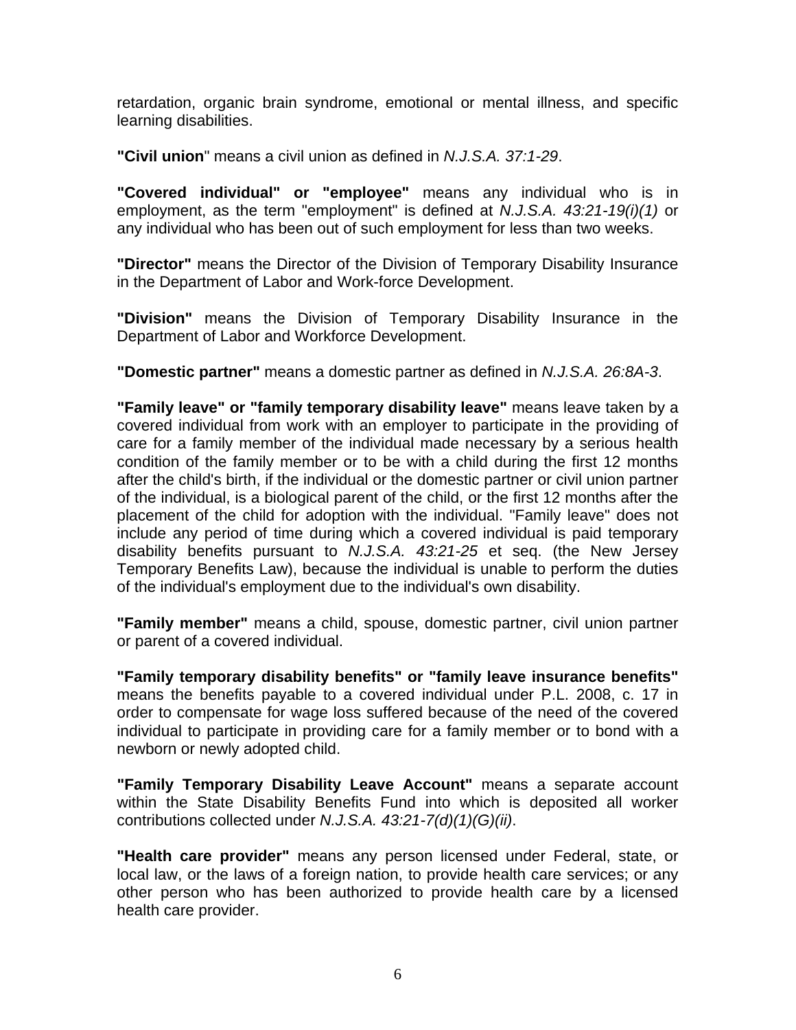retardation, organic brain syndrome, emotional or mental illness, and specific learning disabilities.

**"Civil union**" means a civil union as defined in *N.J.S.A. 37:1-29*.

**"Covered individual" or "employee"** means any individual who is in employment, as the term "employment" is defined at *N.J.S.A. 43:21-19(i)(1)* or any individual who has been out of such employment for less than two weeks.

**"Director"** means the Director of the Division of Temporary Disability Insurance in the Department of Labor and Work-force Development.

**"Division"** means the Division of Temporary Disability Insurance in the Department of Labor and Workforce Development.

**"Domestic partner"** means a domestic partner as defined in *N.J.S.A. 26:8A-3*.

**"Family leave" or "family temporary disability leave"** means leave taken by a covered individual from work with an employer to participate in the providing of care for a family member of the individual made necessary by a serious health condition of the family member or to be with a child during the first 12 months after the child's birth, if the individual or the domestic partner or civil union partner of the individual, is a biological parent of the child, or the first 12 months after the placement of the child for adoption with the individual. "Family leave" does not include any period of time during which a covered individual is paid temporary disability benefits pursuant to *N.J.S.A. 43:21-25* et seq. (the New Jersey Temporary Benefits Law), because the individual is unable to perform the duties of the individual's employment due to the individual's own disability.

**"Family member"** means a child, spouse, domestic partner, civil union partner or parent of a covered individual.

**"Family temporary disability benefits" or "family leave insurance benefits"** means the benefits payable to a covered individual under P.L. 2008, c. 17 in order to compensate for wage loss suffered because of the need of the covered individual to participate in providing care for a family member or to bond with a newborn or newly adopted child.

**"Family Temporary Disability Leave Account"** means a separate account within the State Disability Benefits Fund into which is deposited all worker contributions collected under *N.J.S.A. 43:21-7(d)(1)(G)(ii)*.

**"Health care provider"** means any person licensed under Federal, state, or local law, or the laws of a foreign nation, to provide health care services; or any other person who has been authorized to provide health care by a licensed health care provider.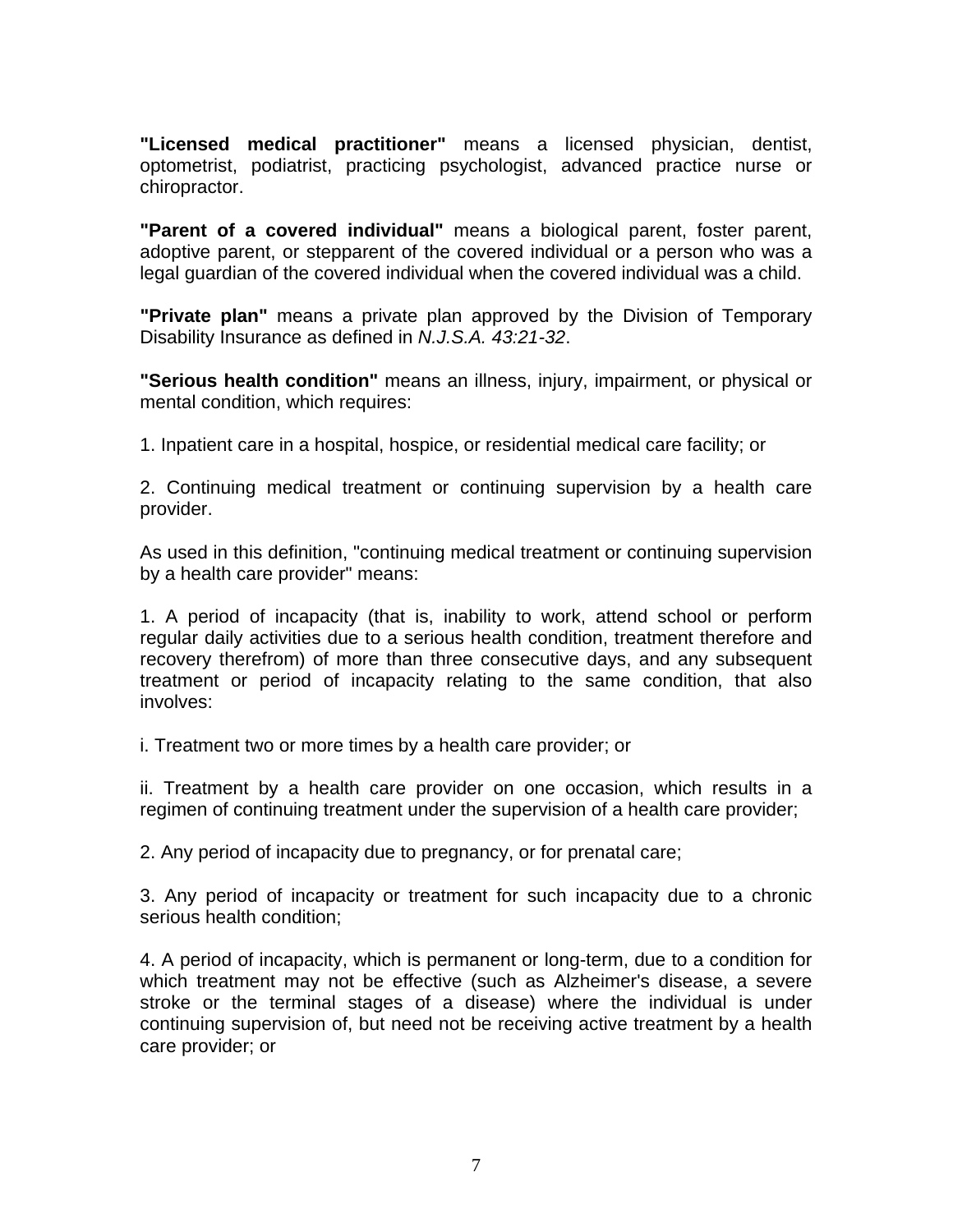**"Licensed medical practitioner"** means a licensed physician, dentist, optometrist, podiatrist, practicing psychologist, advanced practice nurse or chiropractor.

**"Parent of a covered individual"** means a biological parent, foster parent, adoptive parent, or stepparent of the covered individual or a person who was a legal guardian of the covered individual when the covered individual was a child.

**"Private plan"** means a private plan approved by the Division of Temporary Disability Insurance as defined in *N.J.S.A. 43:21-32*.

**"Serious health condition"** means an illness, injury, impairment, or physical or mental condition, which requires:

1. Inpatient care in a hospital, hospice, or residential medical care facility; or

2. Continuing medical treatment or continuing supervision by a health care provider.

As used in this definition, "continuing medical treatment or continuing supervision by a health care provider" means:

1. A period of incapacity (that is, inability to work, attend school or perform regular daily activities due to a serious health condition, treatment therefore and recovery therefrom) of more than three consecutive days, and any subsequent treatment or period of incapacity relating to the same condition, that also involves:

i. Treatment two or more times by a health care provider; or

ii. Treatment by a health care provider on one occasion, which results in a regimen of continuing treatment under the supervision of a health care provider;

2. Any period of incapacity due to pregnancy, or for prenatal care;

3. Any period of incapacity or treatment for such incapacity due to a chronic serious health condition;

4. A period of incapacity, which is permanent or long-term, due to a condition for which treatment may not be effective (such as Alzheimer's disease, a severe stroke or the terminal stages of a disease) where the individual is under continuing supervision of, but need not be receiving active treatment by a health care provider; or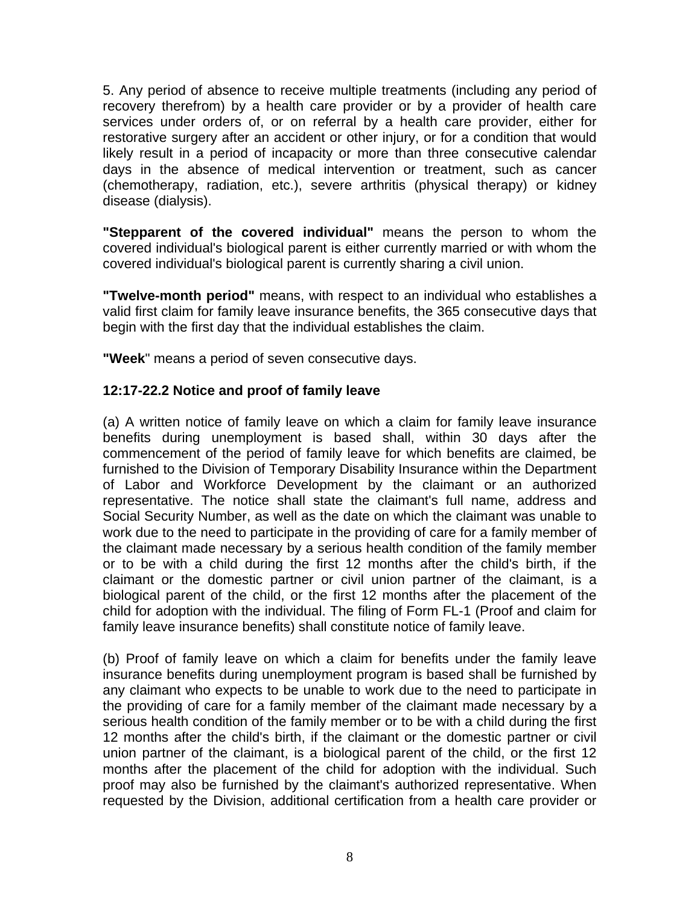5. Any period of absence to receive multiple treatments (including any period of recovery therefrom) by a health care provider or by a provider of health care services under orders of, or on referral by a health care provider, either for restorative surgery after an accident or other injury, or for a condition that would likely result in a period of incapacity or more than three consecutive calendar days in the absence of medical intervention or treatment, such as cancer (chemotherapy, radiation, etc.), severe arthritis (physical therapy) or kidney disease (dialysis).

**"Stepparent of the covered individual"** means the person to whom the covered individual's biological parent is either currently married or with whom the covered individual's biological parent is currently sharing a civil union.

**"Twelve-month period"** means, with respect to an individual who establishes a valid first claim for family leave insurance benefits, the 365 consecutive days that begin with the first day that the individual establishes the claim.

**"Week**" means a period of seven consecutive days.

### 12:17-22.2 Notice and proof of family leave

(a) A written notice of family leave on which a claim for family leave insurance benefits during unemployment is based shall, within 30 days after the commencement of the period of family leave for which benefits are claimed, be furnished to the Division of Temporary Disability Insurance within the Department of Labor and Workforce Development by the claimant or an authorized representative. The notice shall state the claimant's full name, address and Social Security Number, as well as the date on which the claimant was unable to work due to the need to participate in the providing of care for a family member of the claimant made necessary by a serious health condition of the family member or to be with a child during the first 12 months after the child's birth, if the claimant or the domestic partner or civil union partner of the claimant, is a biological parent of the child, or the first 12 months after the placement of the child for adoption with the individual. The filing of Form FL-1 (Proof and claim for family leave insurance benefits) shall constitute notice of family leave.

(b) Proof of family leave on which a claim for benefits under the family leave insurance benefits during unemployment program is based shall be furnished by any claimant who expects to be unable to work due to the need to participate in the providing of care for a family member of the claimant made necessary by a serious health condition of the family member or to be with a child during the first 12 months after the child's birth, if the claimant or the domestic partner or civil union partner of the claimant, is a biological parent of the child, or the first 12 months after the placement of the child for adoption with the individual. Such proof may also be furnished by the claimant's authorized representative. When requested by the Division, additional certification from a health care provider or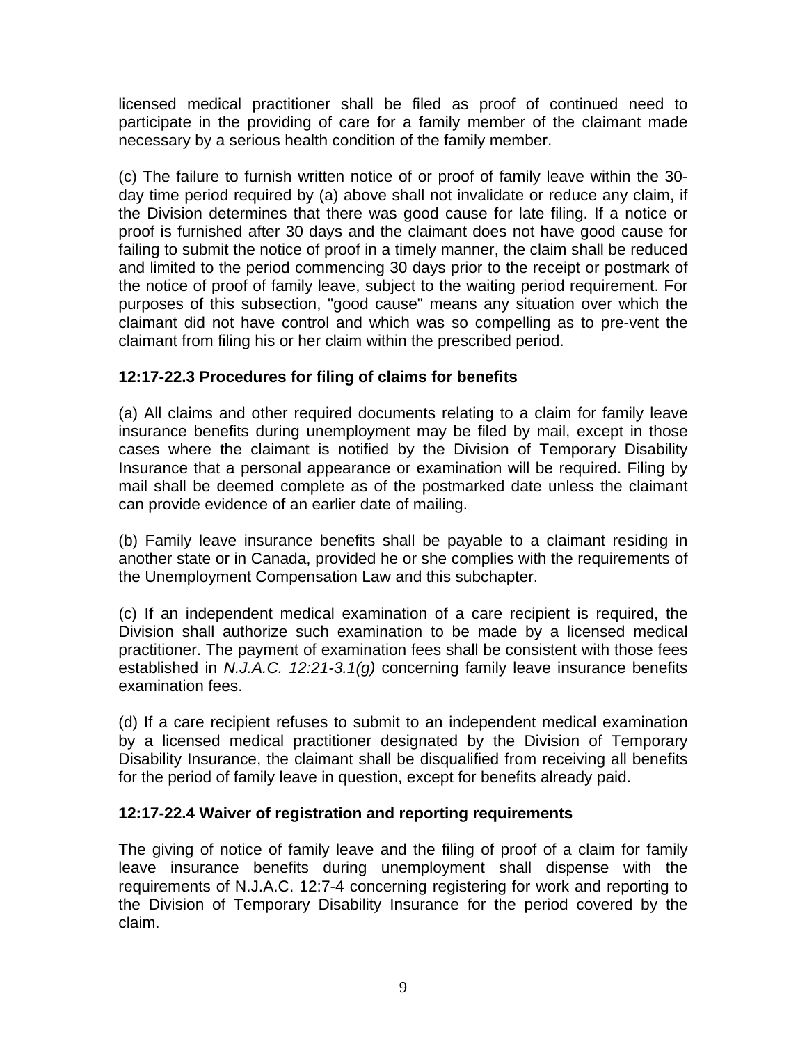licensed medical practitioner shall be filed as proof of continued need to participate in the providing of care for a family member of the claimant made necessary by a serious health condition of the family member.

(c) The failure to furnish written notice of or proof of family leave within the 30-day time period required by (a) above shall not invalidate or reduce any claim, if the Division determines that there was good cause for late filing. If a notice or proof is furnished after 30 days and the claimant does not have good cause for failing to submit the notice of proof in a timely manner, the claim shall be reduced and limited to the period commencing 30 days prior to the receipt or postmark of the notice of proof of family leave, subject to the waiting period requirement. For purposes of this subsection, "good cause" means any situation over which the claimant did not have control and which was so compelling as to pre-vent the claimant from filing his or her claim within the prescribed period.

**12:17-22.3 Procedures for filing of claims for benefits**

(a) All claims and other required documents relating to a claim for family leave insurance benefits during unemployment may be filed by mail, except in those cases where the claimant is notified by the Division of Temporary Disability Insurance that a personal appearance or examination will be required. Filing by mail shall be deemed complete as of the postmarked date unless the claimant can provide evidence of an earlier date of mailing.

(b) Family leave insurance benefits shall be payable to a claimant residing in another state or in Canada, provided he or she complies with the requirements of the Unemployment Compensation Law and this subchapter.

(c) If an independent medical examination of a care recipient is required, the Division shall authorize such examination to be made by a licensed medical practitioner. The payment of examination fees shall be consistent with those fees established in *N.J.A.C. 12:21-3.1(g)* concerning family leave insurance benefits examination fees.

(d) If a care recipient refuses to submit to an independent medical examination by a licensed medical practitioner designated by the Division of Temporary Disability Insurance, the claimant shall be disqualified from receiving all benefits for the period of family leave in question, except for benefits already paid.

**12:17-22.4 Waiver of registration and reporting requirements**

The giving of notice of family leave and the filing of proof of a claim for family leave insurance benefits during unemployment shall dispense with the requirements of N.J.A.C. 12:7-4 concerning registering for work and reporting to the Division of Temporary Disability Insurance for the period covered by the claim.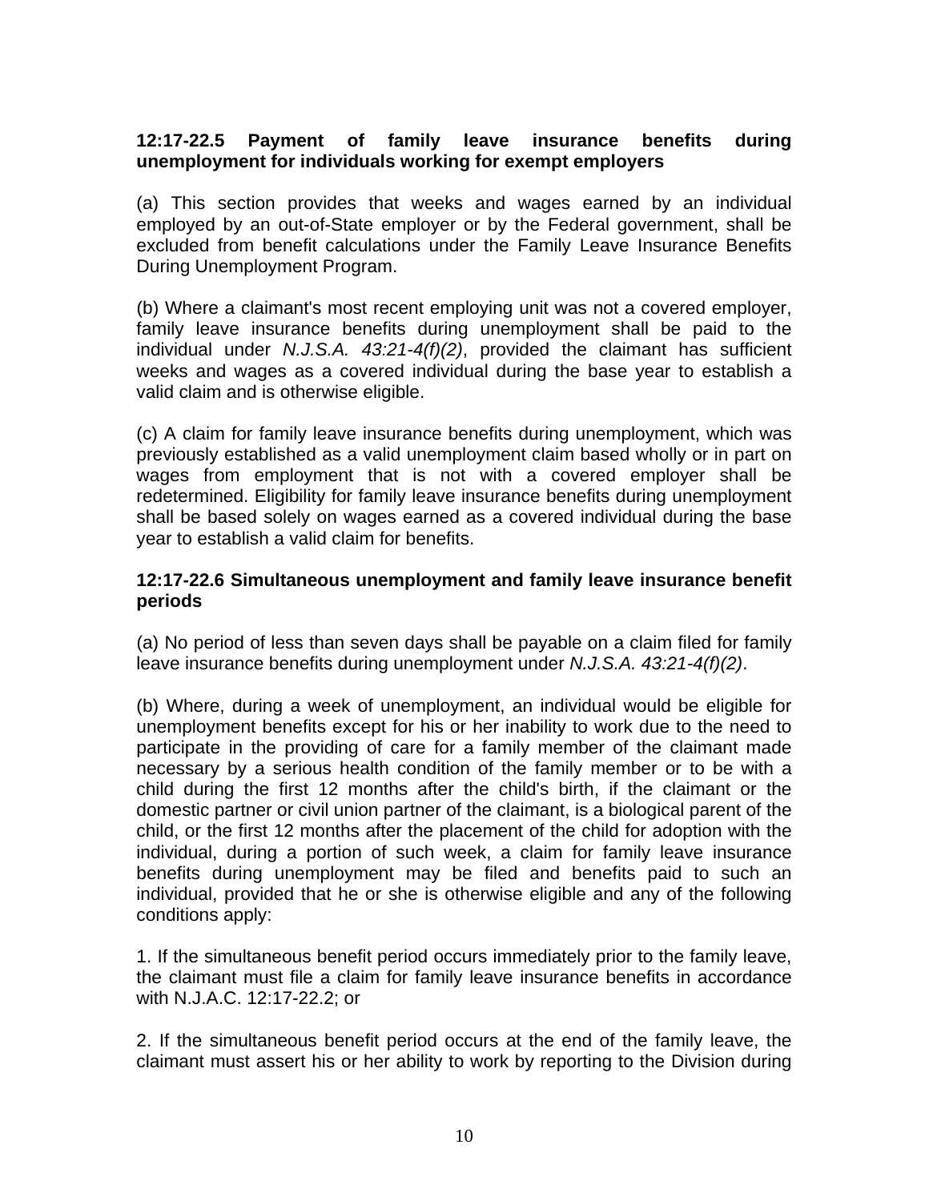**12:17-22.5 Payment of family leave insurance benefits during unemployment for individuals working for exempt employers**

(a) This section provides that weeks and wages earned by an individual employed by an out-of-State employer or by the Federal government, shall be excluded from benefit calculations under the Family Leave Insurance Benefits During Unemployment Program.

(b) Where a claimant's most recent employing unit was not a covered employer, family leave insurance benefits during unemployment shall be paid to the individual under *N.J.S.A. 43:21-4(f)(2)*, provided the claimant has sufficient weeks and wages as a covered individual during the base year to establish a valid claim and is otherwise eligible.

(c) A claim for family leave insurance benefits during unemployment, which was previously established as a valid unemployment claim based wholly or in part on wages from employment that is not with a covered employer shall be redetermined. Eligibility for family leave insurance benefits during unemployment shall be based solely on wages earned as a covered individual during the base year to establish a valid claim for benefits.

**12:17-22.6 Simultaneous unemployment and family leave insurance benefit periods**

(a) No period of less than seven days shall be payable on a claim filed for family leave insurance benefits during unemployment under *N.J.S.A. 43:21-4(f)(2)*.

(b) Where, during a week of unemployment, an individual would be eligible for unemployment benefits except for his or her inability to work due to the need to participate in the providing of care for a family member of the claimant made necessary by a serious health condition of the family member or to be with a child during the first 12 months after the child's birth, if the claimant or the domestic partner or civil union partner of the claimant, is a biological parent of the child, or the first 12 months after the placement of the child for adoption with the individual, during a portion of such week, a claim for family leave insurance benefits during unemployment may be filed and benefits paid to such an individual, provided that he or she is otherwise eligible and any of the following conditions apply:

1. If the simultaneous benefit period occurs immediately prior to the family leave, the claimant must file a claim for family leave insurance benefits in accordance with N.J.A.C. 12:17-22.2; or

2. If the simultaneous benefit period occurs at the end of the family leave, the claimant must assert his or her ability to work by reporting to the Division during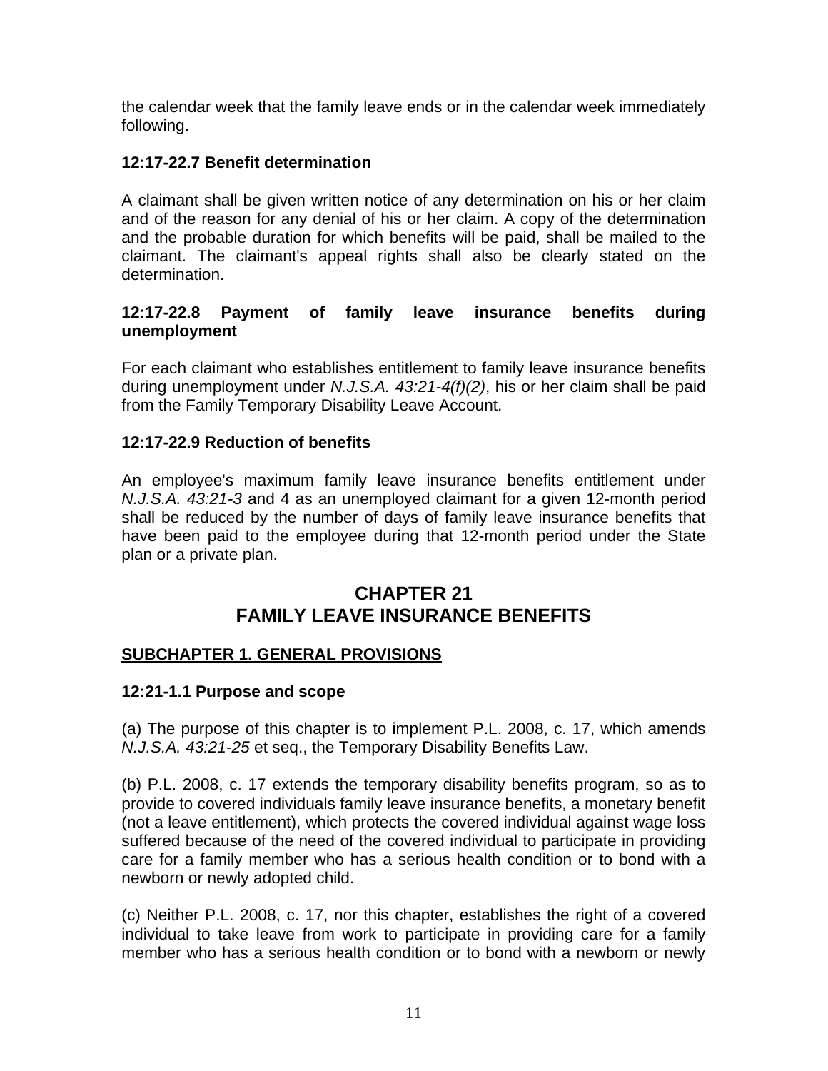the calendar week that the family leave ends or in the calendar week immediately following.

#### 12:17-22.7 Benefit determination

A claimant shall be given written notice of any determination on his or her claim and of the reason for any denial of his or her claim. A copy of the determination and the probable duration for which benefits will be paid, shall be mailed to the claimant. The claimant's appeal rights shall also be clearly stated on the determination.

#### 12:17-22.8 Payment of family leave insurance benefits during unemployment

For each claimant who establishes entitlement to family leave insurance benefits during unemployment under *N.J.S.A. 43:21-4(f)(2)*, his or her claim shall be paid from the Family Temporary Disability Leave Account.

#### 12:17-22.9 Reduction of benefits

An employee's maximum family leave insurance benefits entitlement under *N.J.S.A. 43:21-3* and 4 as an unemployed claimant for a given 12-month period shall be reduced by the number of days of family leave insurance benefits that have been paid to the employee during that 12-month period under the State plan or a private plan.

## CHAPTER 21
## FAMILY LEAVE INSURANCE BENEFITS

### SUBCHAPTER 1. GENERAL PROVISIONS

#### 12:21-1.1 Purpose and scope

(a) The purpose of this chapter is to implement P.L. 2008, c. 17, which amends *N.J.S.A. 43:21-25* et seq., the Temporary Disability Benefits Law.

(b) P.L. 2008, c. 17 extends the temporary disability benefits program, so as to provide to covered individuals family leave insurance benefits, a monetary benefit (not a leave entitlement), which protects the covered individual against wage loss suffered because of the need of the covered individual to participate in providing care for a family member who has a serious health condition or to bond with a newborn or newly adopted child.

(c) Neither P.L. 2008, c. 17, nor this chapter, establishes the right of a covered individual to take leave from work to participate in providing care for a family member who has a serious health condition or to bond with a newborn or newly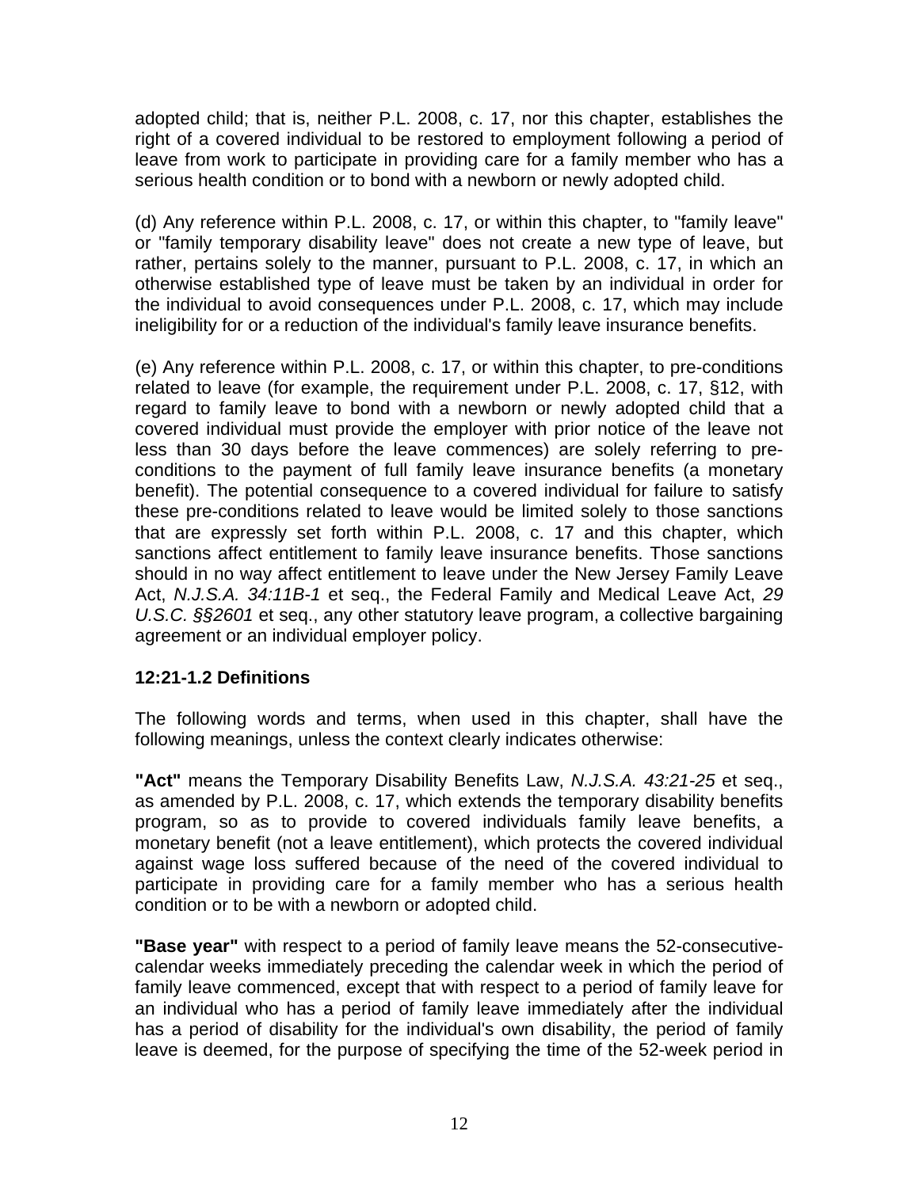adopted child; that is, neither P.L. 2008, c. 17, nor this chapter, establishes the right of a covered individual to be restored to employment following a period of leave from work to participate in providing care for a family member who has a serious health condition or to bond with a newborn or newly adopted child.

(d) Any reference within P.L. 2008, c. 17, or within this chapter, to "family leave" or "family temporary disability leave" does not create a new type of leave, but rather, pertains solely to the manner, pursuant to P.L. 2008, c. 17, in which an otherwise established type of leave must be taken by an individual in order for the individual to avoid consequences under P.L. 2008, c. 17, which may include ineligibility for or a reduction of the individual's family leave insurance benefits.

(e) Any reference within P.L. 2008, c. 17, or within this chapter, to pre-conditions related to leave (for example, the requirement under P.L. 2008, c. 17, §12, with regard to family leave to bond with a newborn or newly adopted child that a covered individual must provide the employer with prior notice of the leave not less than 30 days before the leave commences) are solely referring to pre-conditions to the payment of full family leave insurance benefits (a monetary benefit). The potential consequence to a covered individual for failure to satisfy these pre-conditions related to leave would be limited solely to those sanctions that are expressly set forth within P.L. 2008, c. 17 and this chapter, which sanctions affect entitlement to family leave insurance benefits. Those sanctions should in no way affect entitlement to leave under the New Jersey Family Leave Act, *N.J.S.A. 34:11B-1* et seq., the Federal Family and Medical Leave Act, *29 U.S.C. §§2601* et seq., any other statutory leave program, a collective bargaining agreement or an individual employer policy.

### 12:21-1.2 Definitions

The following words and terms, when used in this chapter, shall have the following meanings, unless the context clearly indicates otherwise:

**"Act"** means the Temporary Disability Benefits Law, *N.J.S.A. 43:21-25* et seq., as amended by P.L. 2008, c. 17, which extends the temporary disability benefits program, so as to provide to covered individuals family leave benefits, a monetary benefit (not a leave entitlement), which protects the covered individual against wage loss suffered because of the need of the covered individual to participate in providing care for a family member who has a serious health condition or to be with a newborn or adopted child.

**"Base year"** with respect to a period of family leave means the 52-consecutive-calendar weeks immediately preceding the calendar week in which the period of family leave commenced, except that with respect to a period of family leave for an individual who has a period of family leave immediately after the individual has a period of disability for the individual's own disability, the period of family leave is deemed, for the purpose of specifying the time of the 52-week period in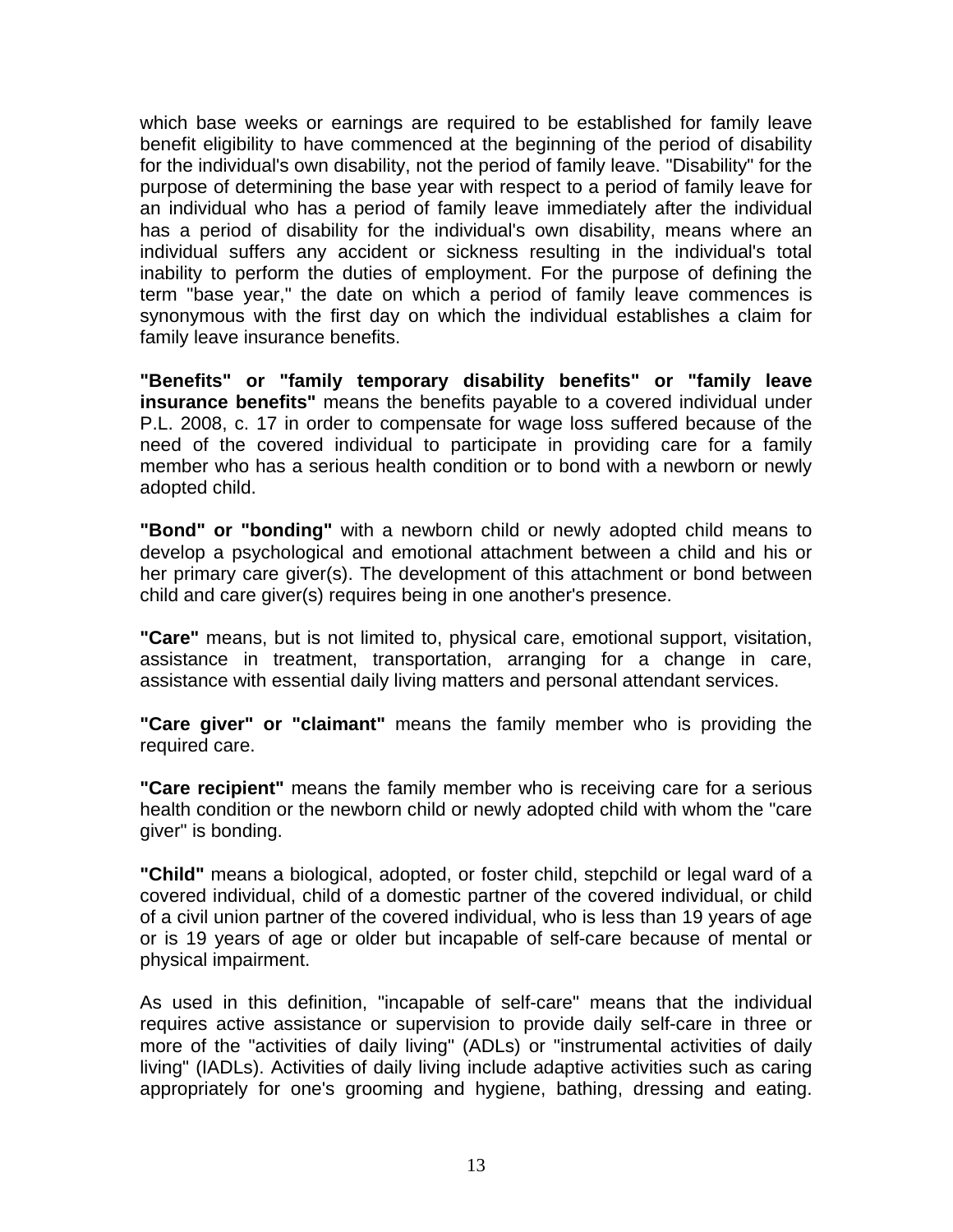which base weeks or earnings are required to be established for family leave benefit eligibility to have commenced at the beginning of the period of disability for the individual's own disability, not the period of family leave. "Disability" for the purpose of determining the base year with respect to a period of family leave for an individual who has a period of family leave immediately after the individual has a period of disability for the individual's own disability, means where an individual suffers any accident or sickness resulting in the individual's total inability to perform the duties of employment. For the purpose of defining the term "base year," the date on which a period of family leave commences is synonymous with the first day on which the individual establishes a claim for family leave insurance benefits.

**"Benefits" or "family temporary disability benefits" or "family leave insurance benefits"** means the benefits payable to a covered individual under P.L. 2008, c. 17 in order to compensate for wage loss suffered because of the need of the covered individual to participate in providing care for a family member who has a serious health condition or to bond with a newborn or newly adopted child.

**"Bond" or "bonding"** with a newborn child or newly adopted child means to develop a psychological and emotional attachment between a child and his or her primary care giver(s). The development of this attachment or bond between child and care giver(s) requires being in one another's presence.

**"Care"** means, but is not limited to, physical care, emotional support, visitation, assistance in treatment, transportation, arranging for a change in care, assistance with essential daily living matters and personal attendant services.

**"Care giver" or "claimant"** means the family member who is providing the required care.

**"Care recipient"** means the family member who is receiving care for a serious health condition or the newborn child or newly adopted child with whom the "care giver" is bonding.

**"Child"** means a biological, adopted, or foster child, stepchild or legal ward of a covered individual, child of a domestic partner of the covered individual, or child of a civil union partner of the covered individual, who is less than 19 years of age or is 19 years of age or older but incapable of self-care because of mental or physical impairment.

As used in this definition, "incapable of self-care" means that the individual requires active assistance or supervision to provide daily self-care in three or more of the "activities of daily living" (ADLs) or "instrumental activities of daily living" (IADLs). Activities of daily living include adaptive activities such as caring appropriately for one's grooming and hygiene, bathing, dressing and eating.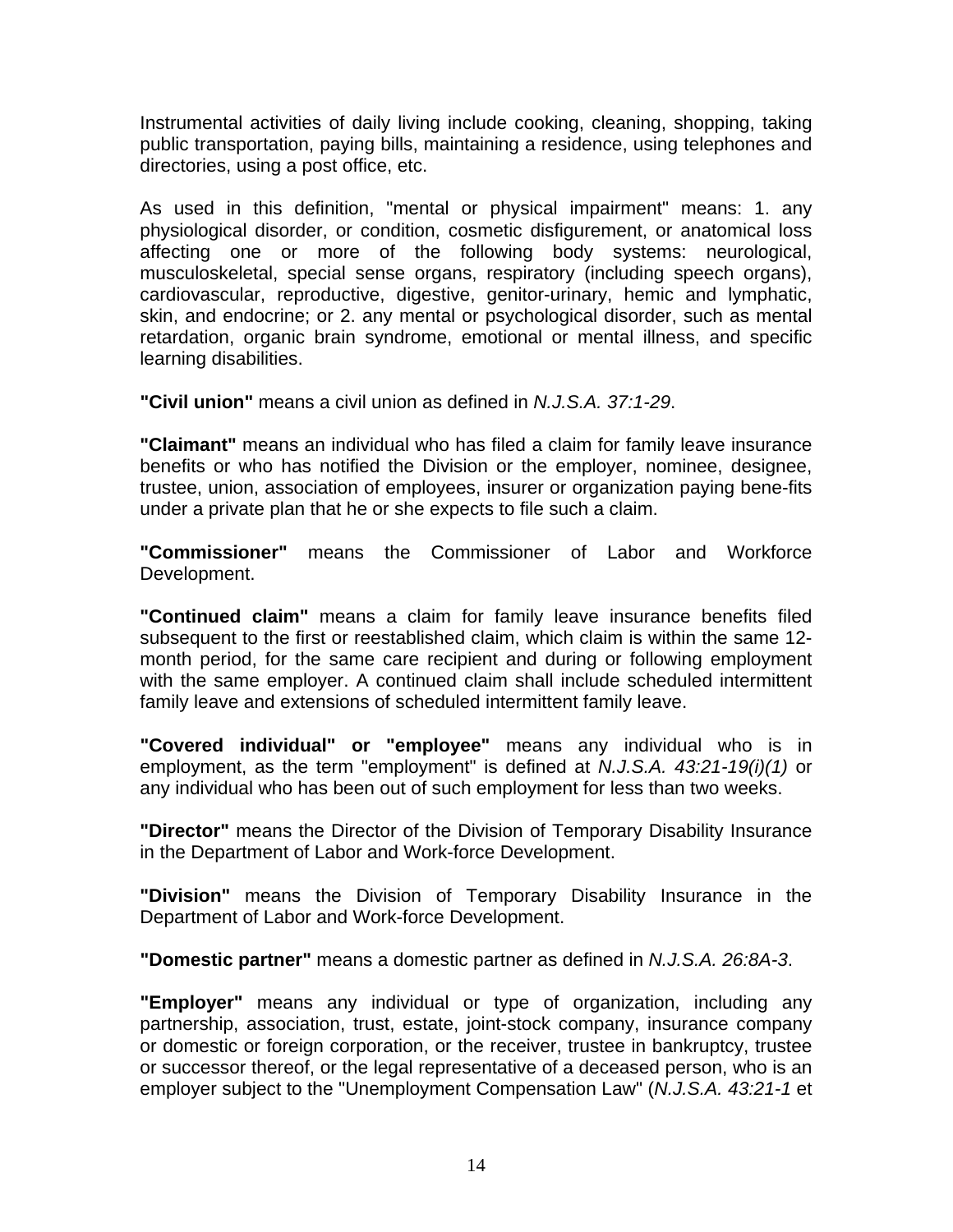Instrumental activities of daily living include cooking, cleaning, shopping, taking public transportation, paying bills, maintaining a residence, using telephones and directories, using a post office, etc.

As used in this definition, "mental or physical impairment" means: 1. any physiological disorder, or condition, cosmetic disfigurement, or anatomical loss affecting one or more of the following body systems: neurological, musculoskeletal, special sense organs, respiratory (including speech organs), cardiovascular, reproductive, digestive, genitor-urinary, hemic and lymphatic, skin, and endocrine; or 2. any mental or psychological disorder, such as mental retardation, organic brain syndrome, emotional or mental illness, and specific learning disabilities.

**"Civil union"** means a civil union as defined in *N.J.S.A. 37:1-29*.

**"Claimant"** means an individual who has filed a claim for family leave insurance benefits or who has notified the Division or the employer, nominee, designee, trustee, union, association of employees, insurer or organization paying bene-fits under a private plan that he or she expects to file such a claim.

**"Commissioner"** means the Commissioner of Labor and Workforce Development.

**"Continued claim"** means a claim for family leave insurance benefits filed subsequent to the first or reestablished claim, which claim is within the same 12-month period, for the same care recipient and during or following employment with the same employer. A continued claim shall include scheduled intermittent family leave and extensions of scheduled intermittent family leave.

**"Covered individual" or "employee"** means any individual who is in employment, as the term "employment" is defined at *N.J.S.A. 43:21-19(i)(1)* or any individual who has been out of such employment for less than two weeks.

**"Director"** means the Director of the Division of Temporary Disability Insurance in the Department of Labor and Work-force Development.

**"Division"** means the Division of Temporary Disability Insurance in the Department of Labor and Work-force Development.

**"Domestic partner"** means a domestic partner as defined in *N.J.S.A. 26:8A-3*.

**"Employer"** means any individual or type of organization, including any partnership, association, trust, estate, joint-stock company, insurance company or domestic or foreign corporation, or the receiver, trustee in bankruptcy, trustee or successor thereof, or the legal representative of a deceased person, who is an employer subject to the "Unemployment Compensation Law" (*N.J.S.A. 43:21-1* et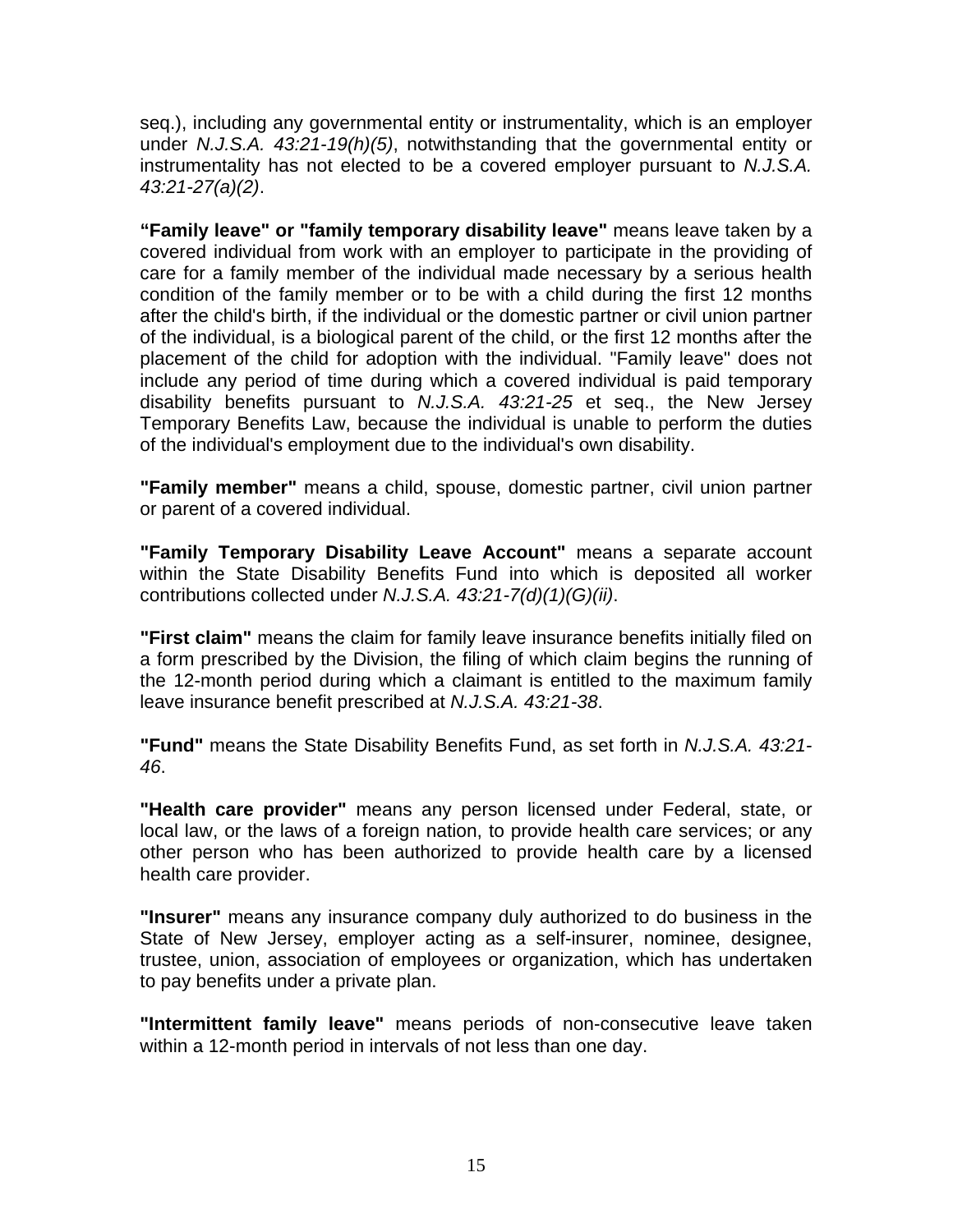seq.), including any governmental entity or instrumentality, which is an employer under *N.J.S.A. 43:21-19(h)(5)*, notwithstanding that the governmental entity or instrumentality has not elected to be a covered employer pursuant to *N.J.S.A. 43:21-27(a)(2)*.

**"Family leave" or "family temporary disability leave"** means leave taken by a covered individual from work with an employer to participate in the providing of care for a family member of the individual made necessary by a serious health condition of the family member or to be with a child during the first 12 months after the child's birth, if the individual or the domestic partner or civil union partner of the individual, is a biological parent of the child, or the first 12 months after the placement of the child for adoption with the individual. "Family leave" does not include any period of time during which a covered individual is paid temporary disability benefits pursuant to *N.J.S.A. 43:21-25* et seq., the New Jersey Temporary Benefits Law, because the individual is unable to perform the duties of the individual's employment due to the individual's own disability.

**"Family member"** means a child, spouse, domestic partner, civil union partner or parent of a covered individual.

**"Family Temporary Disability Leave Account"** means a separate account within the State Disability Benefits Fund into which is deposited all worker contributions collected under *N.J.S.A. 43:21-7(d)(1)(G)(ii)*.

**"First claim"** means the claim for family leave insurance benefits initially filed on a form prescribed by the Division, the filing of which claim begins the running of the 12-month period during which a claimant is entitled to the maximum family leave insurance benefit prescribed at *N.J.S.A. 43:21-38*.

**"Fund"** means the State Disability Benefits Fund, as set forth in *N.J.S.A. 43:21-46*.

**"Health care provider"** means any person licensed under Federal, state, or local law, or the laws of a foreign nation, to provide health care services; or any other person who has been authorized to provide health care by a licensed health care provider.

**"Insurer"** means any insurance company duly authorized to do business in the State of New Jersey, employer acting as a self-insurer, nominee, designee, trustee, union, association of employees or organization, which has undertaken to pay benefits under a private plan.

**"Intermittent family leave"** means periods of non-consecutive leave taken within a 12-month period in intervals of not less than one day.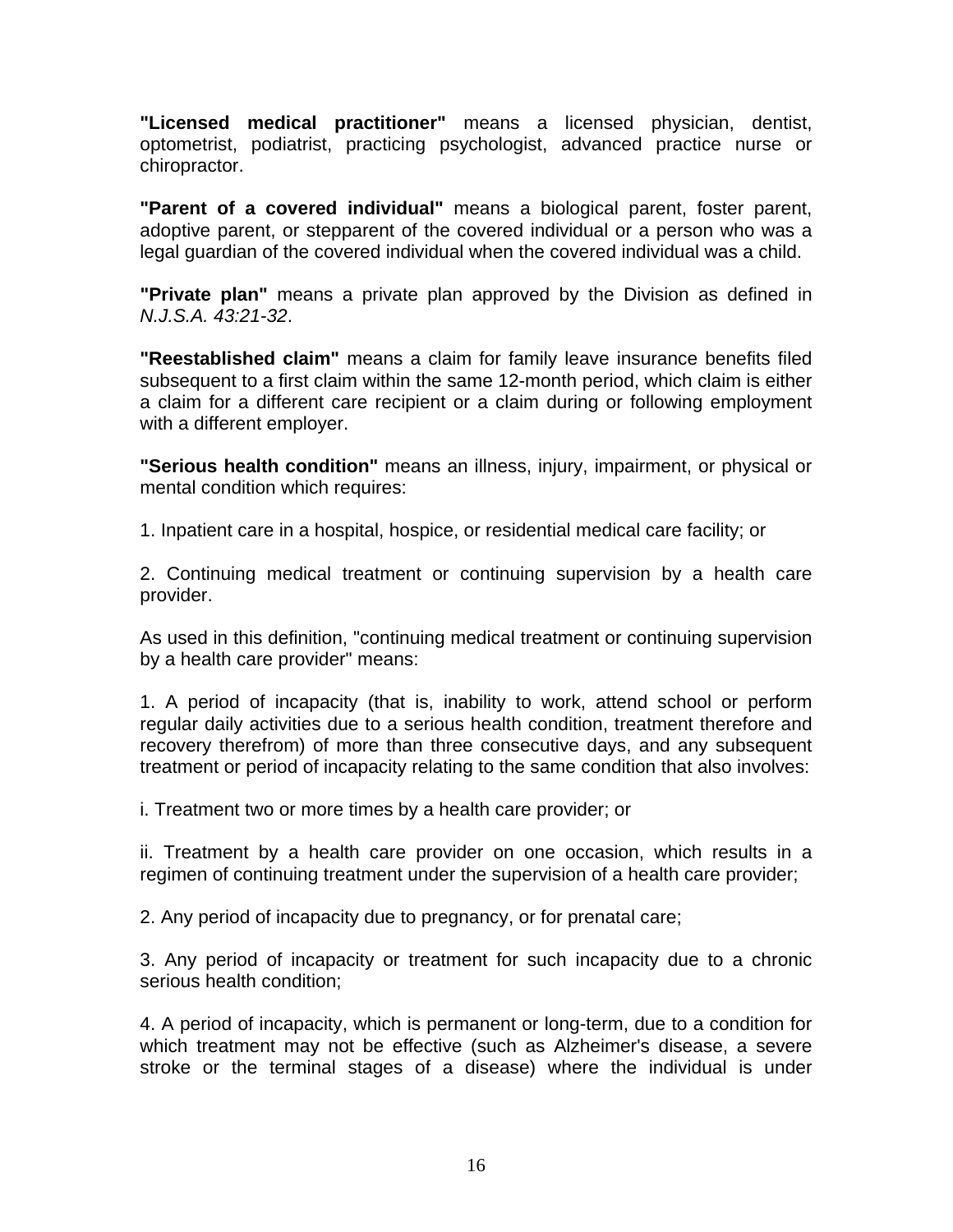**"Licensed medical practitioner"** means a licensed physician, dentist, optometrist, podiatrist, practicing psychologist, advanced practice nurse or chiropractor.

**"Parent of a covered individual"** means a biological parent, foster parent, adoptive parent, or stepparent of the covered individual or a person who was a legal guardian of the covered individual when the covered individual was a child.

**"Private plan"** means a private plan approved by the Division as defined in *N.J.S.A. 43:21-32*.

**"Reestablished claim"** means a claim for family leave insurance benefits filed subsequent to a first claim within the same 12-month period, which claim is either a claim for a different care recipient or a claim during or following employment with a different employer.

**"Serious health condition"** means an illness, injury, impairment, or physical or mental condition which requires:

1. Inpatient care in a hospital, hospice, or residential medical care facility; or

2. Continuing medical treatment or continuing supervision by a health care provider.

As used in this definition, "continuing medical treatment or continuing supervision by a health care provider" means:

1. A period of incapacity (that is, inability to work, attend school or perform regular daily activities due to a serious health condition, treatment therefore and recovery therefrom) of more than three consecutive days, and any subsequent treatment or period of incapacity relating to the same condition that also involves:

i. Treatment two or more times by a health care provider; or

ii. Treatment by a health care provider on one occasion, which results in a regimen of continuing treatment under the supervision of a health care provider;

2. Any period of incapacity due to pregnancy, or for prenatal care;

3. Any period of incapacity or treatment for such incapacity due to a chronic serious health condition;

4. A period of incapacity, which is permanent or long-term, due to a condition for which treatment may not be effective (such as Alzheimer's disease, a severe stroke or the terminal stages of a disease) where the individual is under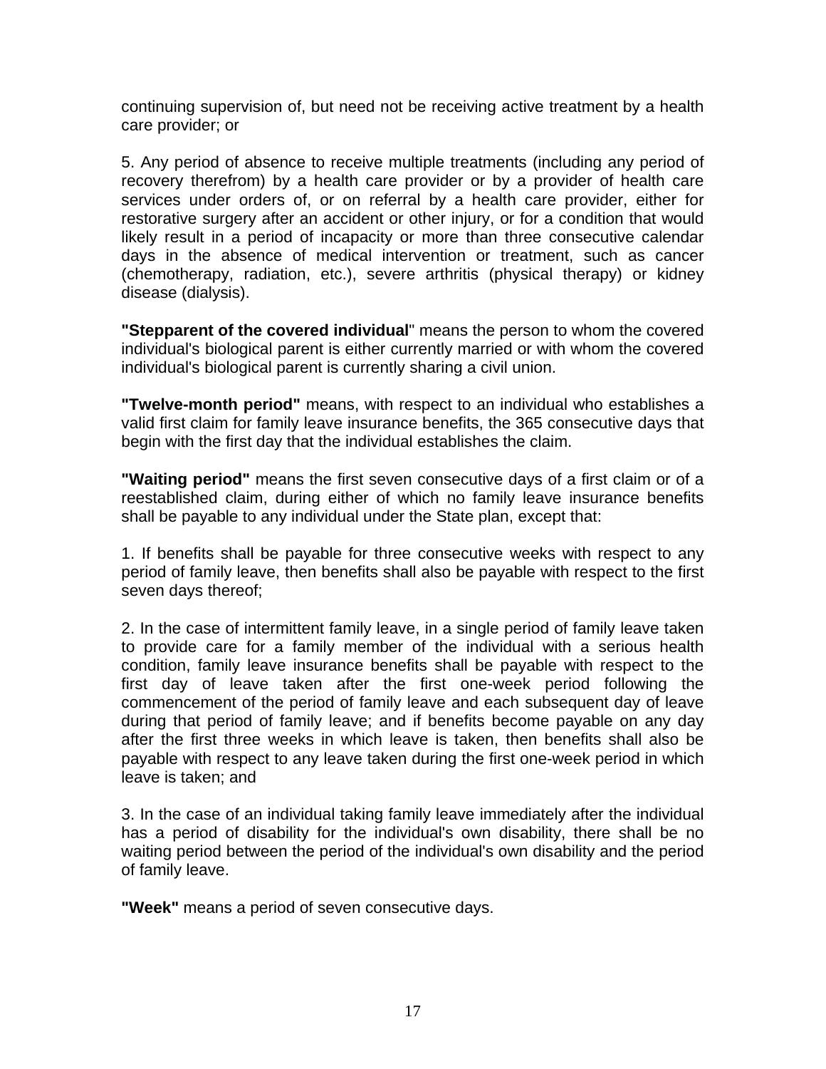continuing supervision of, but need not be receiving active treatment by a health care provider; or

5. Any period of absence to receive multiple treatments (including any period of recovery therefrom) by a health care provider or by a provider of health care services under orders of, or on referral by a health care provider, either for restorative surgery after an accident or other injury, or for a condition that would likely result in a period of incapacity or more than three consecutive calendar days in the absence of medical intervention or treatment, such as cancer (chemotherapy, radiation, etc.), severe arthritis (physical therapy) or kidney disease (dialysis).

**"Stepparent of the covered individual**" means the person to whom the covered individual's biological parent is either currently married or with whom the covered individual's biological parent is currently sharing a civil union.

**"Twelve-month period"** means, with respect to an individual who establishes a valid first claim for family leave insurance benefits, the 365 consecutive days that begin with the first day that the individual establishes the claim.

**"Waiting period"** means the first seven consecutive days of a first claim or of a reestablished claim, during either of which no family leave insurance benefits shall be payable to any individual under the State plan, except that:

1. If benefits shall be payable for three consecutive weeks with respect to any period of family leave, then benefits shall also be payable with respect to the first seven days thereof;

2. In the case of intermittent family leave, in a single period of family leave taken to provide care for a family member of the individual with a serious health condition, family leave insurance benefits shall be payable with respect to the first day of leave taken after the first one-week period following the commencement of the period of family leave and each subsequent day of leave during that period of family leave; and if benefits become payable on any day after the first three weeks in which leave is taken, then benefits shall also be payable with respect to any leave taken during the first one-week period in which leave is taken; and

3. In the case of an individual taking family leave immediately after the individual has a period of disability for the individual's own disability, there shall be no waiting period between the period of the individual's own disability and the period of family leave.

**"Week"** means a period of seven consecutive days.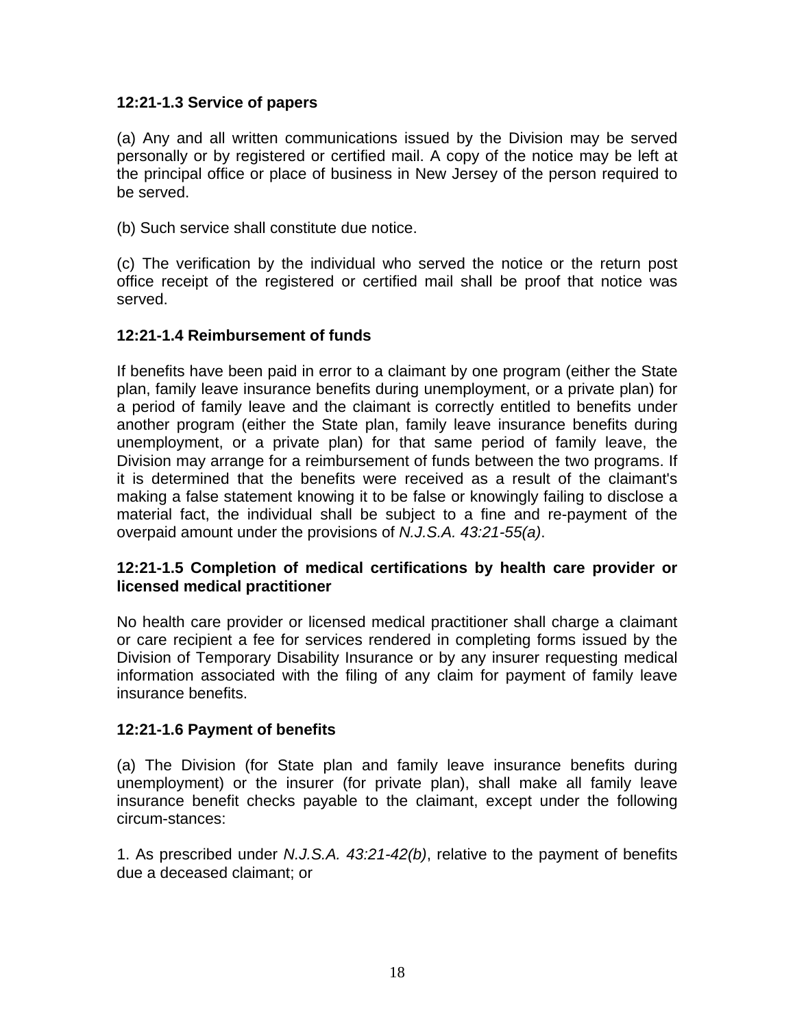**12:21-1.3 Service of papers**

(a) Any and all written communications issued by the Division may be served personally or by registered or certified mail. A copy of the notice may be left at the principal office or place of business in New Jersey of the person required to be served.

(b) Such service shall constitute due notice.

(c) The verification by the individual who served the notice or the return post office receipt of the registered or certified mail shall be proof that notice was served.

**12:21-1.4 Reimbursement of funds**

If benefits have been paid in error to a claimant by one program (either the State plan, family leave insurance benefits during unemployment, or a private plan) for a period of family leave and the claimant is correctly entitled to benefits under another program (either the State plan, family leave insurance benefits during unemployment, or a private plan) for that same period of family leave, the Division may arrange for a reimbursement of funds between the two programs. If it is determined that the benefits were received as a result of the claimant's making a false statement knowing it to be false or knowingly failing to disclose a material fact, the individual shall be subject to a fine and re-payment of the overpaid amount under the provisions of *N.J.S.A. 43:21-55(a)*.

**12:21-1.5 Completion of medical certifications by health care provider or licensed medical practitioner**

No health care provider or licensed medical practitioner shall charge a claimant or care recipient a fee for services rendered in completing forms issued by the Division of Temporary Disability Insurance or by any insurer requesting medical information associated with the filing of any claim for payment of family leave insurance benefits.

**12:21-1.6 Payment of benefits**

(a) The Division (for State plan and family leave insurance benefits during unemployment) or the insurer (for private plan), shall make all family leave insurance benefit checks payable to the claimant, except under the following circum-stances:

1. As prescribed under *N.J.S.A. 43:21-42(b)*, relative to the payment of benefits due a deceased claimant; or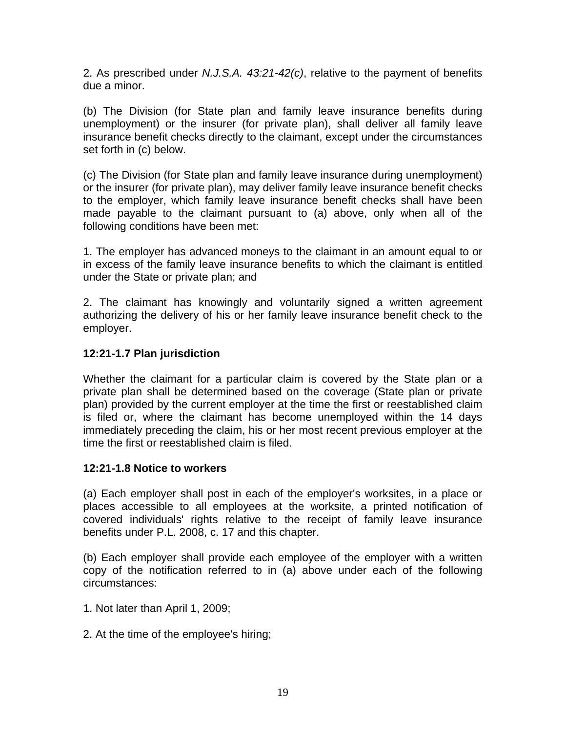2. As prescribed under *N.J.S.A. 43:21-42(c)*, relative to the payment of benefits due a minor.

(b) The Division (for State plan and family leave insurance benefits during unemployment) or the insurer (for private plan), shall deliver all family leave insurance benefit checks directly to the claimant, except under the circumstances set forth in (c) below.

(c) The Division (for State plan and family leave insurance during unemployment) or the insurer (for private plan), may deliver family leave insurance benefit checks to the employer, which family leave insurance benefit checks shall have been made payable to the claimant pursuant to (a) above, only when all of the following conditions have been met:

1. The employer has advanced moneys to the claimant in an amount equal to or in excess of the family leave insurance benefits to which the claimant is entitled under the State or private plan; and

2. The claimant has knowingly and voluntarily signed a written agreement authorizing the delivery of his or her family leave insurance benefit check to the employer.

**12:21-1.7 Plan jurisdiction**

Whether the claimant for a particular claim is covered by the State plan or a private plan shall be determined based on the coverage (State plan or private plan) provided by the current employer at the time the first or reestablished claim is filed or, where the claimant has become unemployed within the 14 days immediately preceding the claim, his or her most recent previous employer at the time the first or reestablished claim is filed.

**12:21-1.8 Notice to workers**

(a) Each employer shall post in each of the employer's worksites, in a place or places accessible to all employees at the worksite, a printed notification of covered individuals' rights relative to the receipt of family leave insurance benefits under P.L. 2008, c. 17 and this chapter.

(b) Each employer shall provide each employee of the employer with a written copy of the notification referred to in (a) above under each of the following circumstances:

1. Not later than April 1, 2009;

2. At the time of the employee's hiring;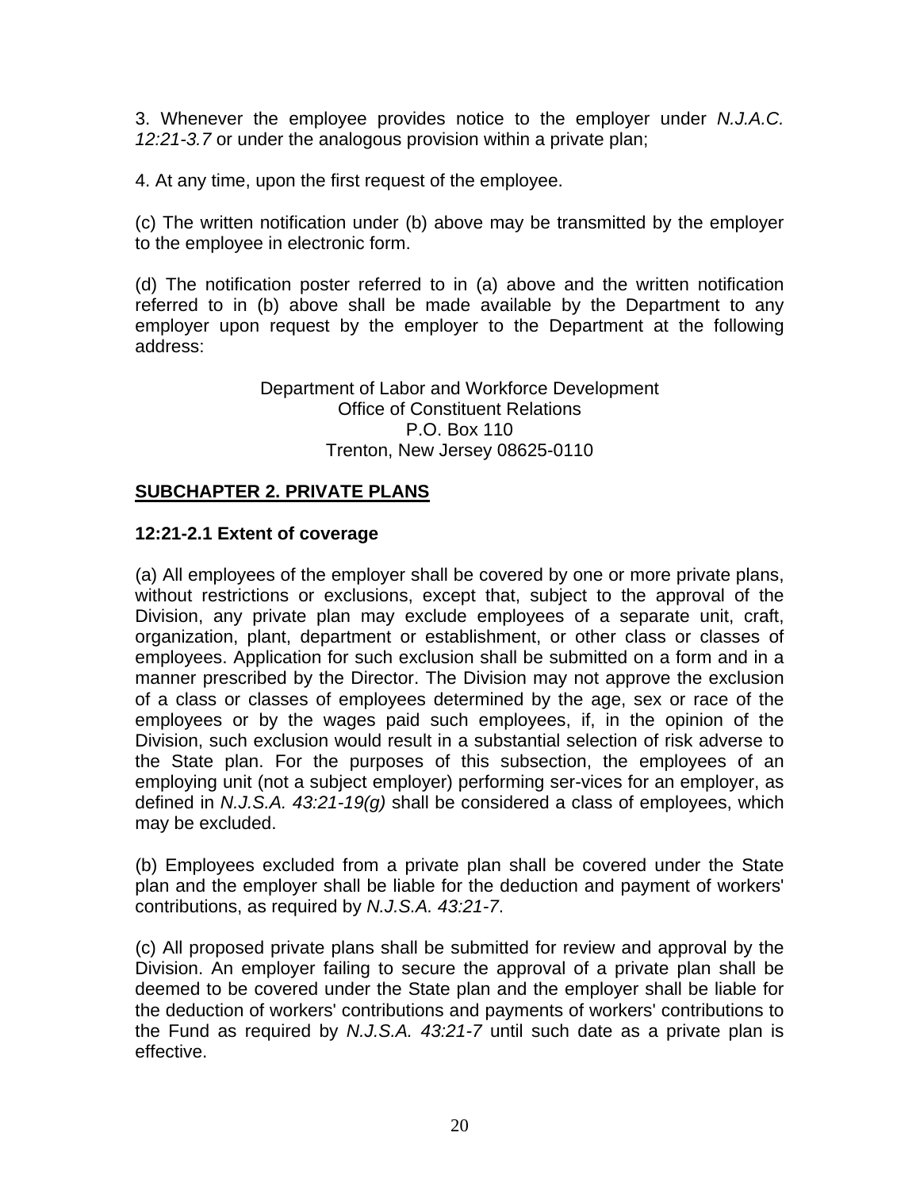3. Whenever the employee provides notice to the employer under *N.J.A.C. 12:21-3.7* or under the analogous provision within a private plan;

4. At any time, upon the first request of the employee.

(c) The written notification under (b) above may be transmitted by the employer to the employee in electronic form.

(d) The notification poster referred to in (a) above and the written notification referred to in (b) above shall be made available by the Department to any employer upon request by the employer to the Department at the following address:

Department of Labor and Workforce Development
Office of Constituent Relations
P.O. Box 110
Trenton, New Jersey 08625-0110

## SUBCHAPTER 2. PRIVATE PLANS

### 12:21-2.1 Extent of coverage

(a) All employees of the employer shall be covered by one or more private plans, without restrictions or exclusions, except that, subject to the approval of the Division, any private plan may exclude employees of a separate unit, craft, organization, plant, department or establishment, or other class or classes of employees. Application for such exclusion shall be submitted on a form and in a manner prescribed by the Director. The Division may not approve the exclusion of a class or classes of employees determined by the age, sex or race of the employees or by the wages paid such employees, if, in the opinion of the Division, such exclusion would result in a substantial selection of risk adverse to the State plan. For the purposes of this subsection, the employees of an employing unit (not a subject employer) performing ser-vices for an employer, as defined in *N.J.S.A. 43:21-19(g)* shall be considered a class of employees, which may be excluded.

(b) Employees excluded from a private plan shall be covered under the State plan and the employer shall be liable for the deduction and payment of workers' contributions, as required by *N.J.S.A. 43:21-7*.

(c) All proposed private plans shall be submitted for review and approval by the Division. An employer failing to secure the approval of a private plan shall be deemed to be covered under the State plan and the employer shall be liable for the deduction of workers' contributions and payments of workers' contributions to the Fund as required by *N.J.S.A. 43:21-7* until such date as a private plan is effective.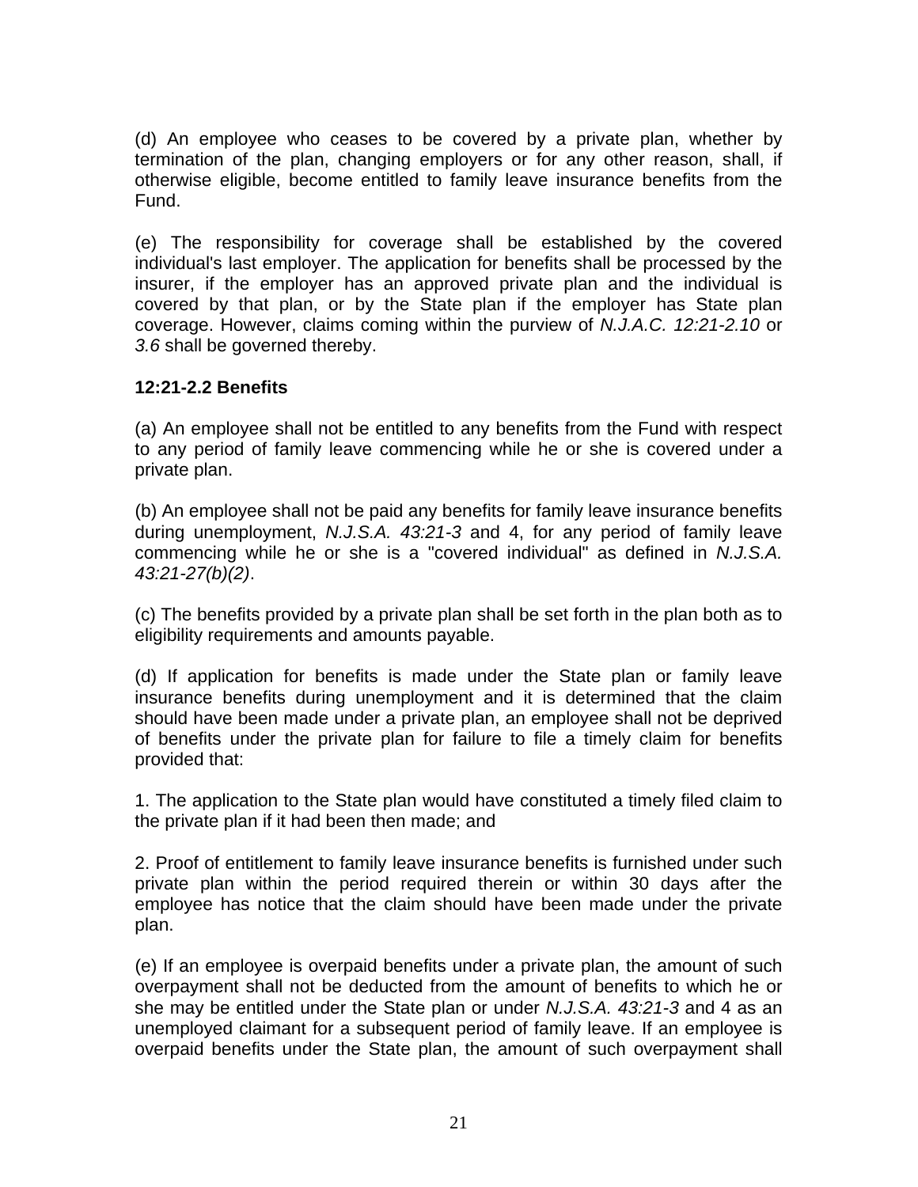(d) An employee who ceases to be covered by a private plan, whether by termination of the plan, changing employers or for any other reason, shall, if otherwise eligible, become entitled to family leave insurance benefits from the Fund.

(e) The responsibility for coverage shall be established by the covered individual's last employer. The application for benefits shall be processed by the insurer, if the employer has an approved private plan and the individual is covered by that plan, or by the State plan if the employer has State plan coverage. However, claims coming within the purview of *N.J.A.C. 12:21-2.10* or *3.6* shall be governed thereby.

**12:21-2.2 Benefits**

(a) An employee shall not be entitled to any benefits from the Fund with respect to any period of family leave commencing while he or she is covered under a private plan.

(b) An employee shall not be paid any benefits for family leave insurance benefits during unemployment, *N.J.S.A. 43:21-3* and 4, for any period of family leave commencing while he or she is a "covered individual" as defined in *N.J.S.A. 43:21-27(b)(2)*.

(c) The benefits provided by a private plan shall be set forth in the plan both as to eligibility requirements and amounts payable.

(d) If application for benefits is made under the State plan or family leave insurance benefits during unemployment and it is determined that the claim should have been made under a private plan, an employee shall not be deprived of benefits under the private plan for failure to file a timely claim for benefits provided that:

1. The application to the State plan would have constituted a timely filed claim to the private plan if it had been then made; and

2. Proof of entitlement to family leave insurance benefits is furnished under such private plan within the period required therein or within 30 days after the employee has notice that the claim should have been made under the private plan.

(e) If an employee is overpaid benefits under a private plan, the amount of such overpayment shall not be deducted from the amount of benefits to which he or she may be entitled under the State plan or under *N.J.S.A. 43:21-3* and 4 as an unemployed claimant for a subsequent period of family leave. If an employee is overpaid benefits under the State plan, the amount of such overpayment shall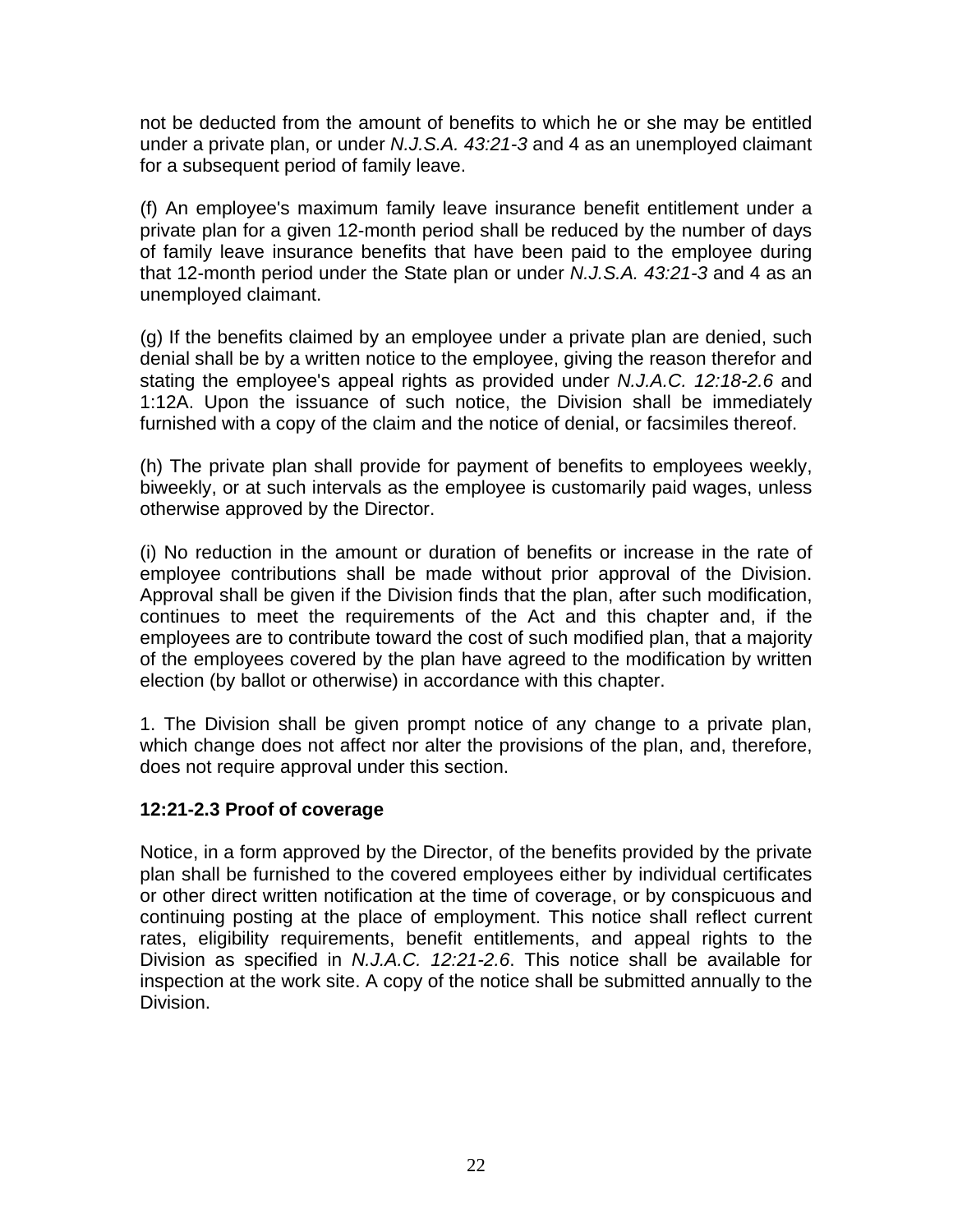not be deducted from the amount of benefits to which he or she may be entitled under a private plan, or under *N.J.S.A. 43:21-3* and 4 as an unemployed claimant for a subsequent period of family leave.

(f) An employee's maximum family leave insurance benefit entitlement under a private plan for a given 12-month period shall be reduced by the number of days of family leave insurance benefits that have been paid to the employee during that 12-month period under the State plan or under *N.J.S.A. 43:21-3* and 4 as an unemployed claimant.

(g) If the benefits claimed by an employee under a private plan are denied, such denial shall be by a written notice to the employee, giving the reason therefor and stating the employee's appeal rights as provided under *N.J.A.C. 12:18-2.6* and 1:12A. Upon the issuance of such notice, the Division shall be immediately furnished with a copy of the claim and the notice of denial, or facsimiles thereof.

(h) The private plan shall provide for payment of benefits to employees weekly, biweekly, or at such intervals as the employee is customarily paid wages, unless otherwise approved by the Director.

(i) No reduction in the amount or duration of benefits or increase in the rate of employee contributions shall be made without prior approval of the Division. Approval shall be given if the Division finds that the plan, after such modification, continues to meet the requirements of the Act and this chapter and, if the employees are to contribute toward the cost of such modified plan, that a majority of the employees covered by the plan have agreed to the modification by written election (by ballot or otherwise) in accordance with this chapter.

1. The Division shall be given prompt notice of any change to a private plan, which change does not affect nor alter the provisions of the plan, and, therefore, does not require approval under this section.

**12:21-2.3 Proof of coverage**

Notice, in a form approved by the Director, of the benefits provided by the private plan shall be furnished to the covered employees either by individual certificates or other direct written notification at the time of coverage, or by conspicuous and continuing posting at the place of employment. This notice shall reflect current rates, eligibility requirements, benefit entitlements, and appeal rights to the Division as specified in *N.J.A.C. 12:21-2.6*. This notice shall be available for inspection at the work site. A copy of the notice shall be submitted annually to the Division.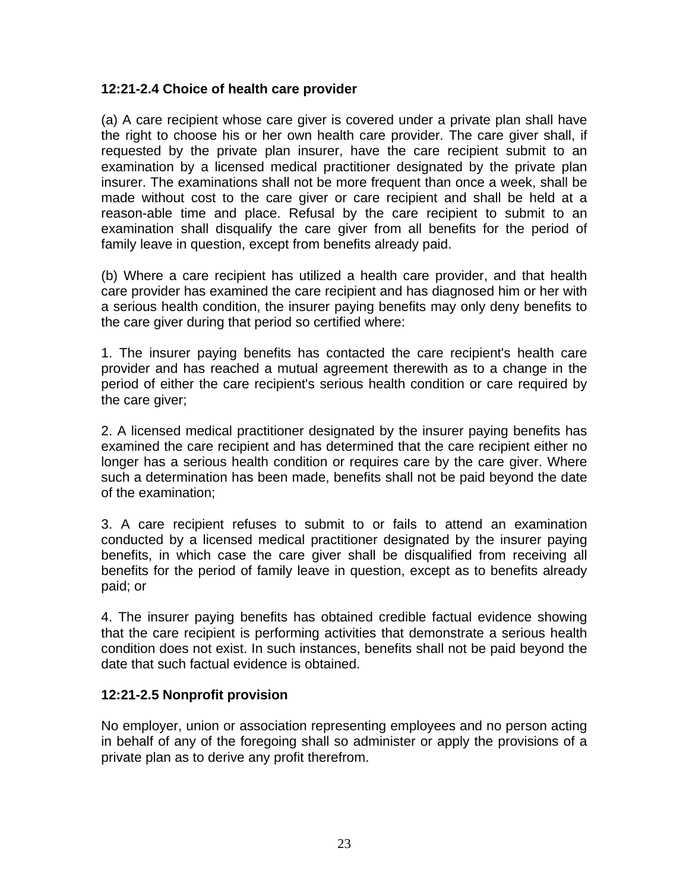**12:21-2.4 Choice of health care provider**

(a) A care recipient whose care giver is covered under a private plan shall have the right to choose his or her own health care provider. The care giver shall, if requested by the private plan insurer, have the care recipient submit to an examination by a licensed medical practitioner designated by the private plan insurer. The examinations shall not be more frequent than once a week, shall be made without cost to the care giver or care recipient and shall be held at a reason-able time and place. Refusal by the care recipient to submit to an examination shall disqualify the care giver from all benefits for the period of family leave in question, except from benefits already paid.

(b) Where a care recipient has utilized a health care provider, and that health care provider has examined the care recipient and has diagnosed him or her with a serious health condition, the insurer paying benefits may only deny benefits to the care giver during that period so certified where:

1. The insurer paying benefits has contacted the care recipient's health care provider and has reached a mutual agreement therewith as to a change in the period of either the care recipient's serious health condition or care required by the care giver;

2. A licensed medical practitioner designated by the insurer paying benefits has examined the care recipient and has determined that the care recipient either no longer has a serious health condition or requires care by the care giver. Where such a determination has been made, benefits shall not be paid beyond the date of the examination;

3. A care recipient refuses to submit to or fails to attend an examination conducted by a licensed medical practitioner designated by the insurer paying benefits, in which case the care giver shall be disqualified from receiving all benefits for the period of family leave in question, except as to benefits already paid; or

4. The insurer paying benefits has obtained credible factual evidence showing that the care recipient is performing activities that demonstrate a serious health condition does not exist. In such instances, benefits shall not be paid beyond the date that such factual evidence is obtained.

**12:21-2.5 Nonprofit provision**

No employer, union or association representing employees and no person acting in behalf of any of the foregoing shall so administer or apply the provisions of a private plan as to derive any profit therefrom.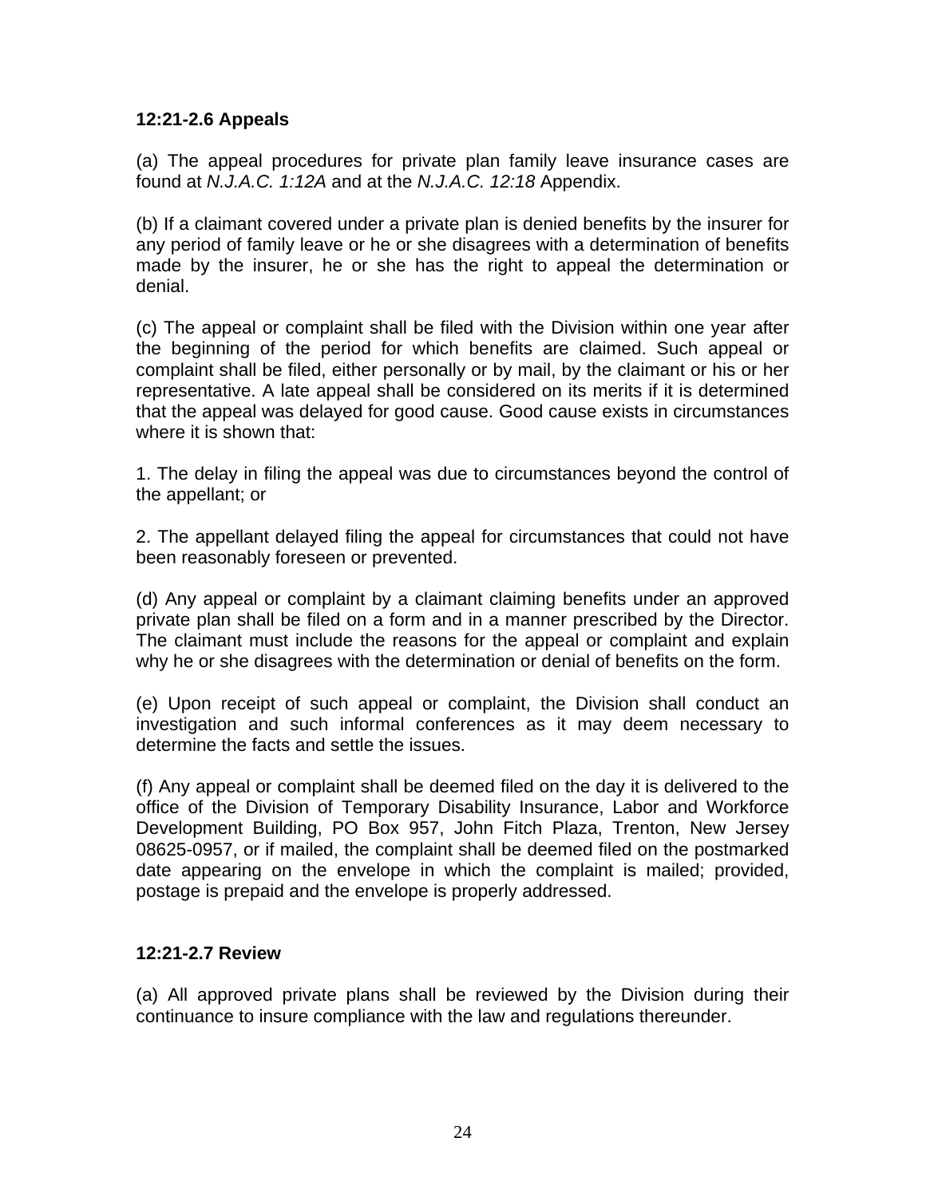**12:21-2.6 Appeals**

(a) The appeal procedures for private plan family leave insurance cases are found at *N.J.A.C. 1:12A* and at the *N.J.A.C. 12:18* Appendix.

(b) If a claimant covered under a private plan is denied benefits by the insurer for any period of family leave or he or she disagrees with a determination of benefits made by the insurer, he or she has the right to appeal the determination or denial.

(c) The appeal or complaint shall be filed with the Division within one year after the beginning of the period for which benefits are claimed. Such appeal or complaint shall be filed, either personally or by mail, by the claimant or his or her representative. A late appeal shall be considered on its merits if it is determined that the appeal was delayed for good cause. Good cause exists in circumstances where it is shown that:

1. The delay in filing the appeal was due to circumstances beyond the control of the appellant; or

2. The appellant delayed filing the appeal for circumstances that could not have been reasonably foreseen or prevented.

(d) Any appeal or complaint by a claimant claiming benefits under an approved private plan shall be filed on a form and in a manner prescribed by the Director. The claimant must include the reasons for the appeal or complaint and explain why he or she disagrees with the determination or denial of benefits on the form.

(e) Upon receipt of such appeal or complaint, the Division shall conduct an investigation and such informal conferences as it may deem necessary to determine the facts and settle the issues.

(f) Any appeal or complaint shall be deemed filed on the day it is delivered to the office of the Division of Temporary Disability Insurance, Labor and Workforce Development Building, PO Box 957, John Fitch Plaza, Trenton, New Jersey 08625-0957, or if mailed, the complaint shall be deemed filed on the postmarked date appearing on the envelope in which the complaint is mailed; provided, postage is prepaid and the envelope is properly addressed.

**12:21-2.7 Review**

(a) All approved private plans shall be reviewed by the Division during their continuance to insure compliance with the law and regulations thereunder.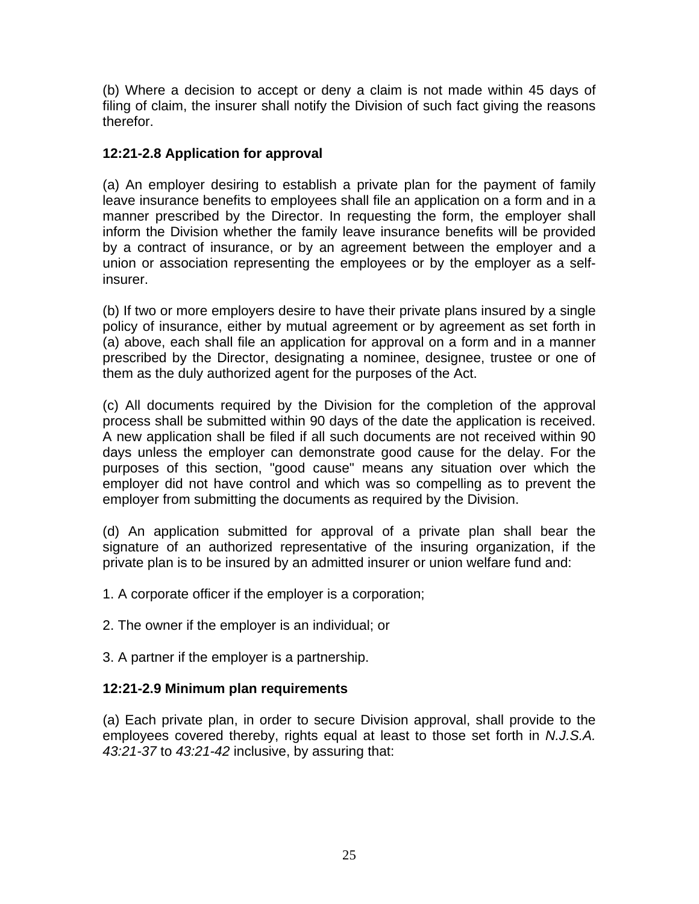(b) Where a decision to accept or deny a claim is not made within 45 days of filing of claim, the insurer shall notify the Division of such fact giving the reasons therefor.

**12:21-2.8 Application for approval**

(a) An employer desiring to establish a private plan for the payment of family leave insurance benefits to employees shall file an application on a form and in a manner prescribed by the Director. In requesting the form, the employer shall inform the Division whether the family leave insurance benefits will be provided by a contract of insurance, or by an agreement between the employer and a union or association representing the employees or by the employer as a self-insurer.

(b) If two or more employers desire to have their private plans insured by a single policy of insurance, either by mutual agreement or by agreement as set forth in (a) above, each shall file an application for approval on a form and in a manner prescribed by the Director, designating a nominee, designee, trustee or one of them as the duly authorized agent for the purposes of the Act.

(c) All documents required by the Division for the completion of the approval process shall be submitted within 90 days of the date the application is received. A new application shall be filed if all such documents are not received within 90 days unless the employer can demonstrate good cause for the delay. For the purposes of this section, "good cause" means any situation over which the employer did not have control and which was so compelling as to prevent the employer from submitting the documents as required by the Division.

(d) An application submitted for approval of a private plan shall bear the signature of an authorized representative of the insuring organization, if the private plan is to be insured by an admitted insurer or union welfare fund and:

1. A corporate officer if the employer is a corporation;

2. The owner if the employer is an individual; or

3. A partner if the employer is a partnership.

**12:21-2.9 Minimum plan requirements**

(a) Each private plan, in order to secure Division approval, shall provide to the employees covered thereby, rights equal at least to those set forth in *N.J.S.A. 43:21-37* to *43:21-42* inclusive, by assuring that: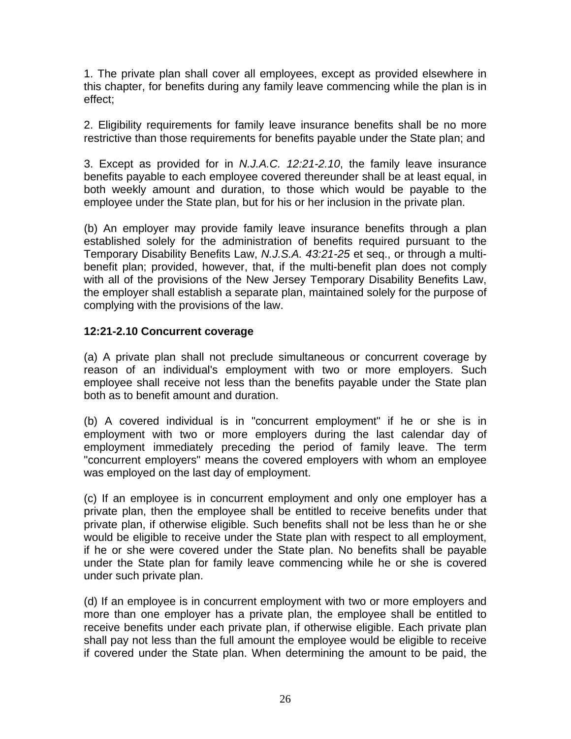1. The private plan shall cover all employees, except as provided elsewhere in this chapter, for benefits during any family leave commencing while the plan is in effect;

2. Eligibility requirements for family leave insurance benefits shall be no more restrictive than those requirements for benefits payable under the State plan; and

3. Except as provided for in *N.J.A.C. 12:21-2.10*, the family leave insurance benefits payable to each employee covered thereunder shall be at least equal, in both weekly amount and duration, to those which would be payable to the employee under the State plan, but for his or her inclusion in the private plan.

(b) An employer may provide family leave insurance benefits through a plan established solely for the administration of benefits required pursuant to the Temporary Disability Benefits Law, *N.J.S.A. 43:21-25* et seq., or through a multi-benefit plan; provided, however, that, if the multi-benefit plan does not comply with all of the provisions of the New Jersey Temporary Disability Benefits Law, the employer shall establish a separate plan, maintained solely for the purpose of complying with the provisions of the law.

**12:21-2.10 Concurrent coverage**

(a) A private plan shall not preclude simultaneous or concurrent coverage by reason of an individual's employment with two or more employers. Such employee shall receive not less than the benefits payable under the State plan both as to benefit amount and duration.

(b) A covered individual is in "concurrent employment" if he or she is in employment with two or more employers during the last calendar day of employment immediately preceding the period of family leave. The term "concurrent employers" means the covered employers with whom an employee was employed on the last day of employment.

(c) If an employee is in concurrent employment and only one employer has a private plan, then the employee shall be entitled to receive benefits under that private plan, if otherwise eligible. Such benefits shall not be less than he or she would be eligible to receive under the State plan with respect to all employment, if he or she were covered under the State plan. No benefits shall be payable under the State plan for family leave commencing while he or she is covered under such private plan.

(d) If an employee is in concurrent employment with two or more employers and more than one employer has a private plan, the employee shall be entitled to receive benefits under each private plan, if otherwise eligible. Each private plan shall pay not less than the full amount the employee would be eligible to receive if covered under the State plan. When determining the amount to be paid, the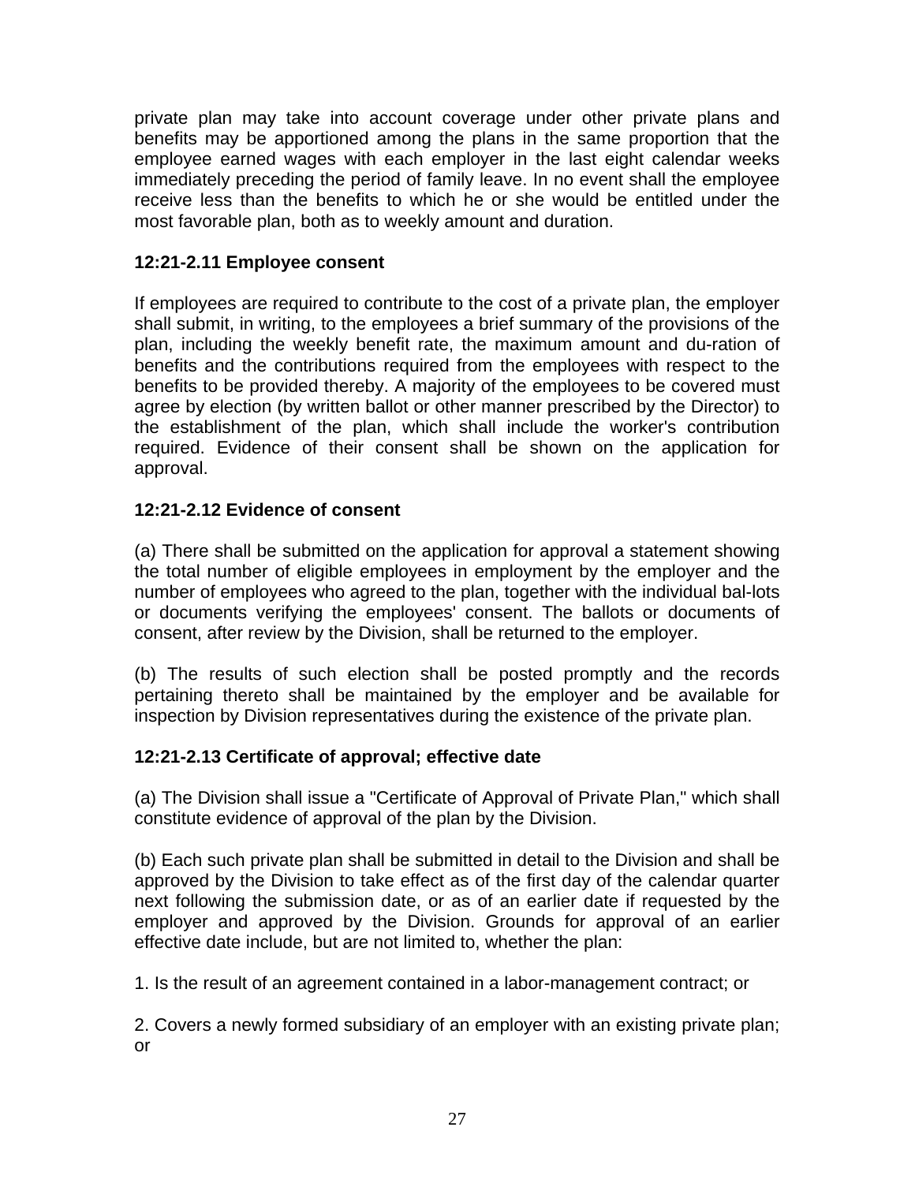private plan may take into account coverage under other private plans and benefits may be apportioned among the plans in the same proportion that the employee earned wages with each employer in the last eight calendar weeks immediately preceding the period of family leave. In no event shall the employee receive less than the benefits to which he or she would be entitled under the most favorable plan, both as to weekly amount and duration.

**12:21-2.11 Employee consent**

If employees are required to contribute to the cost of a private plan, the employer shall submit, in writing, to the employees a brief summary of the provisions of the plan, including the weekly benefit rate, the maximum amount and du-ration of benefits and the contributions required from the employees with respect to the benefits to be provided thereby. A majority of the employees to be covered must agree by election (by written ballot or other manner prescribed by the Director) to the establishment of the plan, which shall include the worker's contribution required. Evidence of their consent shall be shown on the application for approval.

**12:21-2.12 Evidence of consent**

(a) There shall be submitted on the application for approval a statement showing the total number of eligible employees in employment by the employer and the number of employees who agreed to the plan, together with the individual bal-lots or documents verifying the employees' consent. The ballots or documents of consent, after review by the Division, shall be returned to the employer.

(b) The results of such election shall be posted promptly and the records pertaining thereto shall be maintained by the employer and be available for inspection by Division representatives during the existence of the private plan.

**12:21-2.13 Certificate of approval; effective date**

(a) The Division shall issue a "Certificate of Approval of Private Plan," which shall constitute evidence of approval of the plan by the Division.

(b) Each such private plan shall be submitted in detail to the Division and shall be approved by the Division to take effect as of the first day of the calendar quarter next following the submission date, or as of an earlier date if requested by the employer and approved by the Division. Grounds for approval of an earlier effective date include, but are not limited to, whether the plan:

1. Is the result of an agreement contained in a labor-management contract; or

2. Covers a newly formed subsidiary of an employer with an existing private plan; or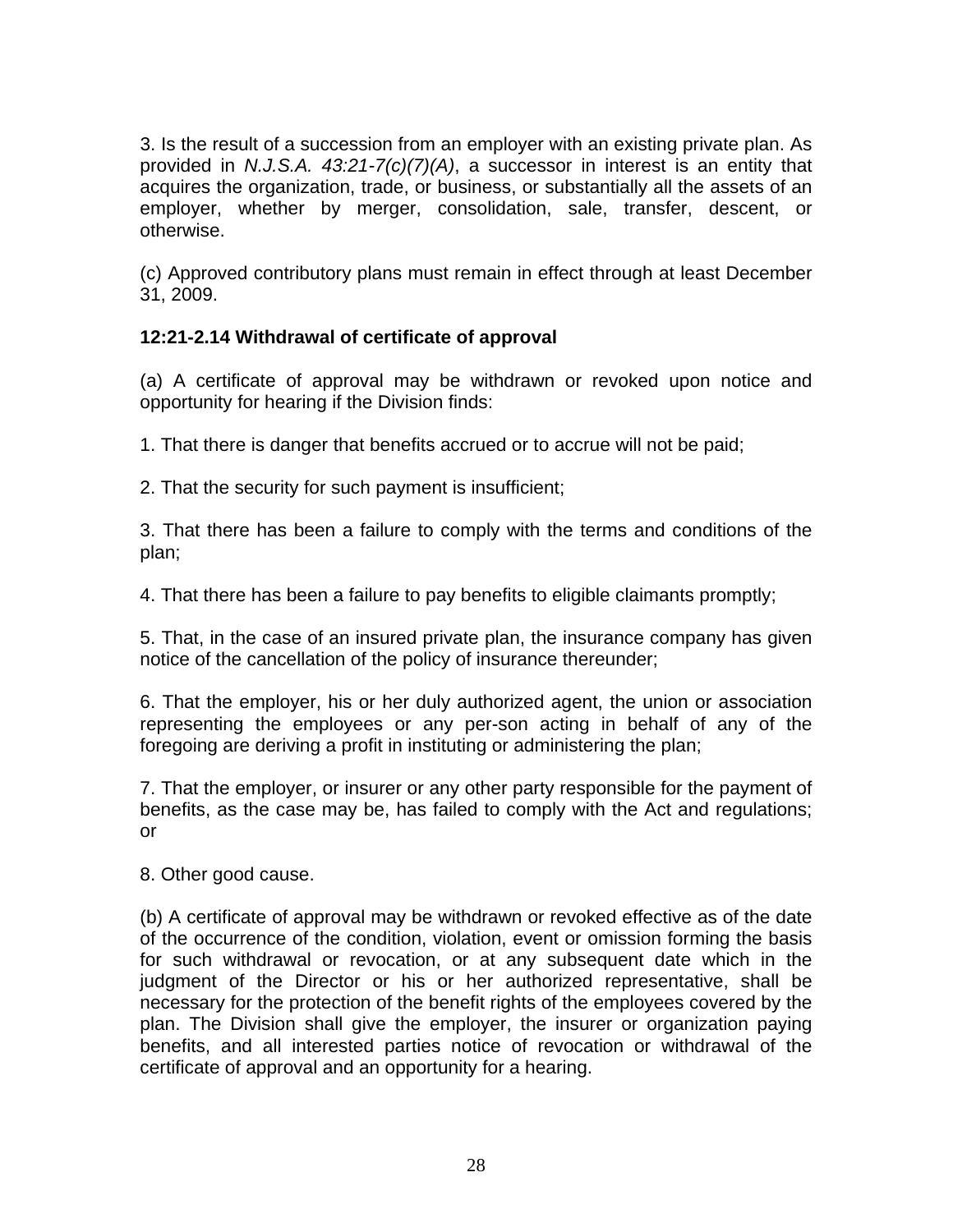3. Is the result of a succession from an employer with an existing private plan. As provided in *N.J.S.A. 43:21-7(c)(7)(A)*, a successor in interest is an entity that acquires the organization, trade, or business, or substantially all the assets of an employer, whether by merger, consolidation, sale, transfer, descent, or otherwise.

(c) Approved contributory plans must remain in effect through at least December 31, 2009.

**12:21-2.14 Withdrawal of certificate of approval**

(a) A certificate of approval may be withdrawn or revoked upon notice and opportunity for hearing if the Division finds:

1. That there is danger that benefits accrued or to accrue will not be paid;

2. That the security for such payment is insufficient;

3. That there has been a failure to comply with the terms and conditions of the plan;

4. That there has been a failure to pay benefits to eligible claimants promptly;

5. That, in the case of an insured private plan, the insurance company has given notice of the cancellation of the policy of insurance thereunder;

6. That the employer, his or her duly authorized agent, the union or association representing the employees or any per-son acting in behalf of any of the foregoing are deriving a profit in instituting or administering the plan;

7. That the employer, or insurer or any other party responsible for the payment of benefits, as the case may be, has failed to comply with the Act and regulations; or

8. Other good cause.

(b) A certificate of approval may be withdrawn or revoked effective as of the date of the occurrence of the condition, violation, event or omission forming the basis for such withdrawal or revocation, or at any subsequent date which in the judgment of the Director or his or her authorized representative, shall be necessary for the protection of the benefit rights of the employees covered by the plan. The Division shall give the employer, the insurer or organization paying benefits, and all interested parties notice of revocation or withdrawal of the certificate of approval and an opportunity for a hearing.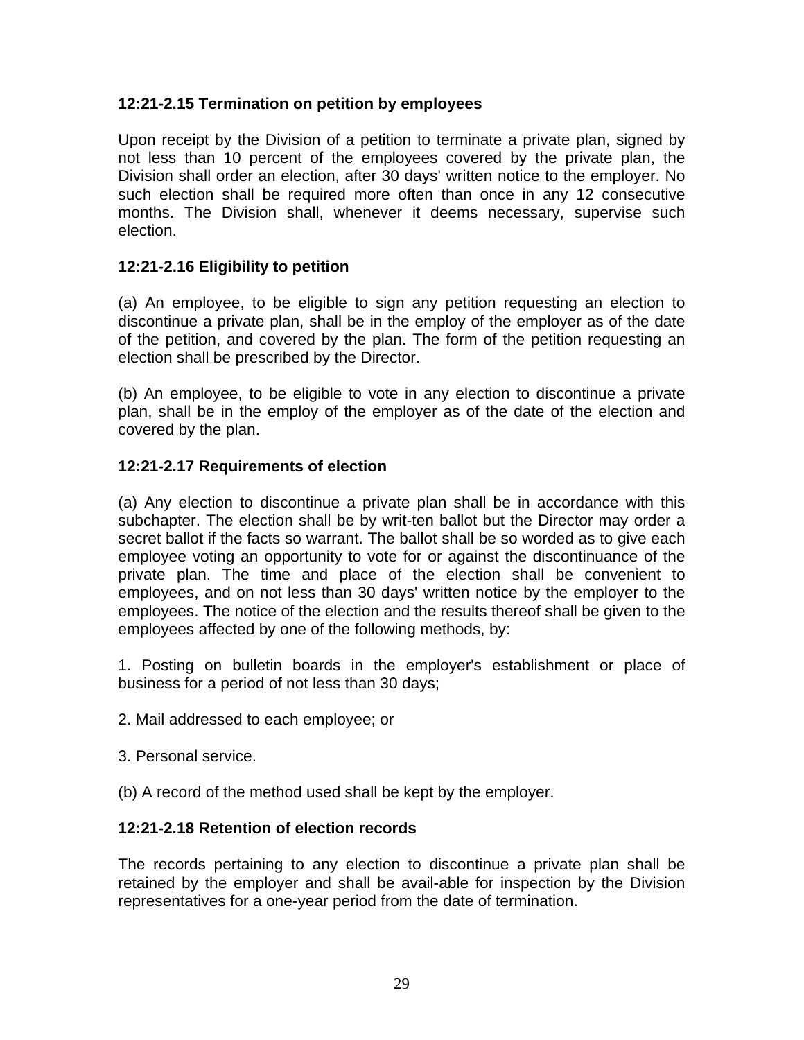**12:21-2.15 Termination on petition by employees**

Upon receipt by the Division of a petition to terminate a private plan, signed by not less than 10 percent of the employees covered by the private plan, the Division shall order an election, after 30 days' written notice to the employer. No such election shall be required more often than once in any 12 consecutive months. The Division shall, whenever it deems necessary, supervise such election.

**12:21-2.16 Eligibility to petition**

(a) An employee, to be eligible to sign any petition requesting an election to discontinue a private plan, shall be in the employ of the employer as of the date of the petition, and covered by the plan. The form of the petition requesting an election shall be prescribed by the Director.

(b) An employee, to be eligible to vote in any election to discontinue a private plan, shall be in the employ of the employer as of the date of the election and covered by the plan.

**12:21-2.17 Requirements of election**

(a) Any election to discontinue a private plan shall be in accordance with this subchapter. The election shall be by writ-ten ballot but the Director may order a secret ballot if the facts so warrant. The ballot shall be so worded as to give each employee voting an opportunity to vote for or against the discontinuance of the private plan. The time and place of the election shall be convenient to employees, and on not less than 30 days' written notice by the employer to the employees. The notice of the election and the results thereof shall be given to the employees affected by one of the following methods, by:

1. Posting on bulletin boards in the employer's establishment or place of business for a period of not less than 30 days;

2. Mail addressed to each employee; or

3. Personal service.

(b) A record of the method used shall be kept by the employer.

**12:21-2.18 Retention of election records**

The records pertaining to any election to discontinue a private plan shall be retained by the employer and shall be avail-able for inspection by the Division representatives for a one-year period from the date of termination.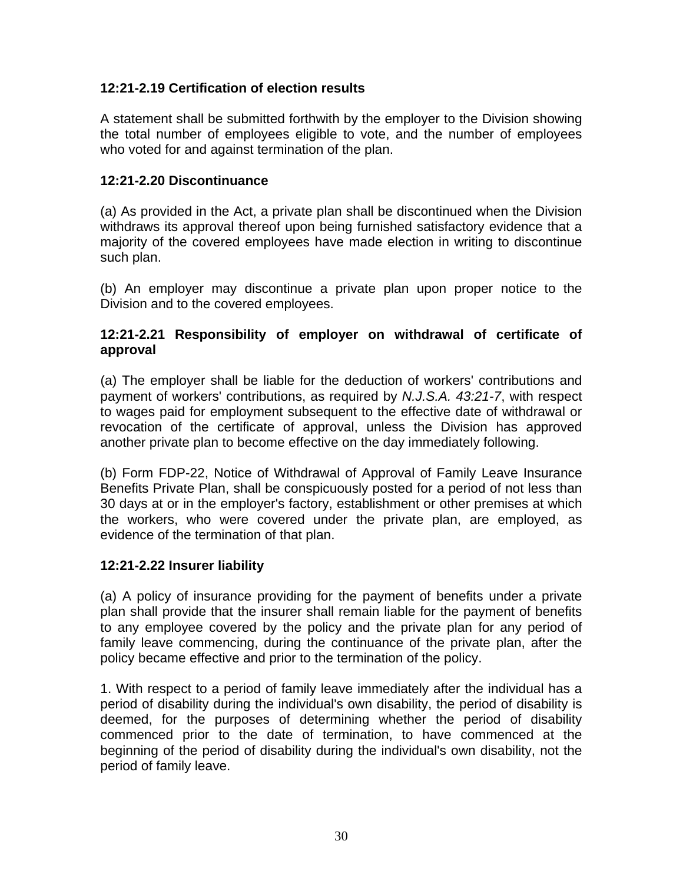**12:21-2.19 Certification of election results**

A statement shall be submitted forthwith by the employer to the Division showing the total number of employees eligible to vote, and the number of employees who voted for and against termination of the plan.

**12:21-2.20 Discontinuance**

(a) As provided in the Act, a private plan shall be discontinued when the Division withdraws its approval thereof upon being furnished satisfactory evidence that a majority of the covered employees have made election in writing to discontinue such plan.

(b) An employer may discontinue a private plan upon proper notice to the Division and to the covered employees.

**12:21-2.21 Responsibility of employer on withdrawal of certificate of approval**

(a) The employer shall be liable for the deduction of workers' contributions and payment of workers' contributions, as required by *N.J.S.A. 43:21-7*, with respect to wages paid for employment subsequent to the effective date of withdrawal or revocation of the certificate of approval, unless the Division has approved another private plan to become effective on the day immediately following.

(b) Form FDP-22, Notice of Withdrawal of Approval of Family Leave Insurance Benefits Private Plan, shall be conspicuously posted for a period of not less than 30 days at or in the employer's factory, establishment or other premises at which the workers, who were covered under the private plan, are employed, as evidence of the termination of that plan.

**12:21-2.22 Insurer liability**

(a) A policy of insurance providing for the payment of benefits under a private plan shall provide that the insurer shall remain liable for the payment of benefits to any employee covered by the policy and the private plan for any period of family leave commencing, during the continuance of the private plan, after the policy became effective and prior to the termination of the policy.

1. With respect to a period of family leave immediately after the individual has a period of disability during the individual's own disability, the period of disability is deemed, for the purposes of determining whether the period of disability commenced prior to the date of termination, to have commenced at the beginning of the period of disability during the individual's own disability, not the period of family leave.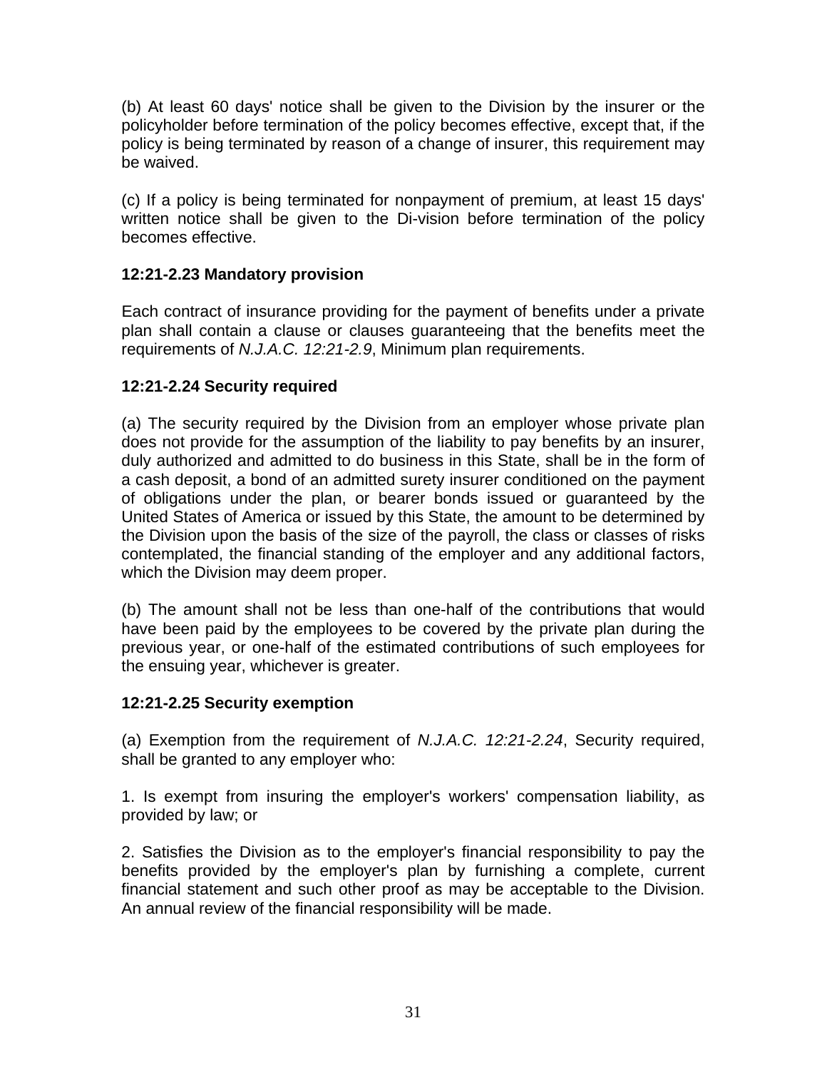(b) At least 60 days' notice shall be given to the Division by the insurer or the policyholder before termination of the policy becomes effective, except that, if the policy is being terminated by reason of a change of insurer, this requirement may be waived.

(c) If a policy is being terminated for nonpayment of premium, at least 15 days' written notice shall be given to the Di-vision before termination of the policy becomes effective.

**12:21-2.23 Mandatory provision**

Each contract of insurance providing for the payment of benefits under a private plan shall contain a clause or clauses guaranteeing that the benefits meet the requirements of *N.J.A.C. 12:21-2.9*, Minimum plan requirements.

**12:21-2.24 Security required**

(a) The security required by the Division from an employer whose private plan does not provide for the assumption of the liability to pay benefits by an insurer, duly authorized and admitted to do business in this State, shall be in the form of a cash deposit, a bond of an admitted surety insurer conditioned on the payment of obligations under the plan, or bearer bonds issued or guaranteed by the United States of America or issued by this State, the amount to be determined by the Division upon the basis of the size of the payroll, the class or classes of risks contemplated, the financial standing of the employer and any additional factors, which the Division may deem proper.

(b) The amount shall not be less than one-half of the contributions that would have been paid by the employees to be covered by the private plan during the previous year, or one-half of the estimated contributions of such employees for the ensuing year, whichever is greater.

**12:21-2.25 Security exemption**

(a) Exemption from the requirement of *N.J.A.C. 12:21-2.24*, Security required, shall be granted to any employer who:

1. Is exempt from insuring the employer's workers' compensation liability, as provided by law; or

2. Satisfies the Division as to the employer's financial responsibility to pay the benefits provided by the employer's plan by furnishing a complete, current financial statement and such other proof as may be acceptable to the Division. An annual review of the financial responsibility will be made.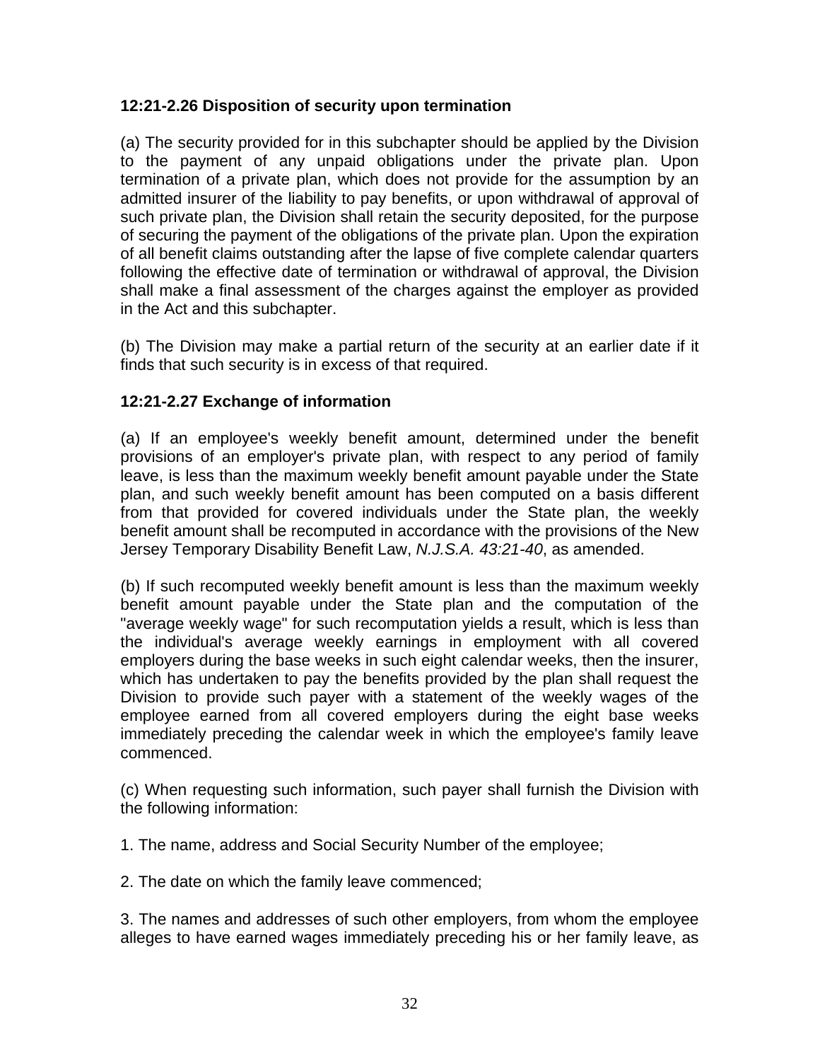**12:21-2.26 Disposition of security upon termination**

(a) The security provided for in this subchapter should be applied by the Division to the payment of any unpaid obligations under the private plan. Upon termination of a private plan, which does not provide for the assumption by an admitted insurer of the liability to pay benefits, or upon withdrawal of approval of such private plan, the Division shall retain the security deposited, for the purpose of securing the payment of the obligations of the private plan. Upon the expiration of all benefit claims outstanding after the lapse of five complete calendar quarters following the effective date of termination or withdrawal of approval, the Division shall make a final assessment of the charges against the employer as provided in the Act and this subchapter.

(b) The Division may make a partial return of the security at an earlier date if it finds that such security is in excess of that required.

**12:21-2.27 Exchange of information**

(a) If an employee's weekly benefit amount, determined under the benefit provisions of an employer's private plan, with respect to any period of family leave, is less than the maximum weekly benefit amount payable under the State plan, and such weekly benefit amount has been computed on a basis different from that provided for covered individuals under the State plan, the weekly benefit amount shall be recomputed in accordance with the provisions of the New Jersey Temporary Disability Benefit Law, *N.J.S.A. 43:21-40*, as amended.

(b) If such recomputed weekly benefit amount is less than the maximum weekly benefit amount payable under the State plan and the computation of the "average weekly wage" for such recomputation yields a result, which is less than the individual's average weekly earnings in employment with all covered employers during the base weeks in such eight calendar weeks, then the insurer, which has undertaken to pay the benefits provided by the plan shall request the Division to provide such payer with a statement of the weekly wages of the employee earned from all covered employers during the eight base weeks immediately preceding the calendar week in which the employee's family leave commenced.

(c) When requesting such information, such payer shall furnish the Division with the following information:

1. The name, address and Social Security Number of the employee;

2. The date on which the family leave commenced;

3. The names and addresses of such other employers, from whom the employee alleges to have earned wages immediately preceding his or her family leave, as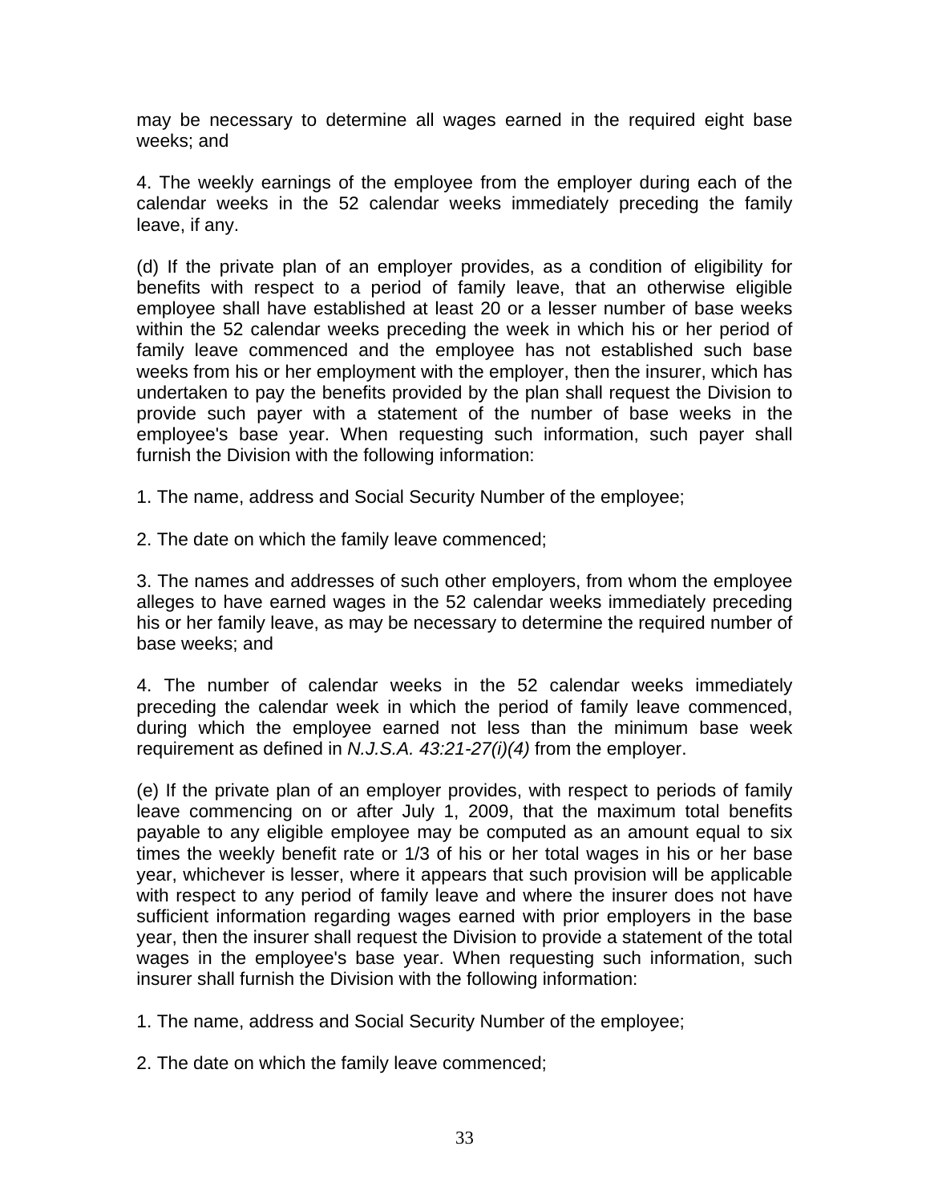may be necessary to determine all wages earned in the required eight base weeks; and

4. The weekly earnings of the employee from the employer during each of the calendar weeks in the 52 calendar weeks immediately preceding the family leave, if any.

(d) If the private plan of an employer provides, as a condition of eligibility for benefits with respect to a period of family leave, that an otherwise eligible employee shall have established at least 20 or a lesser number of base weeks within the 52 calendar weeks preceding the week in which his or her period of family leave commenced and the employee has not established such base weeks from his or her employment with the employer, then the insurer, which has undertaken to pay the benefits provided by the plan shall request the Division to provide such payer with a statement of the number of base weeks in the employee's base year. When requesting such information, such payer shall furnish the Division with the following information:

1. The name, address and Social Security Number of the employee;

2. The date on which the family leave commenced;

3. The names and addresses of such other employers, from whom the employee alleges to have earned wages in the 52 calendar weeks immediately preceding his or her family leave, as may be necessary to determine the required number of base weeks; and

4. The number of calendar weeks in the 52 calendar weeks immediately preceding the calendar week in which the period of family leave commenced, during which the employee earned not less than the minimum base week requirement as defined in *N.J.S.A. 43:21-27(i)(4)* from the employer.

(e) If the private plan of an employer provides, with respect to periods of family leave commencing on or after July 1, 2009, that the maximum total benefits payable to any eligible employee may be computed as an amount equal to six times the weekly benefit rate or 1/3 of his or her total wages in his or her base year, whichever is lesser, where it appears that such provision will be applicable with respect to any period of family leave and where the insurer does not have sufficient information regarding wages earned with prior employers in the base year, then the insurer shall request the Division to provide a statement of the total wages in the employee's base year. When requesting such information, such insurer shall furnish the Division with the following information:

1. The name, address and Social Security Number of the employee;

2. The date on which the family leave commenced;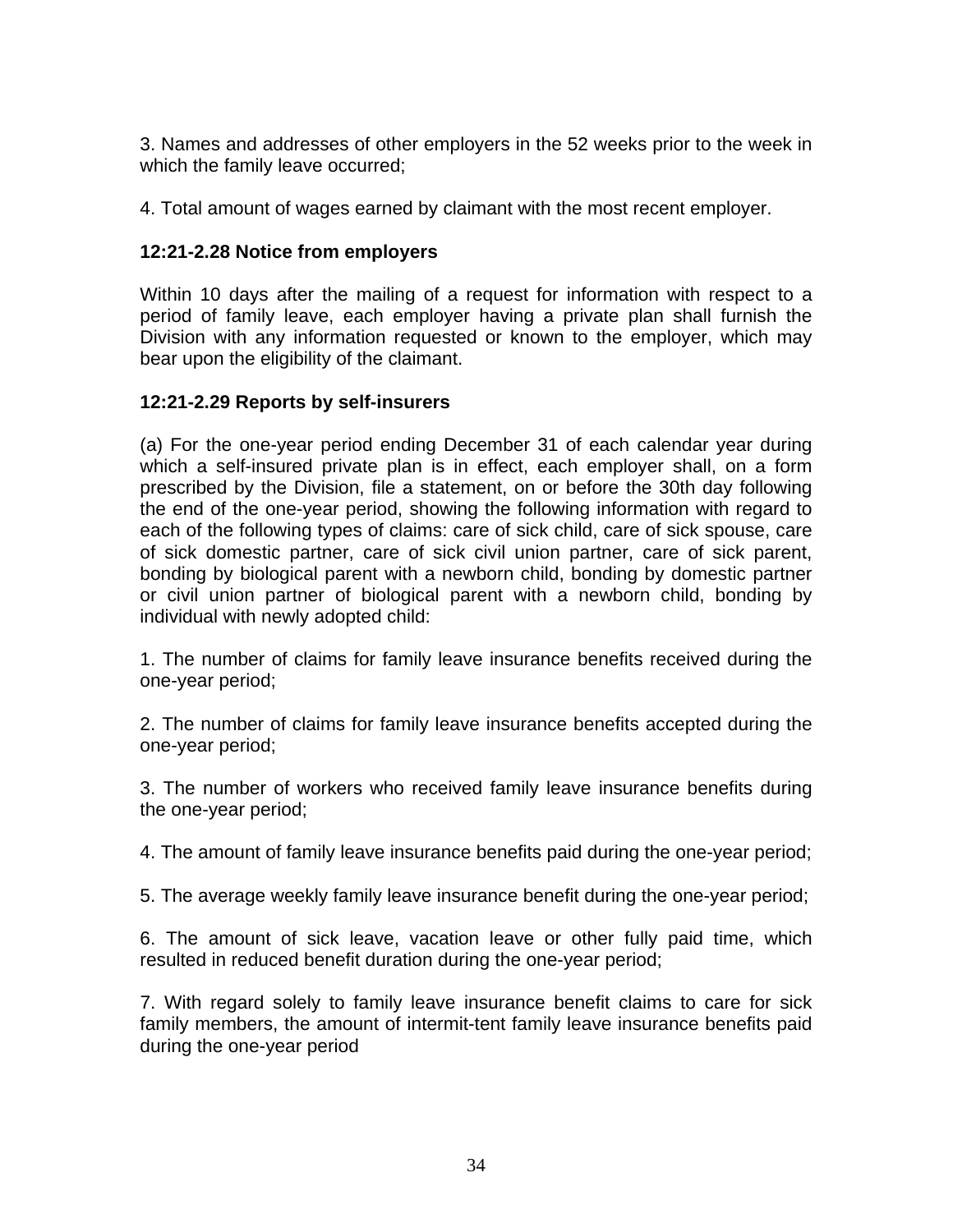3. Names and addresses of other employers in the 52 weeks prior to the week in which the family leave occurred;

4. Total amount of wages earned by claimant with the most recent employer.

**12:21-2.28 Notice from employers**

Within 10 days after the mailing of a request for information with respect to a period of family leave, each employer having a private plan shall furnish the Division with any information requested or known to the employer, which may bear upon the eligibility of the claimant.

**12:21-2.29 Reports by self-insurers**

(a) For the one-year period ending December 31 of each calendar year during which a self-insured private plan is in effect, each employer shall, on a form prescribed by the Division, file a statement, on or before the 30th day following the end of the one-year period, showing the following information with regard to each of the following types of claims: care of sick child, care of sick spouse, care of sick domestic partner, care of sick civil union partner, care of sick parent, bonding by biological parent with a newborn child, bonding by domestic partner or civil union partner of biological parent with a newborn child, bonding by individual with newly adopted child:

1. The number of claims for family leave insurance benefits received during the one-year period;

2. The number of claims for family leave insurance benefits accepted during the one-year period;

3. The number of workers who received family leave insurance benefits during the one-year period;

4. The amount of family leave insurance benefits paid during the one-year period;

5. The average weekly family leave insurance benefit during the one-year period;

6. The amount of sick leave, vacation leave or other fully paid time, which resulted in reduced benefit duration during the one-year period;

7. With regard solely to family leave insurance benefit claims to care for sick family members, the amount of intermit-tent family leave insurance benefits paid during the one-year period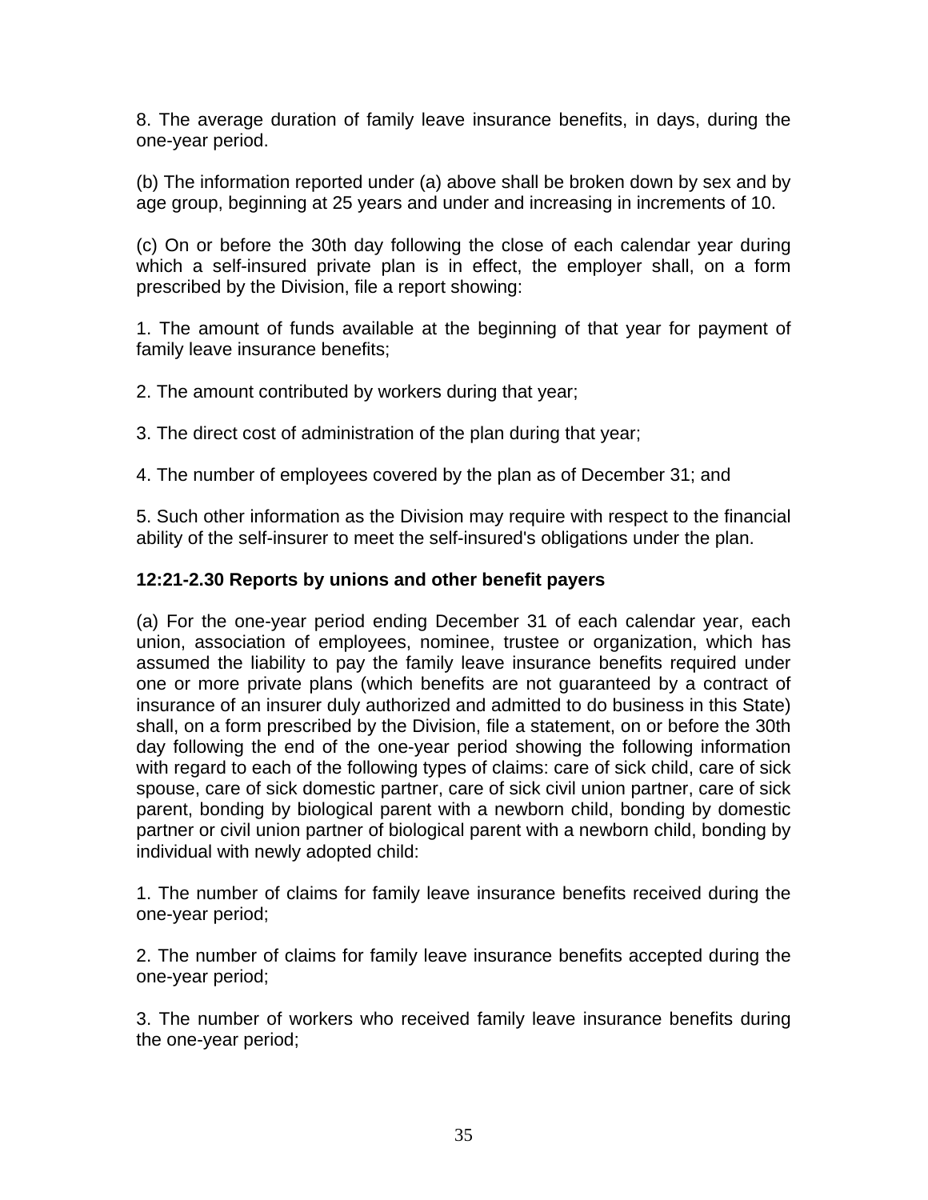8. The average duration of family leave insurance benefits, in days, during the one-year period.

(b) The information reported under (a) above shall be broken down by sex and by age group, beginning at 25 years and under and increasing in increments of 10.

(c) On or before the 30th day following the close of each calendar year during which a self-insured private plan is in effect, the employer shall, on a form prescribed by the Division, file a report showing:

1. The amount of funds available at the beginning of that year for payment of family leave insurance benefits;

2. The amount contributed by workers during that year;

3. The direct cost of administration of the plan during that year;

4. The number of employees covered by the plan as of December 31; and

5. Such other information as the Division may require with respect to the financial ability of the self-insurer to meet the self-insured's obligations under the plan.

**12:21-2.30 Reports by unions and other benefit payers**

(a) For the one-year period ending December 31 of each calendar year, each union, association of employees, nominee, trustee or organization, which has assumed the liability to pay the family leave insurance benefits required under one or more private plans (which benefits are not guaranteed by a contract of insurance of an insurer duly authorized and admitted to do business in this State) shall, on a form prescribed by the Division, file a statement, on or before the 30th day following the end of the one-year period showing the following information with regard to each of the following types of claims: care of sick child, care of sick spouse, care of sick domestic partner, care of sick civil union partner, care of sick parent, bonding by biological parent with a newborn child, bonding by domestic partner or civil union partner of biological parent with a newborn child, bonding by individual with newly adopted child:

1. The number of claims for family leave insurance benefits received during the one-year period;

2. The number of claims for family leave insurance benefits accepted during the one-year period;

3. The number of workers who received family leave insurance benefits during the one-year period;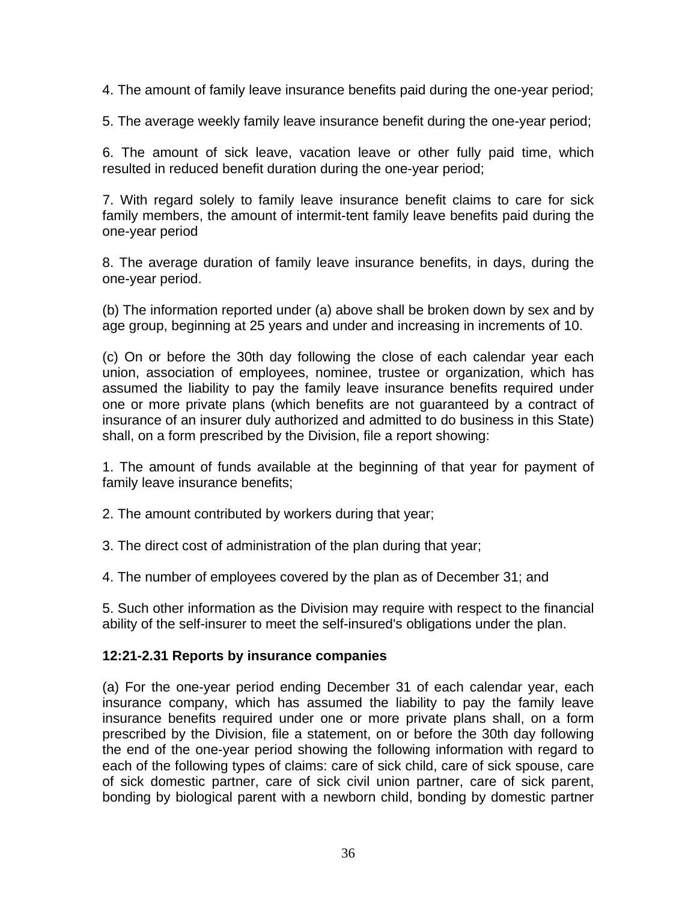4. The amount of family leave insurance benefits paid during the one-year period;

5. The average weekly family leave insurance benefit during the one-year period;

6. The amount of sick leave, vacation leave or other fully paid time, which resulted in reduced benefit duration during the one-year period;

7. With regard solely to family leave insurance benefit claims to care for sick family members, the amount of intermit-tent family leave benefits paid during the one-year period

8. The average duration of family leave insurance benefits, in days, during the one-year period.

(b) The information reported under (a) above shall be broken down by sex and by age group, beginning at 25 years and under and increasing in increments of 10.

(c) On or before the 30th day following the close of each calendar year each union, association of employees, nominee, trustee or organization, which has assumed the liability to pay the family leave insurance benefits required under one or more private plans (which benefits are not guaranteed by a contract of insurance of an insurer duly authorized and admitted to do business in this State) shall, on a form prescribed by the Division, file a report showing:

1. The amount of funds available at the beginning of that year for payment of family leave insurance benefits;

2. The amount contributed by workers during that year;

3. The direct cost of administration of the plan during that year;

4. The number of employees covered by the plan as of December 31; and

5. Such other information as the Division may require with respect to the financial ability of the self-insurer to meet the self-insured's obligations under the plan.

**12:21-2.31 Reports by insurance companies**

(a) For the one-year period ending December 31 of each calendar year, each insurance company, which has assumed the liability to pay the family leave insurance benefits required under one or more private plans shall, on a form prescribed by the Division, file a statement, on or before the 30th day following the end of the one-year period showing the following information with regard to each of the following types of claims: care of sick child, care of sick spouse, care of sick domestic partner, care of sick civil union partner, care of sick parent, bonding by biological parent with a newborn child, bonding by domestic partner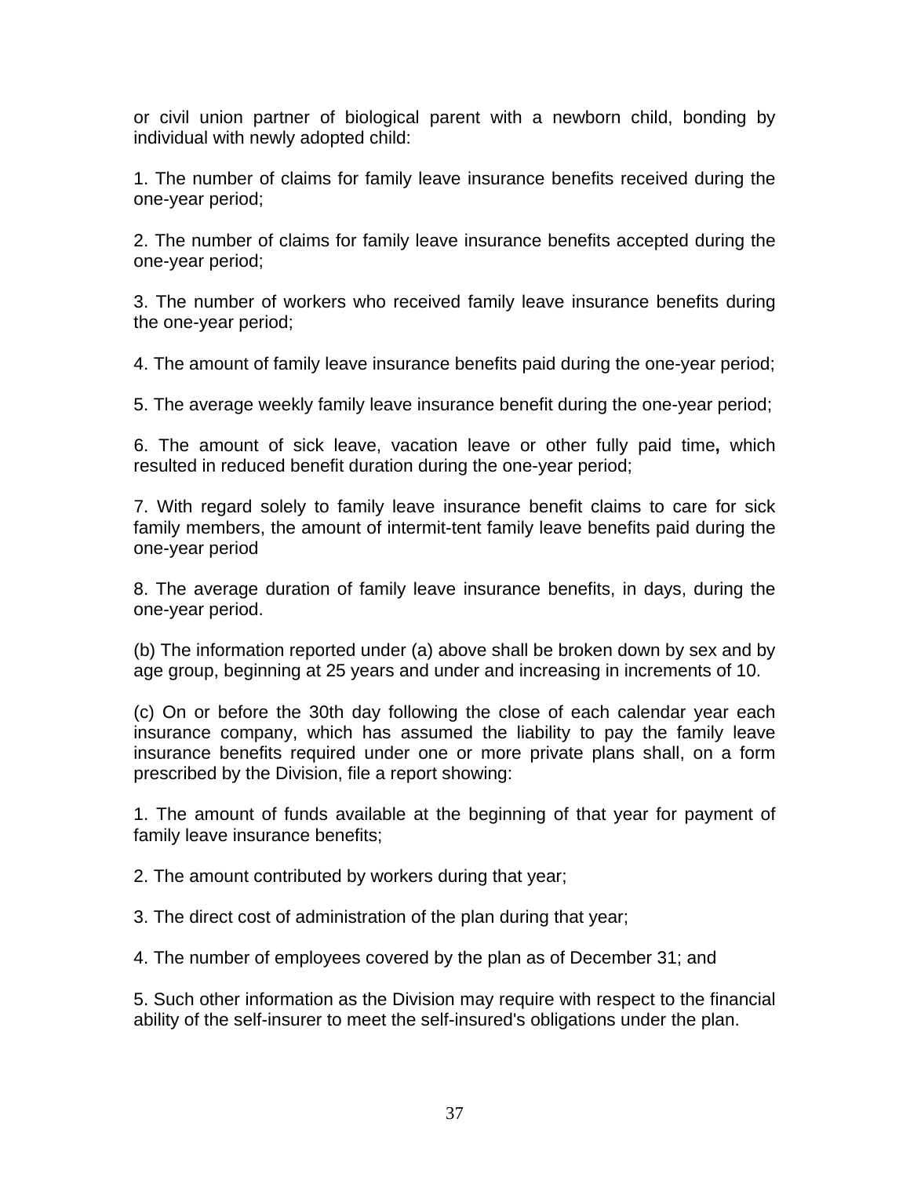or civil union partner of biological parent with a newborn child, bonding by individual with newly adopted child:

1. The number of claims for family leave insurance benefits received during the one-year period;

2. The number of claims for family leave insurance benefits accepted during the one-year period;

3. The number of workers who received family leave insurance benefits during the one-year period;

4. The amount of family leave insurance benefits paid during the one-year period;

5. The average weekly family leave insurance benefit during the one-year period;

6. The amount of sick leave, vacation leave or other fully paid time**,** which resulted in reduced benefit duration during the one-year period;

7. With regard solely to family leave insurance benefit claims to care for sick family members, the amount of intermit-tent family leave benefits paid during the one-year period

8. The average duration of family leave insurance benefits, in days, during the one-year period.

(b) The information reported under (a) above shall be broken down by sex and by age group, beginning at 25 years and under and increasing in increments of 10.

(c) On or before the 30th day following the close of each calendar year each insurance company, which has assumed the liability to pay the family leave insurance benefits required under one or more private plans shall, on a form prescribed by the Division, file a report showing:

1. The amount of funds available at the beginning of that year for payment of family leave insurance benefits;

2. The amount contributed by workers during that year;

3. The direct cost of administration of the plan during that year;

4. The number of employees covered by the plan as of December 31; and

5. Such other information as the Division may require with respect to the financial ability of the self-insurer to meet the self-insured's obligations under the plan.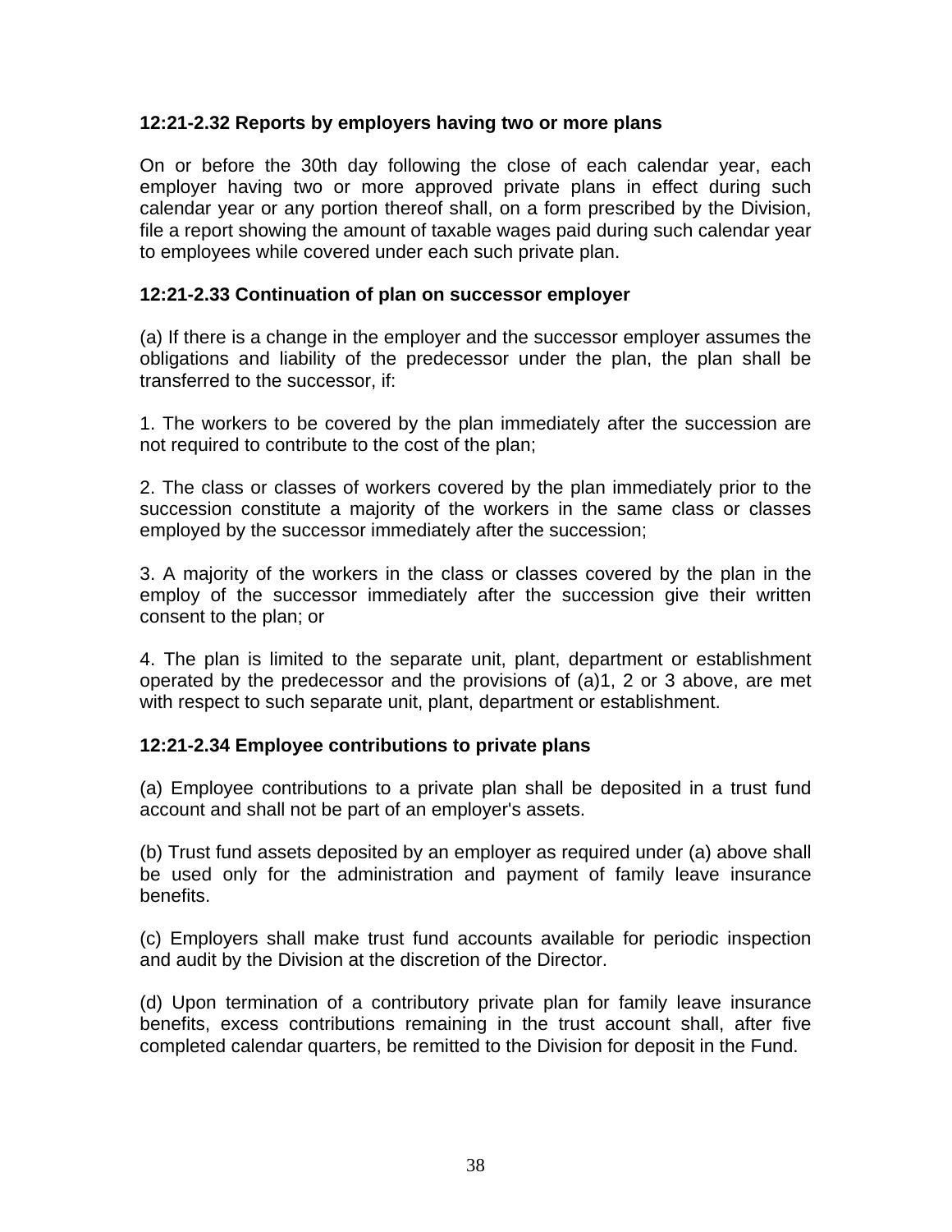### 12:21-2.32 Reports by employers having two or more plans

On or before the 30th day following the close of each calendar year, each employer having two or more approved private plans in effect during such calendar year or any portion thereof shall, on a form prescribed by the Division, file a report showing the amount of taxable wages paid during such calendar year to employees while covered under each such private plan.

### 12:21-2.33 Continuation of plan on successor employer

(a) If there is a change in the employer and the successor employer assumes the obligations and liability of the predecessor under the plan, the plan shall be transferred to the successor, if:

1. The workers to be covered by the plan immediately after the succession are not required to contribute to the cost of the plan;

2. The class or classes of workers covered by the plan immediately prior to the succession constitute a majority of the workers in the same class or classes employed by the successor immediately after the succession;

3. A majority of the workers in the class or classes covered by the plan in the employ of the successor immediately after the succession give their written consent to the plan; or

4. The plan is limited to the separate unit, plant, department or establishment operated by the predecessor and the provisions of (a)1, 2 or 3 above, are met with respect to such separate unit, plant, department or establishment.

### 12:21-2.34 Employee contributions to private plans

(a) Employee contributions to a private plan shall be deposited in a trust fund account and shall not be part of an employer's assets.

(b) Trust fund assets deposited by an employer as required under (a) above shall be used only for the administration and payment of family leave insurance benefits.

(c) Employers shall make trust fund accounts available for periodic inspection and audit by the Division at the discretion of the Director.

(d) Upon termination of a contributory private plan for family leave insurance benefits, excess contributions remaining in the trust account shall, after five completed calendar quarters, be remitted to the Division for deposit in the Fund.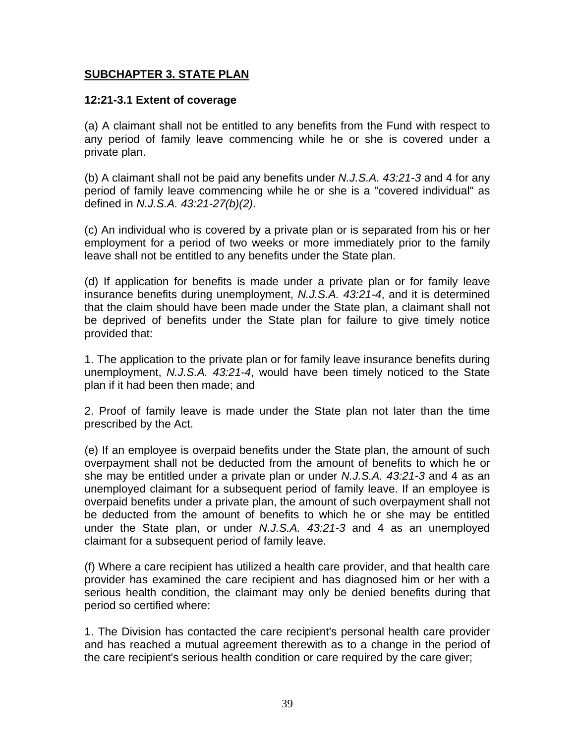## SUBCHAPTER 3. STATE PLAN

### 12:21-3.1 Extent of coverage

(a) A claimant shall not be entitled to any benefits from the Fund with respect to any period of family leave commencing while he or she is covered under a private plan.

(b) A claimant shall not be paid any benefits under *N.J.S.A. 43:21-3* and 4 for any period of family leave commencing while he or she is a "covered individual" as defined in *N.J.S.A. 43:21-27(b)(2)*.

(c) An individual who is covered by a private plan or is separated from his or her employment for a period of two weeks or more immediately prior to the family leave shall not be entitled to any benefits under the State plan.

(d) If application for benefits is made under a private plan or for family leave insurance benefits during unemployment, *N.J.S.A. 43:21-4*, and it is determined that the claim should have been made under the State plan, a claimant shall not be deprived of benefits under the State plan for failure to give timely notice provided that:

1. The application to the private plan or for family leave insurance benefits during unemployment, *N.J.S.A. 43:21-4*, would have been timely noticed to the State plan if it had been then made; and

2. Proof of family leave is made under the State plan not later than the time prescribed by the Act.

(e) If an employee is overpaid benefits under the State plan, the amount of such overpayment shall not be deducted from the amount of benefits to which he or she may be entitled under a private plan or under *N.J.S.A. 43:21-3* and 4 as an unemployed claimant for a subsequent period of family leave. If an employee is overpaid benefits under a private plan, the amount of such overpayment shall not be deducted from the amount of benefits to which he or she may be entitled under the State plan, or under *N.J.S.A. 43:21-3* and 4 as an unemployed claimant for a subsequent period of family leave.

(f) Where a care recipient has utilized a health care provider, and that health care provider has examined the care recipient and has diagnosed him or her with a serious health condition, the claimant may only be denied benefits during that period so certified where:

1. The Division has contacted the care recipient's personal health care provider and has reached a mutual agreement therewith as to a change in the period of the care recipient's serious health condition or care required by the care giver;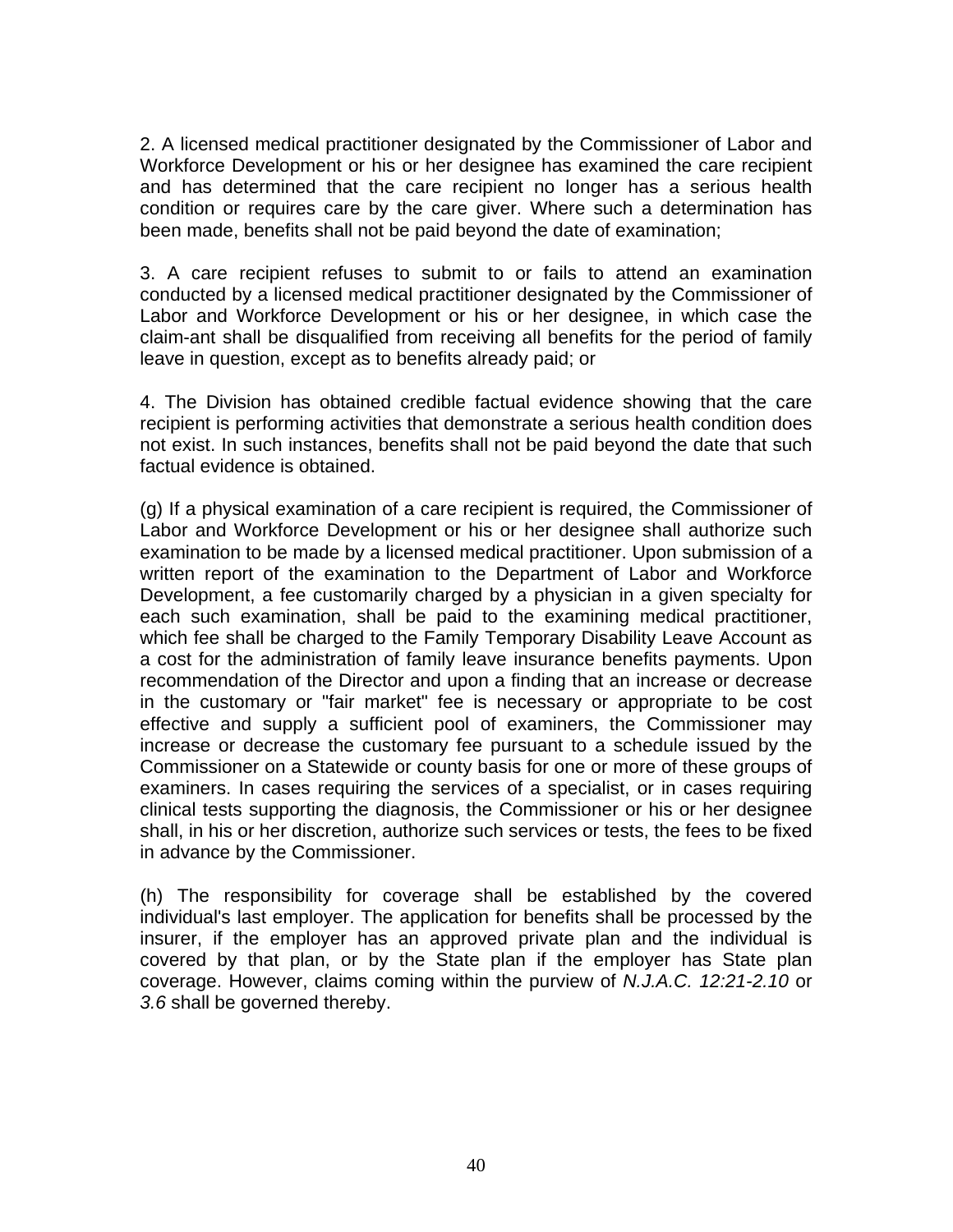2. A licensed medical practitioner designated by the Commissioner of Labor and Workforce Development or his or her designee has examined the care recipient and has determined that the care recipient no longer has a serious health condition or requires care by the care giver. Where such a determination has been made, benefits shall not be paid beyond the date of examination;

3. A care recipient refuses to submit to or fails to attend an examination conducted by a licensed medical practitioner designated by the Commissioner of Labor and Workforce Development or his or her designee, in which case the claim-ant shall be disqualified from receiving all benefits for the period of family leave in question, except as to benefits already paid; or

4. The Division has obtained credible factual evidence showing that the care recipient is performing activities that demonstrate a serious health condition does not exist. In such instances, benefits shall not be paid beyond the date that such factual evidence is obtained.

(g) If a physical examination of a care recipient is required, the Commissioner of Labor and Workforce Development or his or her designee shall authorize such examination to be made by a licensed medical practitioner. Upon submission of a written report of the examination to the Department of Labor and Workforce Development, a fee customarily charged by a physician in a given specialty for each such examination, shall be paid to the examining medical practitioner, which fee shall be charged to the Family Temporary Disability Leave Account as a cost for the administration of family leave insurance benefits payments. Upon recommendation of the Director and upon a finding that an increase or decrease in the customary or "fair market" fee is necessary or appropriate to be cost effective and supply a sufficient pool of examiners, the Commissioner may increase or decrease the customary fee pursuant to a schedule issued by the Commissioner on a Statewide or county basis for one or more of these groups of examiners. In cases requiring the services of a specialist, or in cases requiring clinical tests supporting the diagnosis, the Commissioner or his or her designee shall, in his or her discretion, authorize such services or tests, the fees to be fixed in advance by the Commissioner.

(h) The responsibility for coverage shall be established by the covered individual's last employer. The application for benefits shall be processed by the insurer, if the employer has an approved private plan and the individual is covered by that plan, or by the State plan if the employer has State plan coverage. However, claims coming within the purview of *N.J.A.C. 12:21-2.10* or *3.6* shall be governed thereby.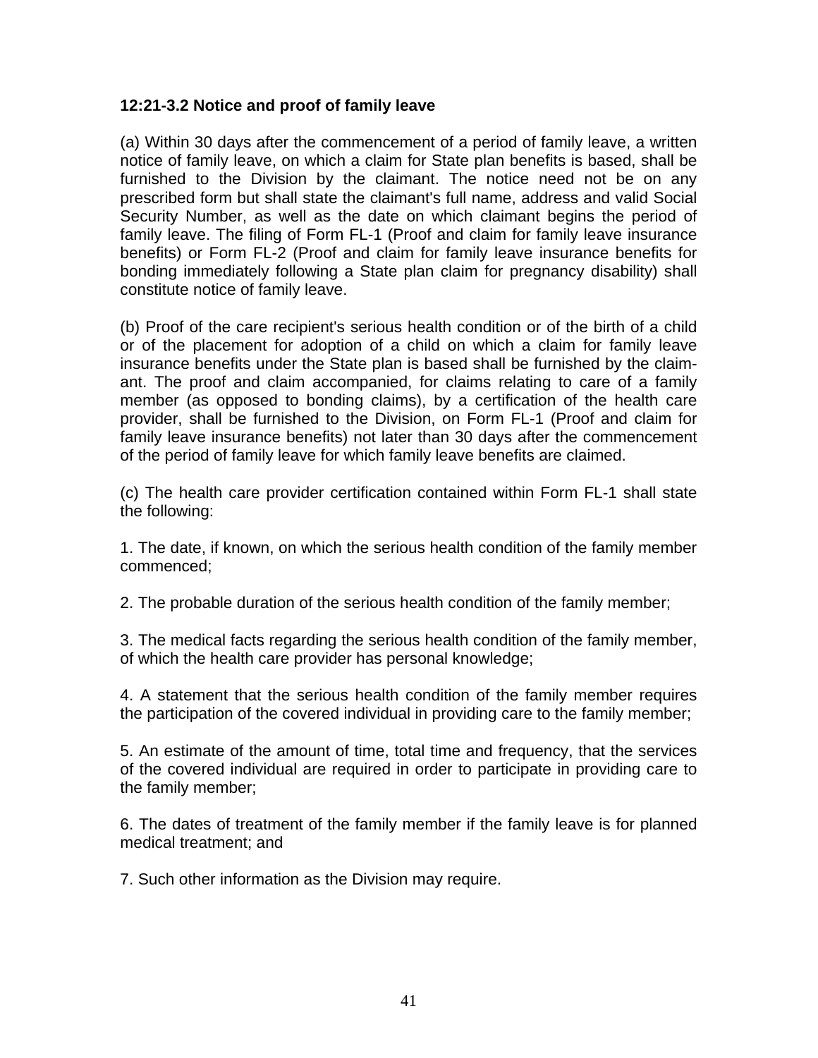**12:21-3.2 Notice and proof of family leave**

(a) Within 30 days after the commencement of a period of family leave, a written notice of family leave, on which a claim for State plan benefits is based, shall be furnished to the Division by the claimant. The notice need not be on any prescribed form but shall state the claimant's full name, address and valid Social Security Number, as well as the date on which claimant begins the period of family leave. The filing of Form FL-1 (Proof and claim for family leave insurance benefits) or Form FL-2 (Proof and claim for family leave insurance benefits for bonding immediately following a State plan claim for pregnancy disability) shall constitute notice of family leave.

(b) Proof of the care recipient's serious health condition or of the birth of a child or of the placement for adoption of a child on which a claim for family leave insurance benefits under the State plan is based shall be furnished by the claimant. The proof and claim accompanied, for claims relating to care of a family member (as opposed to bonding claims), by a certification of the health care provider, shall be furnished to the Division, on Form FL-1 (Proof and claim for family leave insurance benefits) not later than 30 days after the commencement of the period of family leave for which family leave benefits are claimed.

(c) The health care provider certification contained within Form FL-1 shall state the following:

1. The date, if known, on which the serious health condition of the family member commenced;

2. The probable duration of the serious health condition of the family member;

3. The medical facts regarding the serious health condition of the family member, of which the health care provider has personal knowledge;

4. A statement that the serious health condition of the family member requires the participation of the covered individual in providing care to the family member;

5. An estimate of the amount of time, total time and frequency, that the services of the covered individual are required in order to participate in providing care to the family member;

6. The dates of treatment of the family member if the family leave is for planned medical treatment; and

7. Such other information as the Division may require.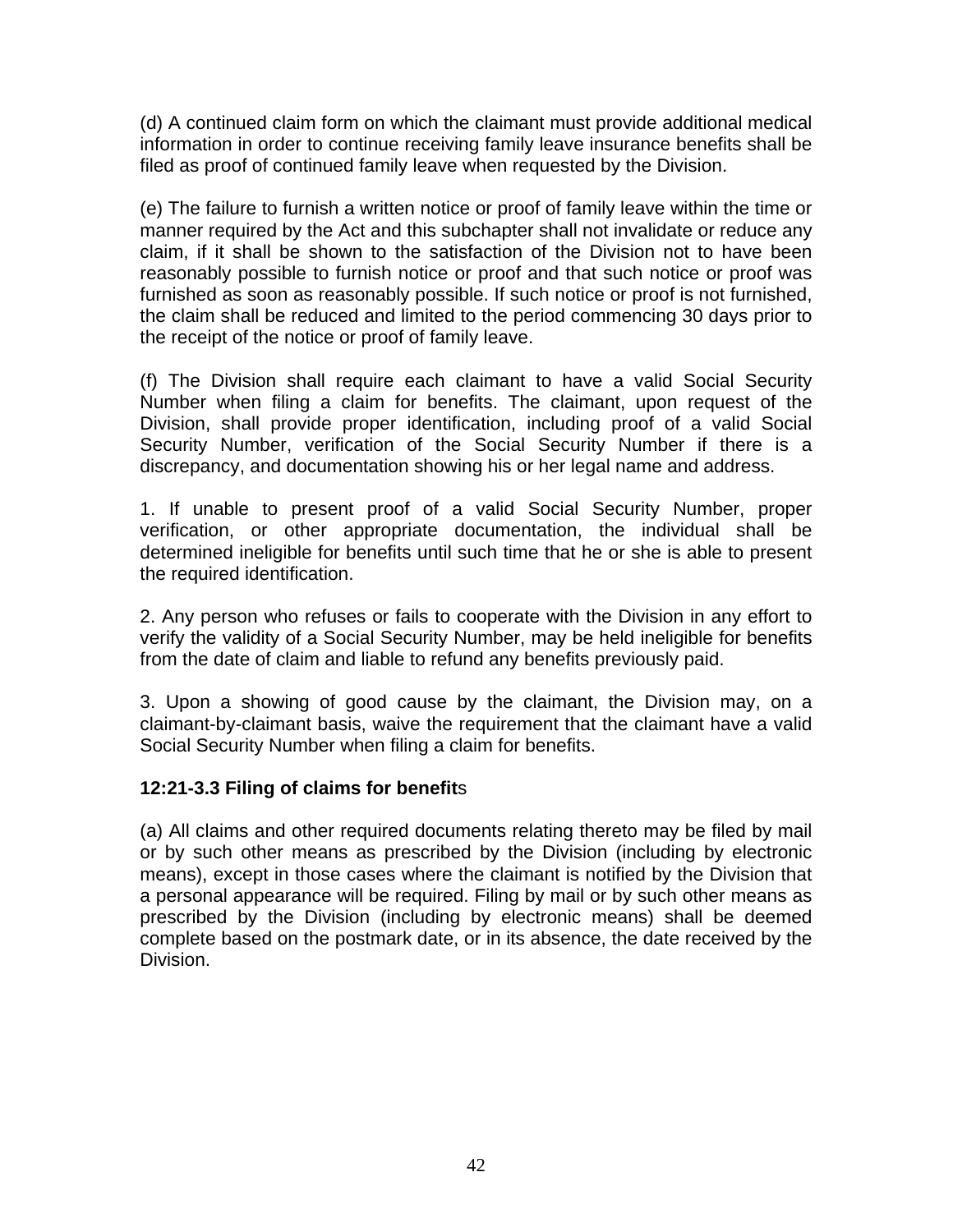(d) A continued claim form on which the claimant must provide additional medical information in order to continue receiving family leave insurance benefits shall be filed as proof of continued family leave when requested by the Division.

(e) The failure to furnish a written notice or proof of family leave within the time or manner required by the Act and this subchapter shall not invalidate or reduce any claim, if it shall be shown to the satisfaction of the Division not to have been reasonably possible to furnish notice or proof and that such notice or proof was furnished as soon as reasonably possible. If such notice or proof is not furnished, the claim shall be reduced and limited to the period commencing 30 days prior to the receipt of the notice or proof of family leave.

(f) The Division shall require each claimant to have a valid Social Security Number when filing a claim for benefits. The claimant, upon request of the Division, shall provide proper identification, including proof of a valid Social Security Number, verification of the Social Security Number if there is a discrepancy, and documentation showing his or her legal name and address.

1. If unable to present proof of a valid Social Security Number, proper verification, or other appropriate documentation, the individual shall be determined ineligible for benefits until such time that he or she is able to present the required identification.

2. Any person who refuses or fails to cooperate with the Division in any effort to verify the validity of a Social Security Number, may be held ineligible for benefits from the date of claim and liable to refund any benefits previously paid.

3. Upon a showing of good cause by the claimant, the Division may, on a claimant-by-claimant basis, waive the requirement that the claimant have a valid Social Security Number when filing a claim for benefits.

**12:21-3.3 Filing of claims for benefits**

(a) All claims and other required documents relating thereto may be filed by mail or by such other means as prescribed by the Division (including by electronic means), except in those cases where the claimant is notified by the Division that a personal appearance will be required. Filing by mail or by such other means as prescribed by the Division (including by electronic means) shall be deemed complete based on the postmark date, or in its absence, the date received by the Division.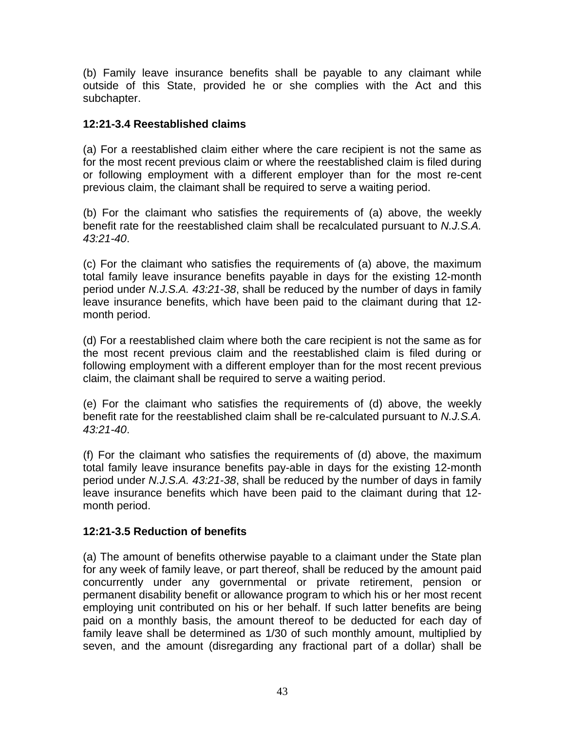(b) Family leave insurance benefits shall be payable to any claimant while outside of this State, provided he or she complies with the Act and this subchapter.

### 12:21-3.4 Reestablished claims

(a) For a reestablished claim either where the care recipient is not the same as for the most recent previous claim or where the reestablished claim is filed during or following employment with a different employer than for the most re-cent previous claim, the claimant shall be required to serve a waiting period.

(b) For the claimant who satisfies the requirements of (a) above, the weekly benefit rate for the reestablished claim shall be recalculated pursuant to *N.J.S.A. 43:21-40*.

(c) For the claimant who satisfies the requirements of (a) above, the maximum total family leave insurance benefits payable in days for the existing 12-month period under *N.J.S.A. 43:21-38*, shall be reduced by the number of days in family leave insurance benefits, which have been paid to the claimant during that 12-month period.

(d) For a reestablished claim where both the care recipient is not the same as for the most recent previous claim and the reestablished claim is filed during or following employment with a different employer than for the most recent previous claim, the claimant shall be required to serve a waiting period.

(e) For the claimant who satisfies the requirements of (d) above, the weekly benefit rate for the reestablished claim shall be re-calculated pursuant to *N.J.S.A. 43:21-40*.

(f) For the claimant who satisfies the requirements of (d) above, the maximum total family leave insurance benefits pay-able in days for the existing 12-month period under *N.J.S.A. 43:21-38*, shall be reduced by the number of days in family leave insurance benefits which have been paid to the claimant during that 12-month period.

### 12:21-3.5 Reduction of benefits

(a) The amount of benefits otherwise payable to a claimant under the State plan for any week of family leave, or part thereof, shall be reduced by the amount paid concurrently under any governmental or private retirement, pension or permanent disability benefit or allowance program to which his or her most recent employing unit contributed on his or her behalf. If such latter benefits are being paid on a monthly basis, the amount thereof to be deducted for each day of family leave shall be determined as 1/30 of such monthly amount, multiplied by seven, and the amount (disregarding any fractional part of a dollar) shall be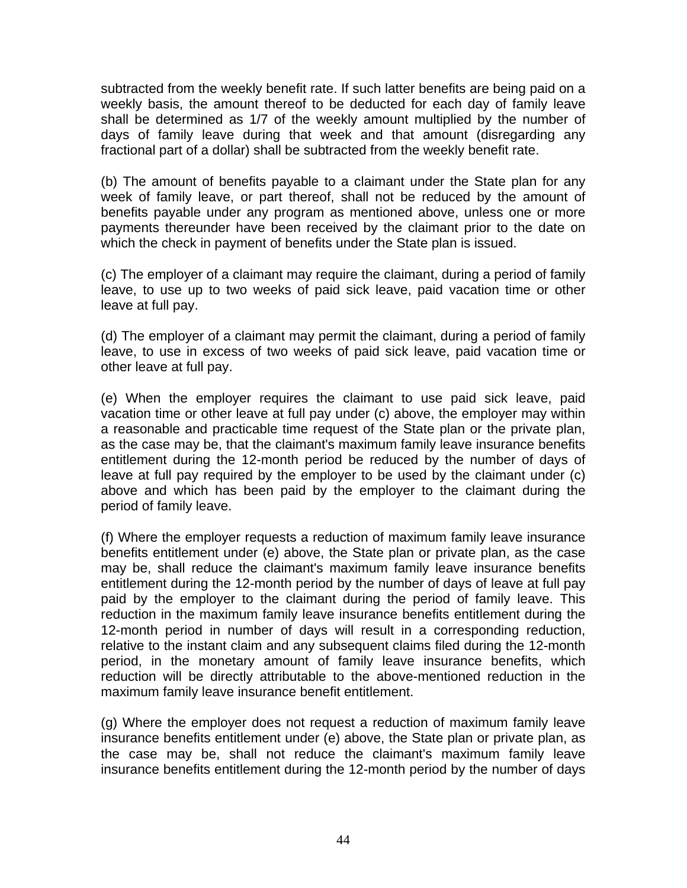subtracted from the weekly benefit rate. If such latter benefits are being paid on a weekly basis, the amount thereof to be deducted for each day of family leave shall be determined as 1/7 of the weekly amount multiplied by the number of days of family leave during that week and that amount (disregarding any fractional part of a dollar) shall be subtracted from the weekly benefit rate.

(b) The amount of benefits payable to a claimant under the State plan for any week of family leave, or part thereof, shall not be reduced by the amount of benefits payable under any program as mentioned above, unless one or more payments thereunder have been received by the claimant prior to the date on which the check in payment of benefits under the State plan is issued.

(c) The employer of a claimant may require the claimant, during a period of family leave, to use up to two weeks of paid sick leave, paid vacation time or other leave at full pay.

(d) The employer of a claimant may permit the claimant, during a period of family leave, to use in excess of two weeks of paid sick leave, paid vacation time or other leave at full pay.

(e) When the employer requires the claimant to use paid sick leave, paid vacation time or other leave at full pay under (c) above, the employer may within a reasonable and practicable time request of the State plan or the private plan, as the case may be, that the claimant's maximum family leave insurance benefits entitlement during the 12-month period be reduced by the number of days of leave at full pay required by the employer to be used by the claimant under (c) above and which has been paid by the employer to the claimant during the period of family leave.

(f) Where the employer requests a reduction of maximum family leave insurance benefits entitlement under (e) above, the State plan or private plan, as the case may be, shall reduce the claimant's maximum family leave insurance benefits entitlement during the 12-month period by the number of days of leave at full pay paid by the employer to the claimant during the period of family leave. This reduction in the maximum family leave insurance benefits entitlement during the 12-month period in number of days will result in a corresponding reduction, relative to the instant claim and any subsequent claims filed during the 12-month period, in the monetary amount of family leave insurance benefits, which reduction will be directly attributable to the above-mentioned reduction in the maximum family leave insurance benefit entitlement.

(g) Where the employer does not request a reduction of maximum family leave insurance benefits entitlement under (e) above, the State plan or private plan, as the case may be, shall not reduce the claimant's maximum family leave insurance benefits entitlement during the 12-month period by the number of days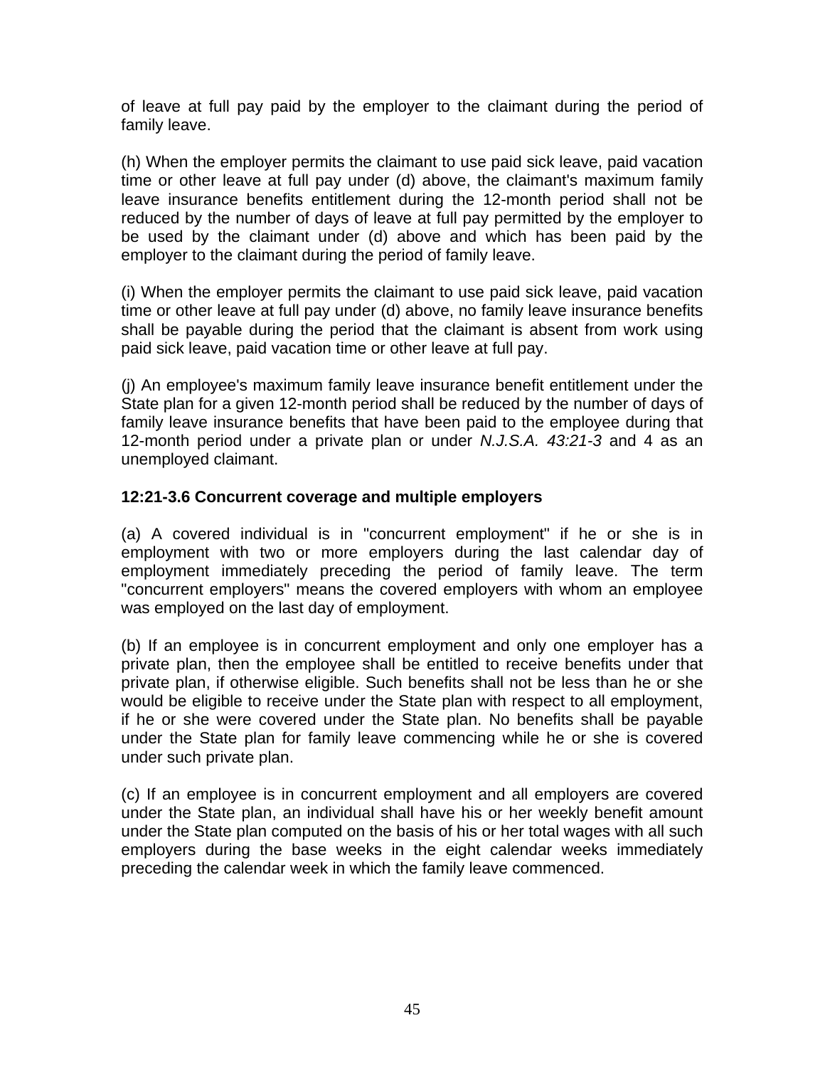of leave at full pay paid by the employer to the claimant during the period of family leave.

(h) When the employer permits the claimant to use paid sick leave, paid vacation time or other leave at full pay under (d) above, the claimant's maximum family leave insurance benefits entitlement during the 12-month period shall not be reduced by the number of days of leave at full pay permitted by the employer to be used by the claimant under (d) above and which has been paid by the employer to the claimant during the period of family leave.

(i) When the employer permits the claimant to use paid sick leave, paid vacation time or other leave at full pay under (d) above, no family leave insurance benefits shall be payable during the period that the claimant is absent from work using paid sick leave, paid vacation time or other leave at full pay.

(j) An employee's maximum family leave insurance benefit entitlement under the State plan for a given 12-month period shall be reduced by the number of days of family leave insurance benefits that have been paid to the employee during that 12-month period under a private plan or under *N.J.S.A. 43:21-3* and 4 as an unemployed claimant.

**12:21-3.6 Concurrent coverage and multiple employers**

(a) A covered individual is in "concurrent employment" if he or she is in employment with two or more employers during the last calendar day of employment immediately preceding the period of family leave. The term "concurrent employers" means the covered employers with whom an employee was employed on the last day of employment.

(b) If an employee is in concurrent employment and only one employer has a private plan, then the employee shall be entitled to receive benefits under that private plan, if otherwise eligible. Such benefits shall not be less than he or she would be eligible to receive under the State plan with respect to all employment, if he or she were covered under the State plan. No benefits shall be payable under the State plan for family leave commencing while he or she is covered under such private plan.

(c) If an employee is in concurrent employment and all employers are covered under the State plan, an individual shall have his or her weekly benefit amount under the State plan computed on the basis of his or her total wages with all such employers during the base weeks in the eight calendar weeks immediately preceding the calendar week in which the family leave commenced.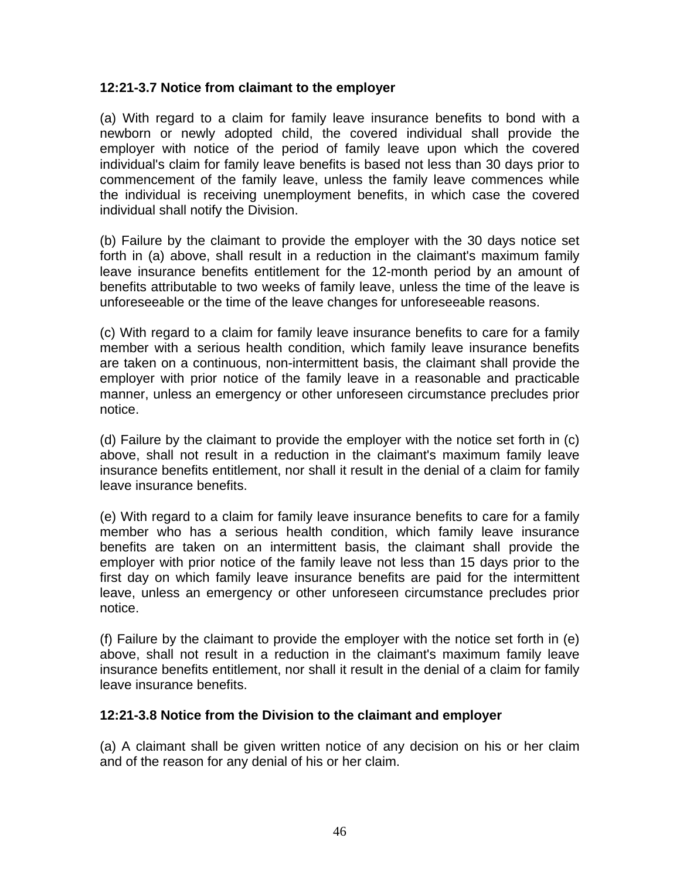**12:21-3.7 Notice from claimant to the employer**

(a) With regard to a claim for family leave insurance benefits to bond with a newborn or newly adopted child, the covered individual shall provide the employer with notice of the period of family leave upon which the covered individual's claim for family leave benefits is based not less than 30 days prior to commencement of the family leave, unless the family leave commences while the individual is receiving unemployment benefits, in which case the covered individual shall notify the Division.

(b) Failure by the claimant to provide the employer with the 30 days notice set forth in (a) above, shall result in a reduction in the claimant's maximum family leave insurance benefits entitlement for the 12-month period by an amount of benefits attributable to two weeks of family leave, unless the time of the leave is unforeseeable or the time of the leave changes for unforeseeable reasons.

(c) With regard to a claim for family leave insurance benefits to care for a family member with a serious health condition, which family leave insurance benefits are taken on a continuous, non-intermittent basis, the claimant shall provide the employer with prior notice of the family leave in a reasonable and practicable manner, unless an emergency or other unforeseen circumstance precludes prior notice.

(d) Failure by the claimant to provide the employer with the notice set forth in (c) above, shall not result in a reduction in the claimant's maximum family leave insurance benefits entitlement, nor shall it result in the denial of a claim for family leave insurance benefits.

(e) With regard to a claim for family leave insurance benefits to care for a family member who has a serious health condition, which family leave insurance benefits are taken on an intermittent basis, the claimant shall provide the employer with prior notice of the family leave not less than 15 days prior to the first day on which family leave insurance benefits are paid for the intermittent leave, unless an emergency or other unforeseen circumstance precludes prior notice.

(f) Failure by the claimant to provide the employer with the notice set forth in (e) above, shall not result in a reduction in the claimant's maximum family leave insurance benefits entitlement, nor shall it result in the denial of a claim for family leave insurance benefits.

**12:21-3.8 Notice from the Division to the claimant and employer**

(a) A claimant shall be given written notice of any decision on his or her claim and of the reason for any denial of his or her claim.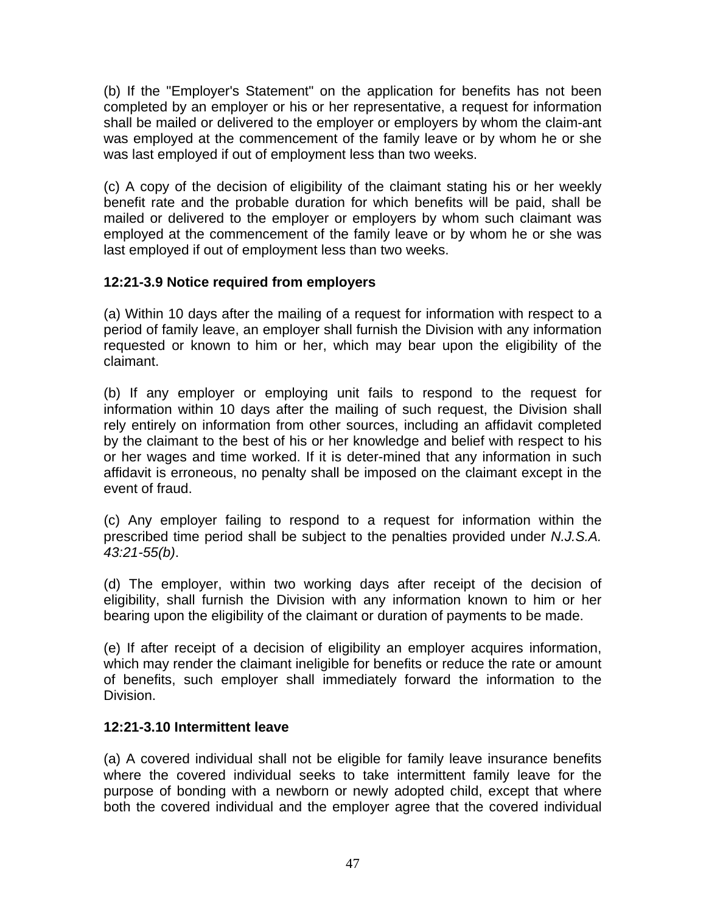(b) If the "Employer's Statement" on the application for benefits has not been completed by an employer or his or her representative, a request for information shall be mailed or delivered to the employer or employers by whom the claim-ant was employed at the commencement of the family leave or by whom he or she was last employed if out of employment less than two weeks.

(c) A copy of the decision of eligibility of the claimant stating his or her weekly benefit rate and the probable duration for which benefits will be paid, shall be mailed or delivered to the employer or employers by whom such claimant was employed at the commencement of the family leave or by whom he or she was last employed if out of employment less than two weeks.

**12:21-3.9 Notice required from employers**

(a) Within 10 days after the mailing of a request for information with respect to a period of family leave, an employer shall furnish the Division with any information requested or known to him or her, which may bear upon the eligibility of the claimant.

(b) If any employer or employing unit fails to respond to the request for information within 10 days after the mailing of such request, the Division shall rely entirely on information from other sources, including an affidavit completed by the claimant to the best of his or her knowledge and belief with respect to his or her wages and time worked. If it is deter-mined that any information in such affidavit is erroneous, no penalty shall be imposed on the claimant except in the event of fraud.

(c) Any employer failing to respond to a request for information within the prescribed time period shall be subject to the penalties provided under *N.J.S.A. 43:21-55(b)*.

(d) The employer, within two working days after receipt of the decision of eligibility, shall furnish the Division with any information known to him or her bearing upon the eligibility of the claimant or duration of payments to be made.

(e) If after receipt of a decision of eligibility an employer acquires information, which may render the claimant ineligible for benefits or reduce the rate or amount of benefits, such employer shall immediately forward the information to the Division.

**12:21-3.10 Intermittent leave**

(a) A covered individual shall not be eligible for family leave insurance benefits where the covered individual seeks to take intermittent family leave for the purpose of bonding with a newborn or newly adopted child, except that where both the covered individual and the employer agree that the covered individual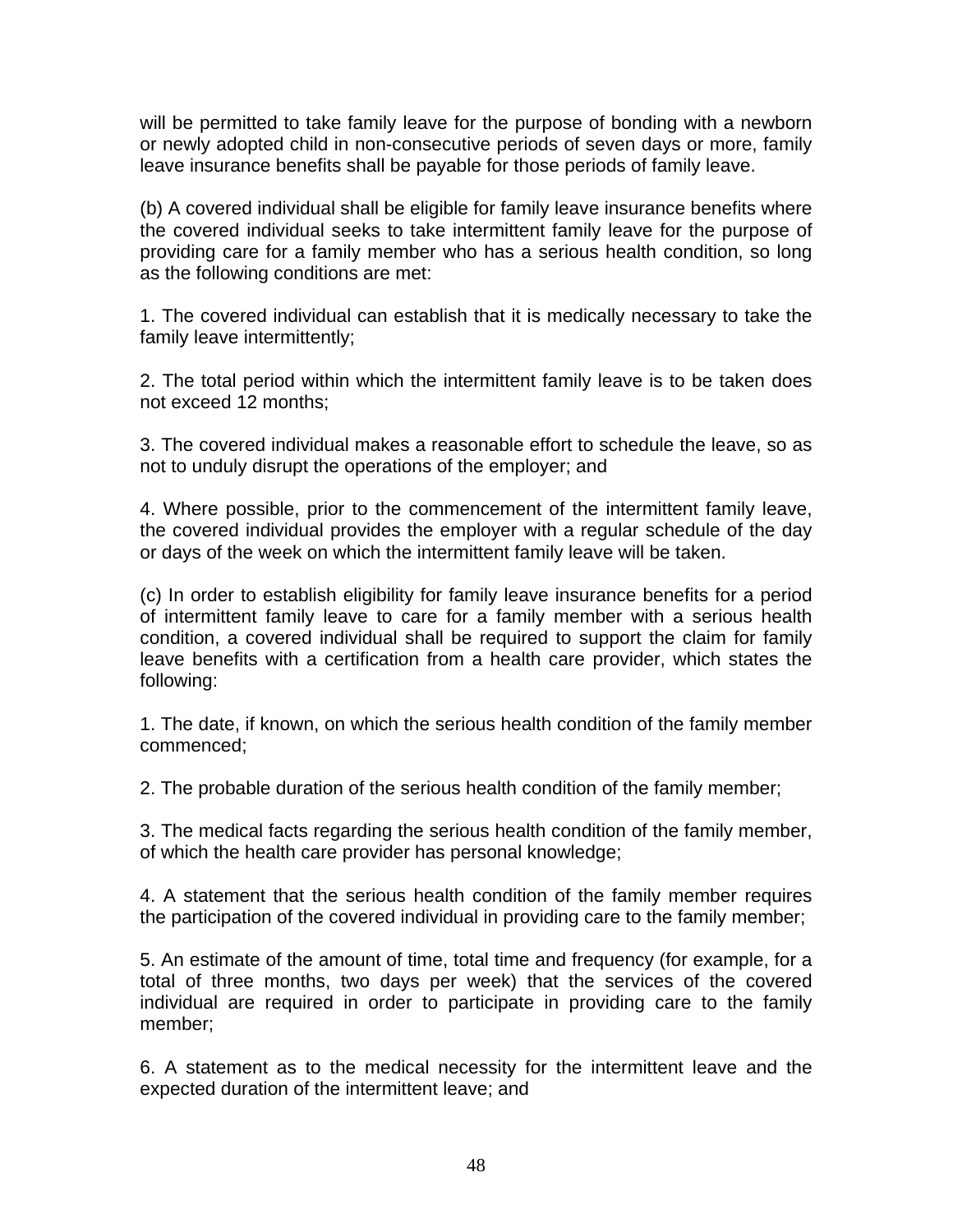will be permitted to take family leave for the purpose of bonding with a newborn or newly adopted child in non-consecutive periods of seven days or more, family leave insurance benefits shall be payable for those periods of family leave.

(b) A covered individual shall be eligible for family leave insurance benefits where the covered individual seeks to take intermittent family leave for the purpose of providing care for a family member who has a serious health condition, so long as the following conditions are met:

1. The covered individual can establish that it is medically necessary to take the family leave intermittently;

2. The total period within which the intermittent family leave is to be taken does not exceed 12 months;

3. The covered individual makes a reasonable effort to schedule the leave, so as not to unduly disrupt the operations of the employer; and

4. Where possible, prior to the commencement of the intermittent family leave, the covered individual provides the employer with a regular schedule of the day or days of the week on which the intermittent family leave will be taken.

(c) In order to establish eligibility for family leave insurance benefits for a period of intermittent family leave to care for a family member with a serious health condition, a covered individual shall be required to support the claim for family leave benefits with a certification from a health care provider, which states the following:

1. The date, if known, on which the serious health condition of the family member commenced;

2. The probable duration of the serious health condition of the family member;

3. The medical facts regarding the serious health condition of the family member, of which the health care provider has personal knowledge;

4. A statement that the serious health condition of the family member requires the participation of the covered individual in providing care to the family member;

5. An estimate of the amount of time, total time and frequency (for example, for a total of three months, two days per week) that the services of the covered individual are required in order to participate in providing care to the family member;

6. A statement as to the medical necessity for the intermittent leave and the expected duration of the intermittent leave; and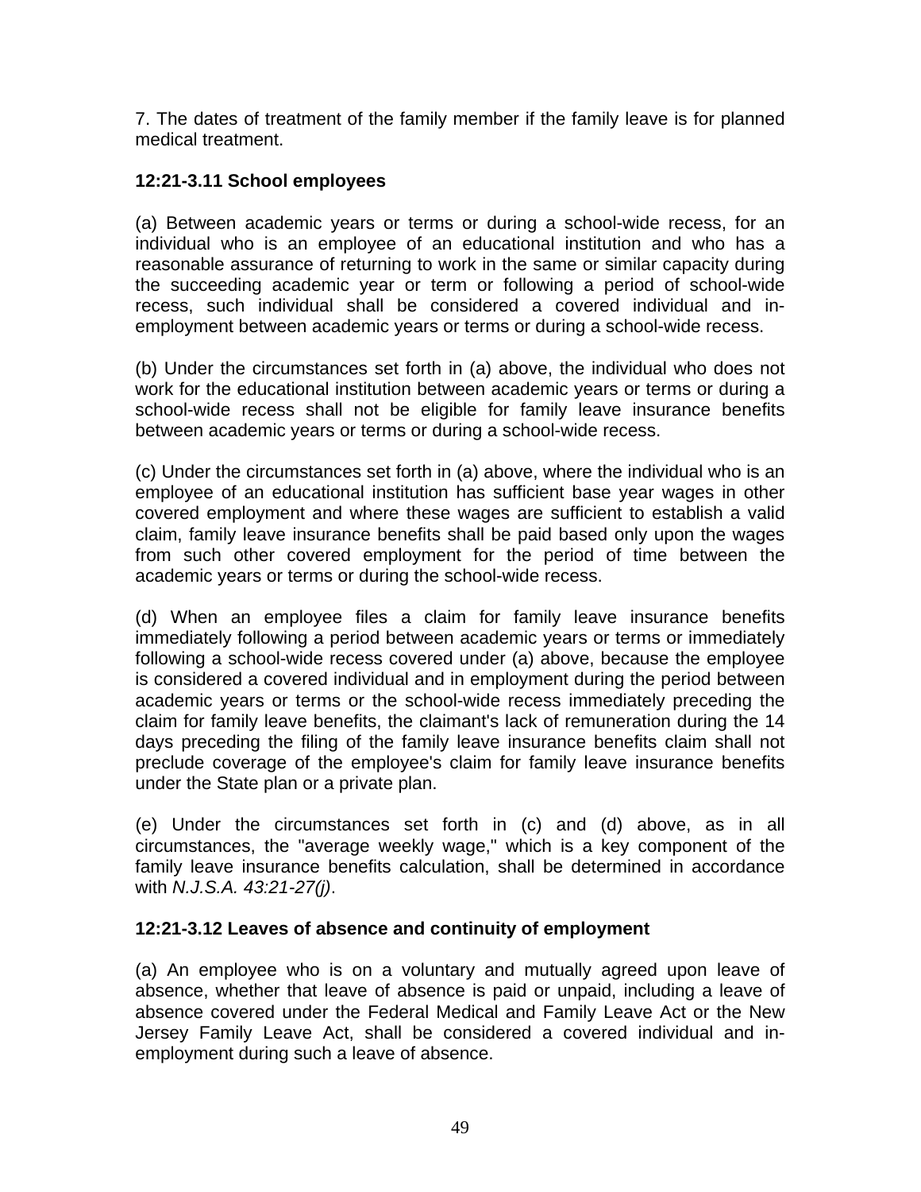7. The dates of treatment of the family member if the family leave is for planned medical treatment.

**12:21-3.11 School employees**

(a) Between academic years or terms or during a school-wide recess, for an individual who is an employee of an educational institution and who has a reasonable assurance of returning to work in the same or similar capacity during the succeeding academic year or term or following a period of school-wide recess, such individual shall be considered a covered individual and in-employment between academic years or terms or during a school-wide recess.

(b) Under the circumstances set forth in (a) above, the individual who does not work for the educational institution between academic years or terms or during a school-wide recess shall not be eligible for family leave insurance benefits between academic years or terms or during a school-wide recess.

(c) Under the circumstances set forth in (a) above, where the individual who is an employee of an educational institution has sufficient base year wages in other covered employment and where these wages are sufficient to establish a valid claim, family leave insurance benefits shall be paid based only upon the wages from such other covered employment for the period of time between the academic years or terms or during the school-wide recess.

(d) When an employee files a claim for family leave insurance benefits immediately following a period between academic years or terms or immediately following a school-wide recess covered under (a) above, because the employee is considered a covered individual and in employment during the period between academic years or terms or the school-wide recess immediately preceding the claim for family leave benefits, the claimant's lack of remuneration during the 14 days preceding the filing of the family leave insurance benefits claim shall not preclude coverage of the employee's claim for family leave insurance benefits under the State plan or a private plan.

(e) Under the circumstances set forth in (c) and (d) above, as in all circumstances, the "average weekly wage," which is a key component of the family leave insurance benefits calculation, shall be determined in accordance with *N.J.S.A. 43:21-27(j)*.

**12:21-3.12 Leaves of absence and continuity of employment**

(a) An employee who is on a voluntary and mutually agreed upon leave of absence, whether that leave of absence is paid or unpaid, including a leave of absence covered under the Federal Medical and Family Leave Act or the New Jersey Family Leave Act, shall be considered a covered individual and in-employment during such a leave of absence.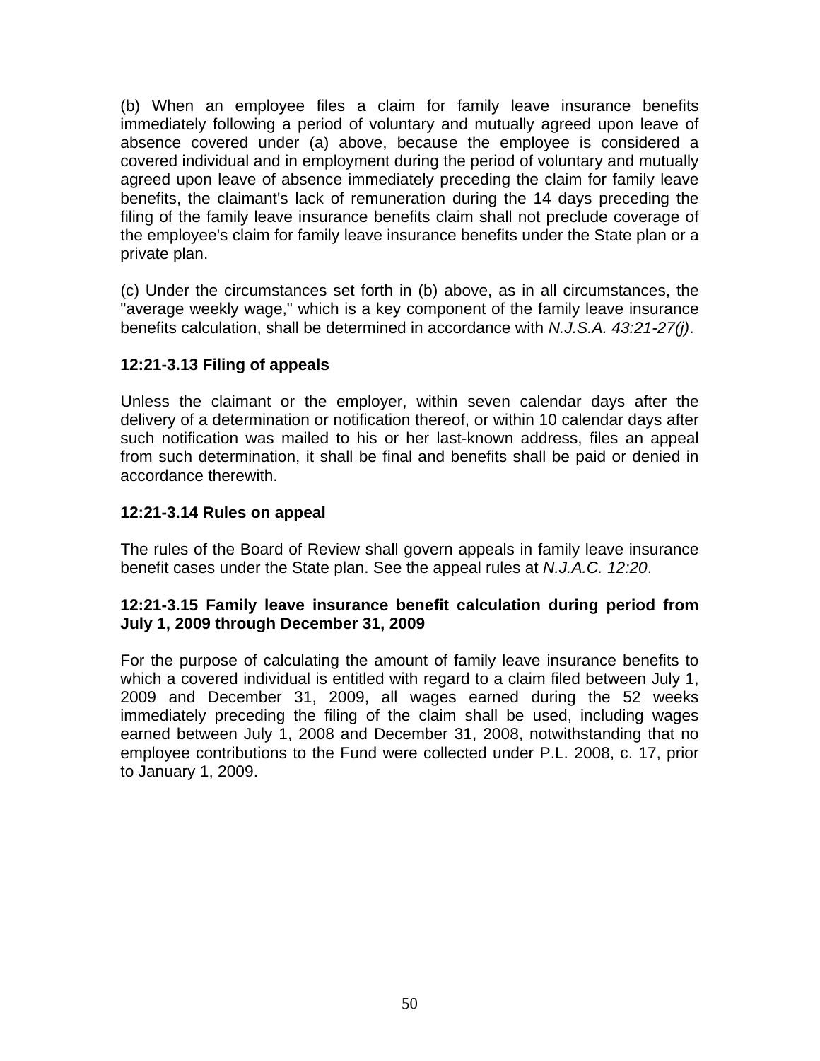(b) When an employee files a claim for family leave insurance benefits immediately following a period of voluntary and mutually agreed upon leave of absence covered under (a) above, because the employee is considered a covered individual and in employment during the period of voluntary and mutually agreed upon leave of absence immediately preceding the claim for family leave benefits, the claimant's lack of remuneration during the 14 days preceding the filing of the family leave insurance benefits claim shall not preclude coverage of the employee's claim for family leave insurance benefits under the State plan or a private plan.

(c) Under the circumstances set forth in (b) above, as in all circumstances, the "average weekly wage," which is a key component of the family leave insurance benefits calculation, shall be determined in accordance with *N.J.S.A. 43:21-27(j)*.

**12:21-3.13 Filing of appeals**

Unless the claimant or the employer, within seven calendar days after the delivery of a determination or notification thereof, or within 10 calendar days after such notification was mailed to his or her last-known address, files an appeal from such determination, it shall be final and benefits shall be paid or denied in accordance therewith.

**12:21-3.14 Rules on appeal**

The rules of the Board of Review shall govern appeals in family leave insurance benefit cases under the State plan. See the appeal rules at *N.J.A.C. 12:20*.

**12:21-3.15 Family leave insurance benefit calculation during period from July 1, 2009 through December 31, 2009**

For the purpose of calculating the amount of family leave insurance benefits to which a covered individual is entitled with regard to a claim filed between July 1, 2009 and December 31, 2009, all wages earned during the 52 weeks immediately preceding the filing of the claim shall be used, including wages earned between July 1, 2008 and December 31, 2008, notwithstanding that no employee contributions to the Fund were collected under P.L. 2008, c. 17, prior to January 1, 2009.